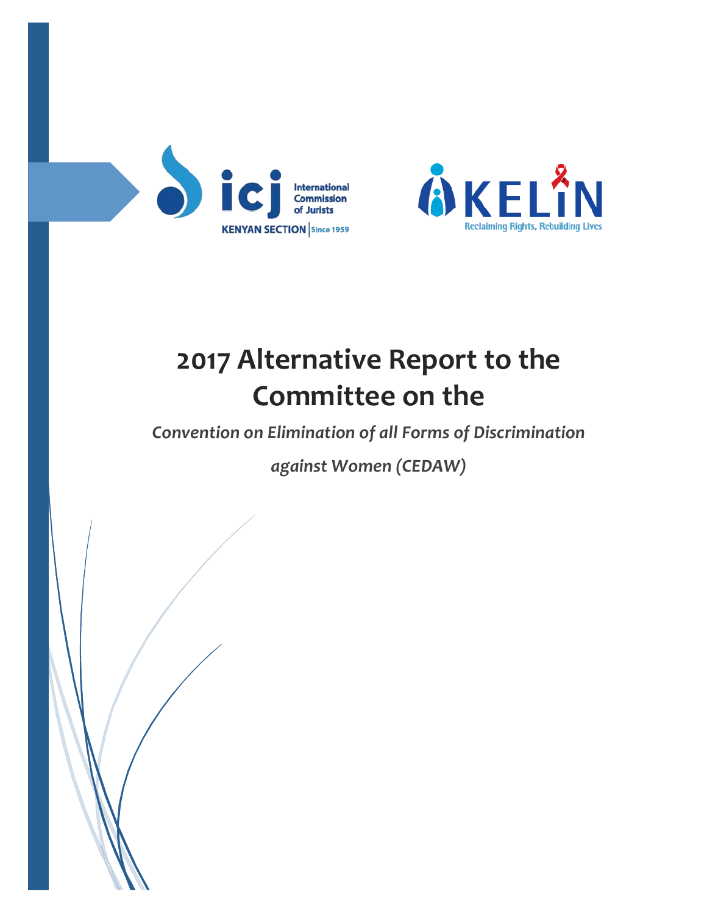International Commission of Jurists
KENYAN SECTION | Since 1959

KELIN
Reclaiming Rights, Rebuilding Lives

# 2017 Alternative Report to the Committee on the

***Convention on Elimination of all Forms of Discrimination against Women (CEDAW)***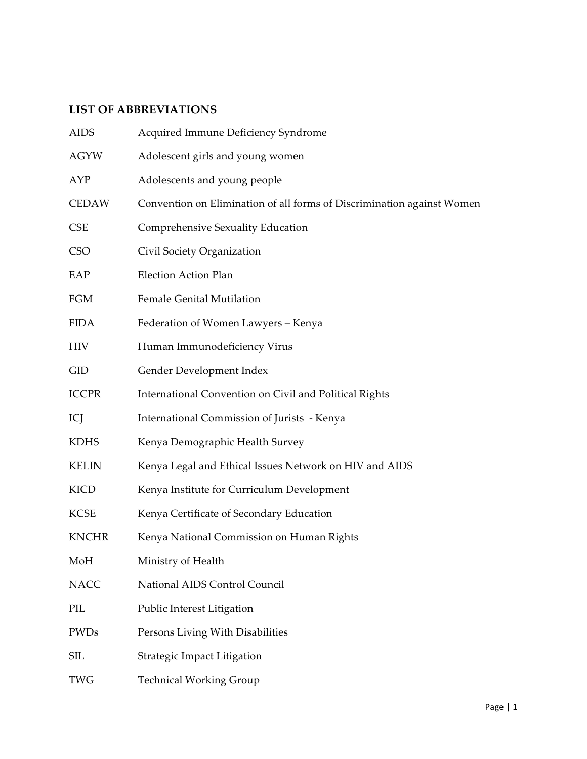## LIST OF ABBREVIATIONS

| | |
|---|---|
| AIDS | Acquired Immune Deficiency Syndrome |
| AGYW | Adolescent girls and young women |
| AYP | Adolescents and young people |
| CEDAW | Convention on Elimination of all forms of Discrimination against Women |
| CSE | Comprehensive Sexuality Education |
| CSO | Civil Society Organization |
| EAP | Election Action Plan |
| FGM | Female Genital Mutilation |
| FIDA | Federation of Women Lawyers – Kenya |
| HIV | Human Immunodeficiency Virus |
| GID | Gender Development Index |
| ICCPR | International Convention on Civil and Political Rights |
| ICJ | International Commission of Jurists - Kenya |
| KDHS | Kenya Demographic Health Survey |
| KELIN | Kenya Legal and Ethical Issues Network on HIV and AIDS |
| KICD | Kenya Institute for Curriculum Development |
| KCSE | Kenya Certificate of Secondary Education |
| KNCHR | Kenya National Commission on Human Rights |
| MoH | Ministry of Health |
| NACC | National AIDS Control Council |
| PIL | Public Interest Litigation |
| PWDs | Persons Living With Disabilities |
| SIL | Strategic Impact Litigation |
| TWG | Technical Working Group |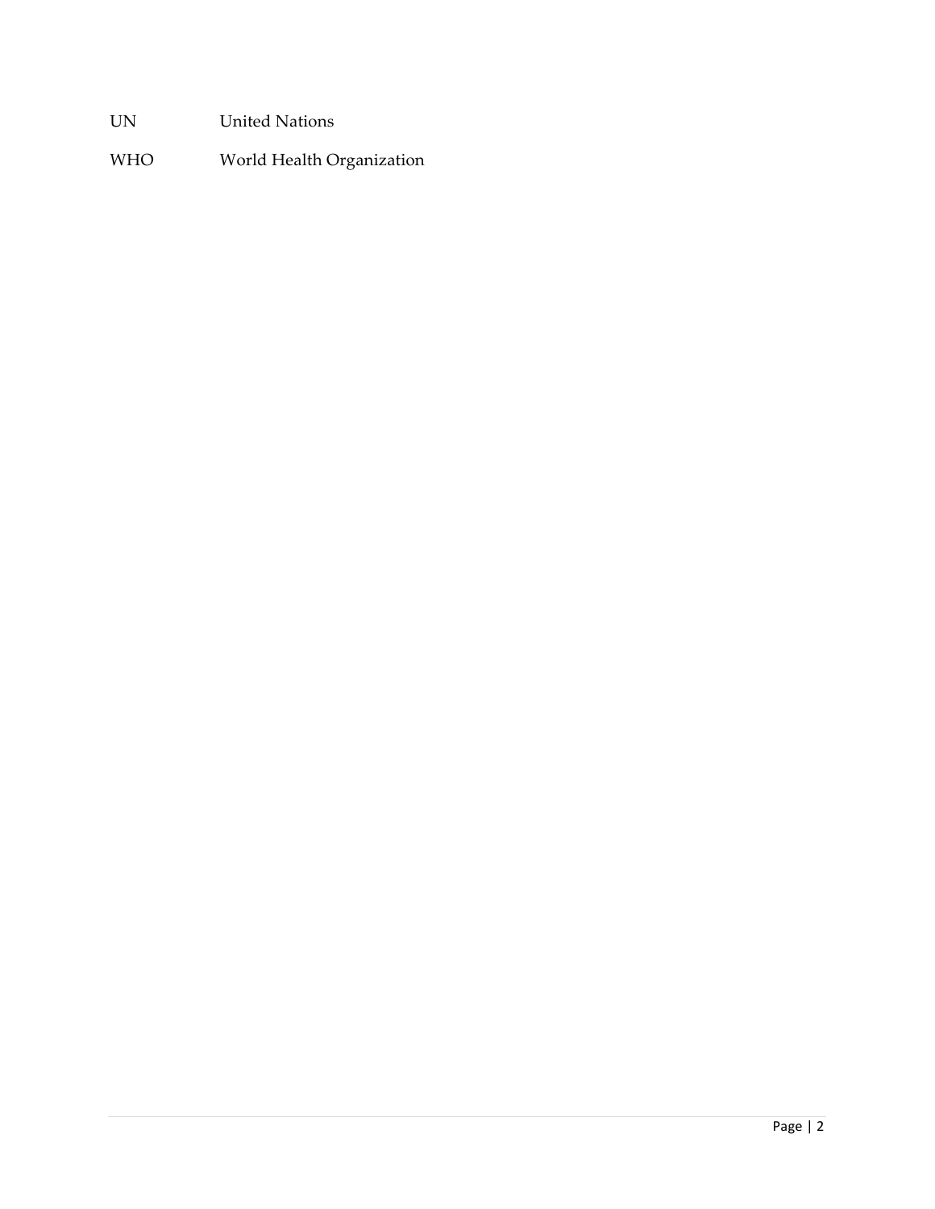| | |
|---|---|
| UN | United Nations |
| WHO | World Health Organization |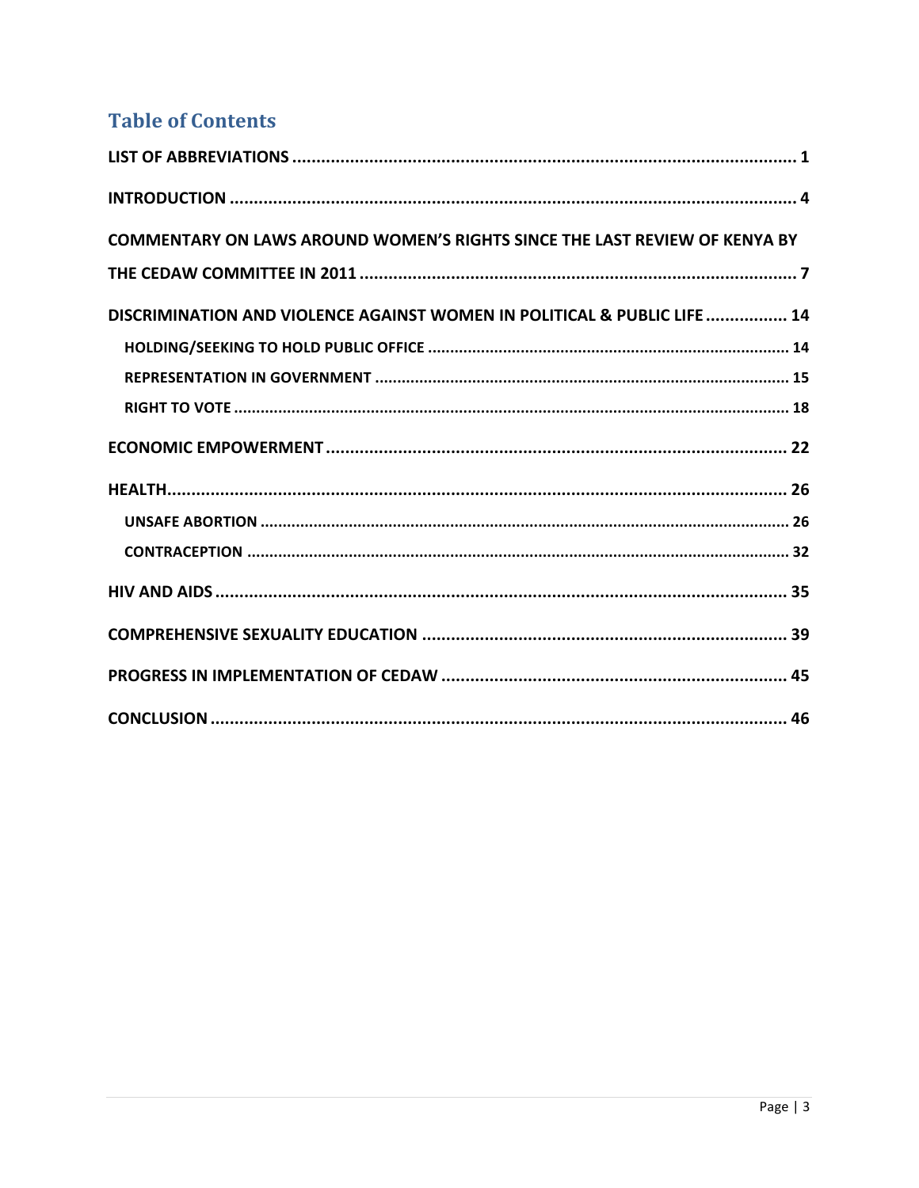## Table of Contents

LIST OF ABBREVIATIONS ........................................................................................................ 1

INTRODUCTION ..................................................................................................................... 4

COMMENTARY ON LAWS AROUND WOMEN'S RIGHTS SINCE THE LAST REVIEW OF KENYA BY THE CEDAW COMMITTEE IN 2011 ........................................................................................... 7

DISCRIMINATION AND VIOLENCE AGAINST WOMEN IN POLITICAL & PUBLIC LIFE ................. 14

- HOLDING/SEEKING TO HOLD PUBLIC OFFICE ................................................................................ 14
- REPRESENTATION IN GOVERNMENT ........................................................................................... 15
- RIGHT TO VOTE ........................................................................................................................... 18

ECONOMIC EMPOWERMENT ................................................................................................ 22

HEALTH ................................................................................................................................. 26

- UNSAFE ABORTION ...................................................................................................................... 26
- CONTRACEPTION ......................................................................................................................... 32

HIV AND AIDS ....................................................................................................................... 35

COMPREHENSIVE SEXUALITY EDUCATION ........................................................................... 39

PROGRESS IN IMPLEMENTATION OF CEDAW ....................................................................... 45

CONCLUSION ........................................................................................................................ 46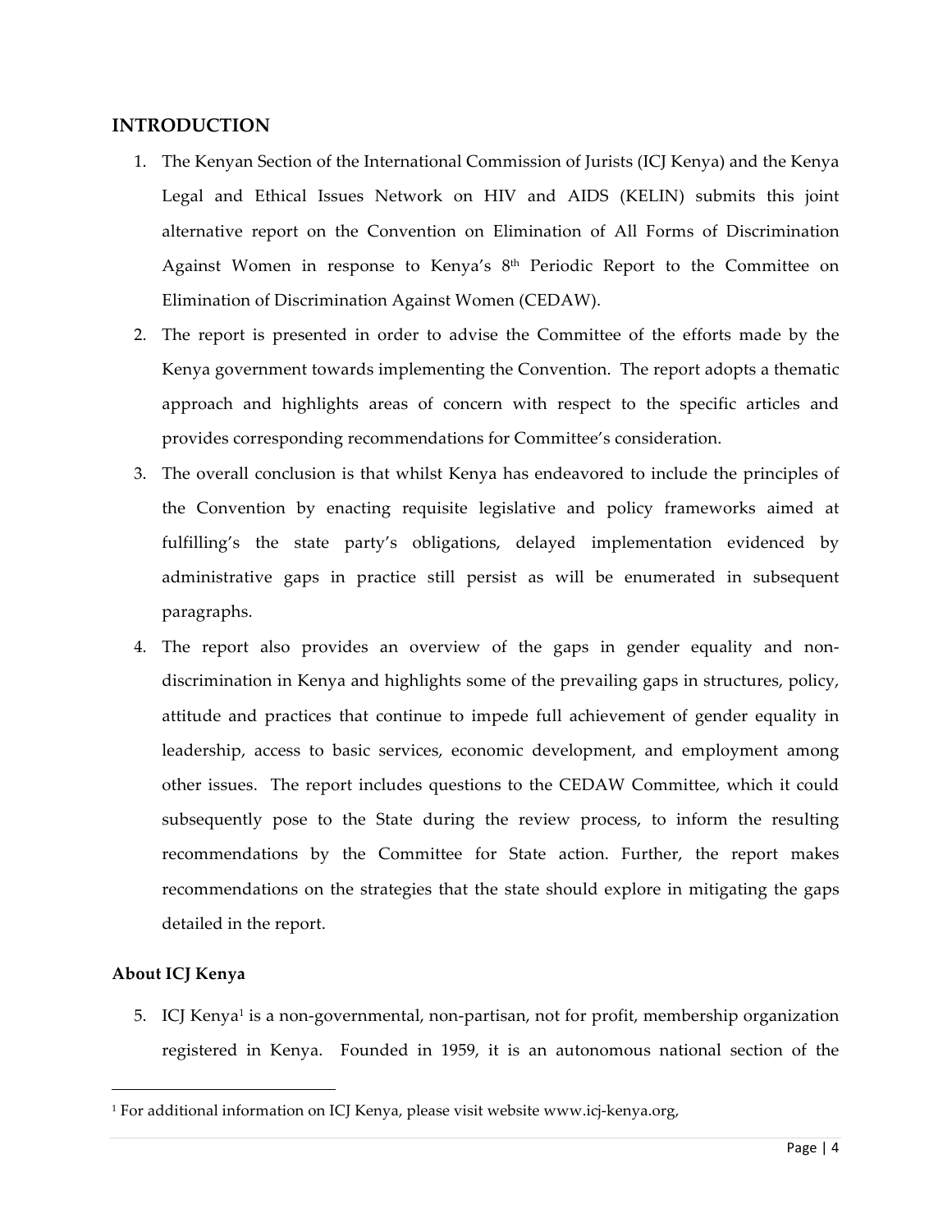## INTRODUCTION

1. The Kenyan Section of the International Commission of Jurists (ICJ Kenya) and the Kenya Legal and Ethical Issues Network on HIV and AIDS (KELIN) submits this joint alternative report on the Convention on Elimination of All Forms of Discrimination Against Women in response to Kenya's 8th Periodic Report to the Committee on Elimination of Discrimination Against Women (CEDAW).
2. The report is presented in order to advise the Committee of the efforts made by the Kenya government towards implementing the Convention. The report adopts a thematic approach and highlights areas of concern with respect to the specific articles and provides corresponding recommendations for Committee's consideration.
3. The overall conclusion is that whilst Kenya has endeavored to include the principles of the Convention by enacting requisite legislative and policy frameworks aimed at fulfilling's the state party's obligations, delayed implementation evidenced by administrative gaps in practice still persist as will be enumerated in subsequent paragraphs.
4. The report also provides an overview of the gaps in gender equality and non-discrimination in Kenya and highlights some of the prevailing gaps in structures, policy, attitude and practices that continue to impede full achievement of gender equality in leadership, access to basic services, economic development, and employment among other issues. The report includes questions to the CEDAW Committee, which it could subsequently pose to the State during the review process, to inform the resulting recommendations by the Committee for State action. Further, the report makes recommendations on the strategies that the state should explore in mitigating the gaps detailed in the report.

### About ICJ Kenya

5. ICJ Kenya[1] is a non-governmental, non-partisan, not for profit, membership organization registered in Kenya. Founded in 1959, it is an autonomous national section of the

[1] For additional information on ICJ Kenya, please visit website www.icj-kenya.org,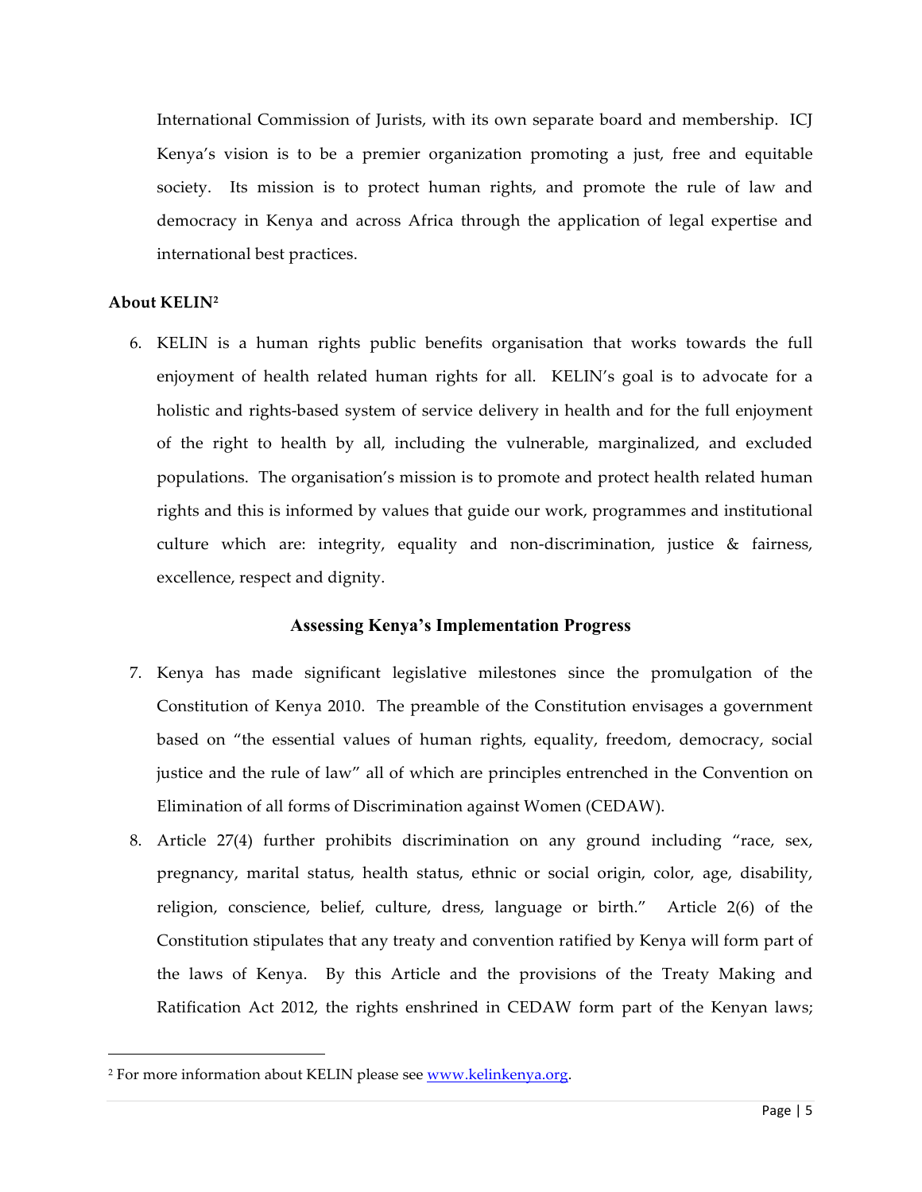International Commission of Jurists, with its own separate board and membership. ICJ Kenya's vision is to be a premier organization promoting a just, free and equitable society. Its mission is to protect human rights, and promote the rule of law and democracy in Kenya and across Africa through the application of legal expertise and international best practices.

**About KELIN[2]**

6. KELIN is a human rights public benefits organisation that works towards the full enjoyment of health related human rights for all. KELIN's goal is to advocate for a holistic and rights-based system of service delivery in health and for the full enjoyment of the right to health by all, including the vulnerable, marginalized, and excluded populations. The organisation's mission is to promote and protect health related human rights and this is informed by values that guide our work, programmes and institutional culture which are: integrity, equality and non-discrimination, justice & fairness, excellence, respect and dignity.

## Assessing Kenya's Implementation Progress

7. Kenya has made significant legislative milestones since the promulgation of the Constitution of Kenya 2010. The preamble of the Constitution envisages a government based on "the essential values of human rights, equality, freedom, democracy, social justice and the rule of law" all of which are principles entrenched in the Convention on Elimination of all forms of Discrimination against Women (CEDAW).

8. Article 27(4) further prohibits discrimination on any ground including "race, sex, pregnancy, marital status, health status, ethnic or social origin, color, age, disability, religion, conscience, belief, culture, dress, language or birth." Article 2(6) of the Constitution stipulates that any treaty and convention ratified by Kenya will form part of the laws of Kenya. By this Article and the provisions of the Treaty Making and Ratification Act 2012, the rights enshrined in CEDAW form part of the Kenyan laws;

[2] For more information about KELIN please see www.kelinkenya.org.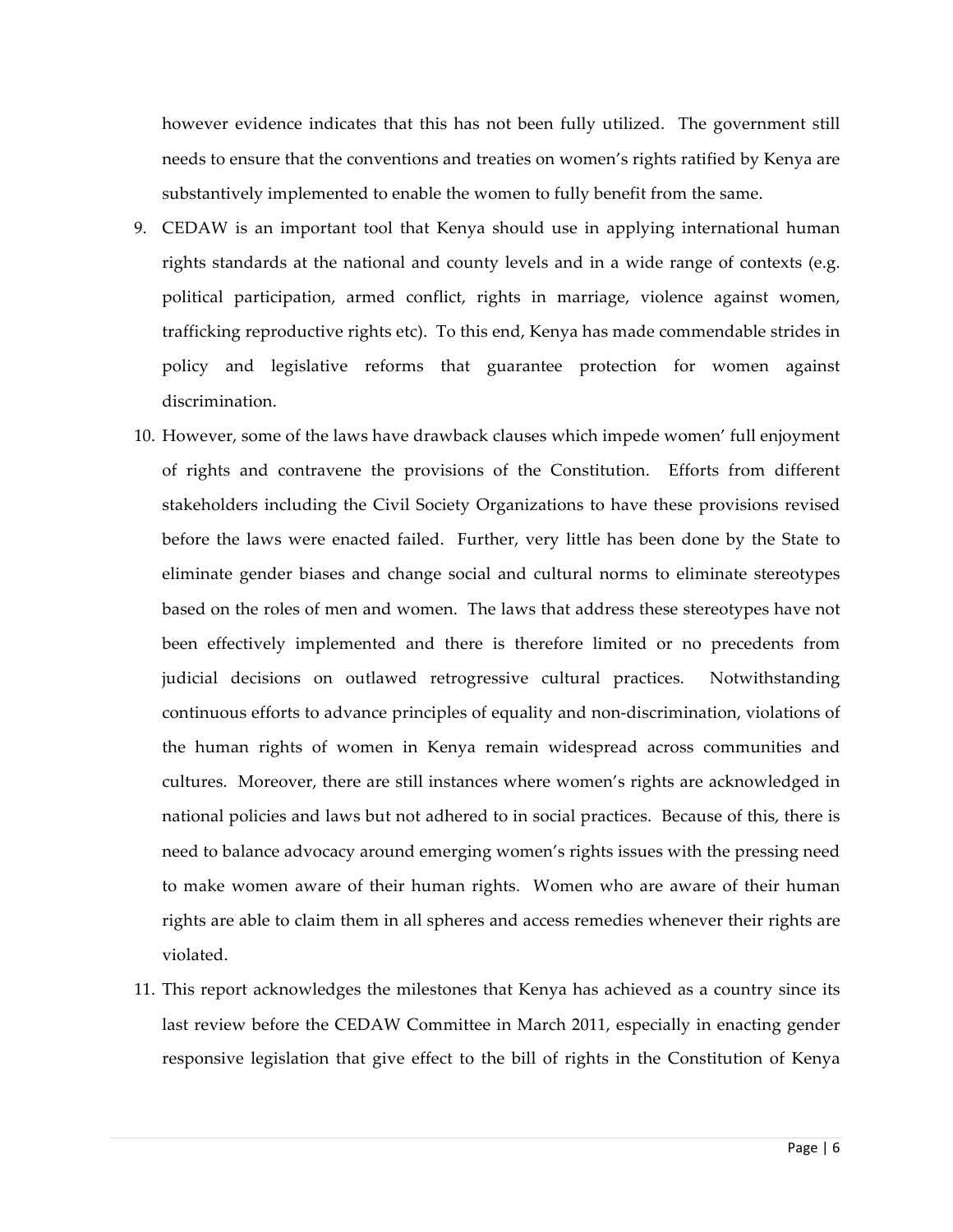however evidence indicates that this has not been fully utilized. The government still needs to ensure that the conventions and treaties on women's rights ratified by Kenya are substantively implemented to enable the women to fully benefit from the same.

9. CEDAW is an important tool that Kenya should use in applying international human rights standards at the national and county levels and in a wide range of contexts (e.g. political participation, armed conflict, rights in marriage, violence against women, trafficking reproductive rights etc). To this end, Kenya has made commendable strides in policy and legislative reforms that guarantee protection for women against discrimination.

10. However, some of the laws have drawback clauses which impede women' full enjoyment of rights and contravene the provisions of the Constitution. Efforts from different stakeholders including the Civil Society Organizations to have these provisions revised before the laws were enacted failed. Further, very little has been done by the State to eliminate gender biases and change social and cultural norms to eliminate stereotypes based on the roles of men and women. The laws that address these stereotypes have not been effectively implemented and there is therefore limited or no precedents from judicial decisions on outlawed retrogressive cultural practices. Notwithstanding continuous efforts to advance principles of equality and non-discrimination, violations of the human rights of women in Kenya remain widespread across communities and cultures. Moreover, there are still instances where women's rights are acknowledged in national policies and laws but not adhered to in social practices. Because of this, there is need to balance advocacy around emerging women's rights issues with the pressing need to make women aware of their human rights. Women who are aware of their human rights are able to claim them in all spheres and access remedies whenever their rights are violated.

11. This report acknowledges the milestones that Kenya has achieved as a country since its last review before the CEDAW Committee in March 2011, especially in enacting gender responsive legislation that give effect to the bill of rights in the Constitution of Kenya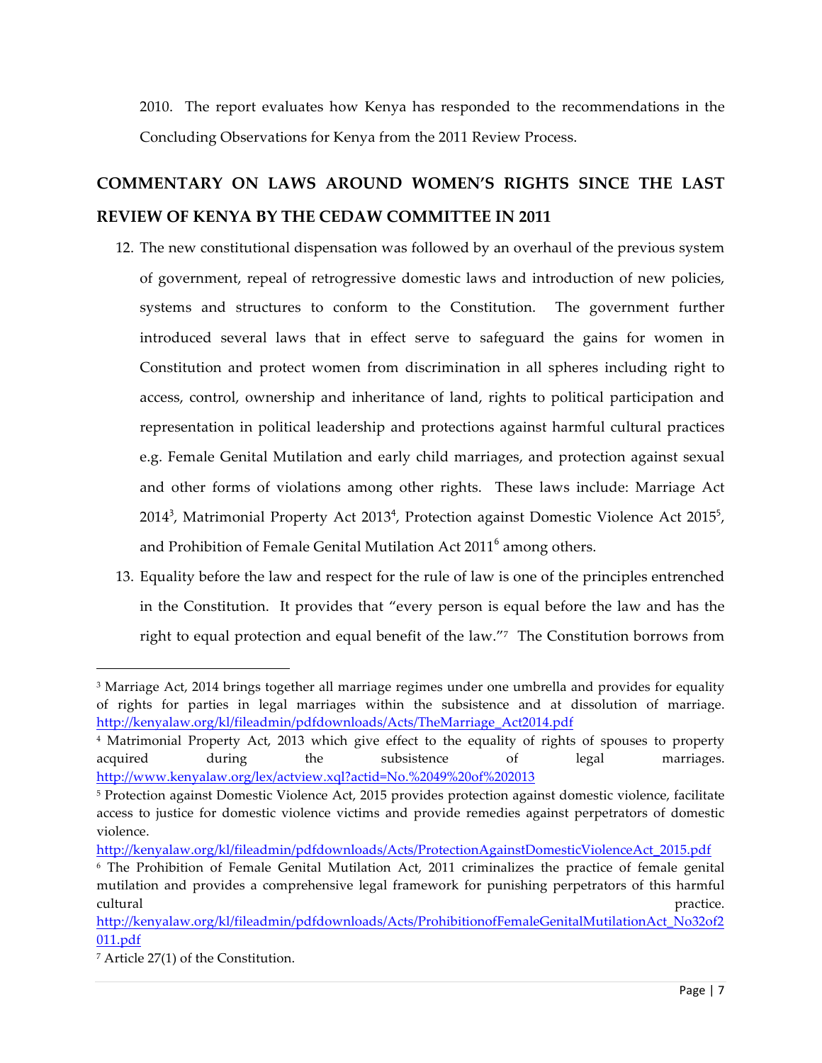2010. The report evaluates how Kenya has responded to the recommendations in the Concluding Observations for Kenya from the 2011 Review Process.

## COMMENTARY ON LAWS AROUND WOMEN'S RIGHTS SINCE THE LAST REVIEW OF KENYA BY THE CEDAW COMMITTEE IN 2011

12. The new constitutional dispensation was followed by an overhaul of the previous system of government, repeal of retrogressive domestic laws and introduction of new policies, systems and structures to conform to the Constitution. The government further introduced several laws that in effect serve to safeguard the gains for women in Constitution and protect women from discrimination in all spheres including right to access, control, ownership and inheritance of land, rights to political participation and representation in political leadership and protections against harmful cultural practices e.g. Female Genital Mutilation and early child marriages, and protection against sexual and other forms of violations among other rights. These laws include: Marriage Act 2014[3], Matrimonial Property Act 2013[4], Protection against Domestic Violence Act 2015[5], and Prohibition of Female Genital Mutilation Act 2011[6] among others.

13. Equality before the law and respect for the rule of law is one of the principles entrenched in the Constitution. It provides that "every person is equal before the law and has the right to equal protection and equal benefit of the law."[7] The Constitution borrows from

---

[3] Marriage Act, 2014 brings together all marriage regimes under one umbrella and provides for equality of rights for parties in legal marriages within the subsistence and at dissolution of marriage. http://kenyalaw.org/kl/fileadmin/pdfdownloads/Acts/TheMarriage_Act2014.pdf

[4] Matrimonial Property Act, 2013 which give effect to the equality of rights of spouses to property acquired during the subsistence of legal marriages. http://www.kenyalaw.org/lex/actview.xql?actid=No.%2049%20of%202013

[5] Protection against Domestic Violence Act, 2015 provides protection against domestic violence, facilitate access to justice for domestic violence victims and provide remedies against perpetrators of domestic violence.
http://kenyalaw.org/kl/fileadmin/pdfdownloads/Acts/ProtectionAgainstDomesticViolenceAct_2015.pdf

[6] The Prohibition of Female Genital Mutilation Act, 2011 criminalizes the practice of female genital mutilation and provides a comprehensive legal framework for punishing perpetrators of this harmful cultural practice.
http://kenyalaw.org/kl/fileadmin/pdfdownloads/Acts/ProhibitionofFemaleGenitalMutilationAct_No32of2011.pdf

[7] Article 27(1) of the Constitution.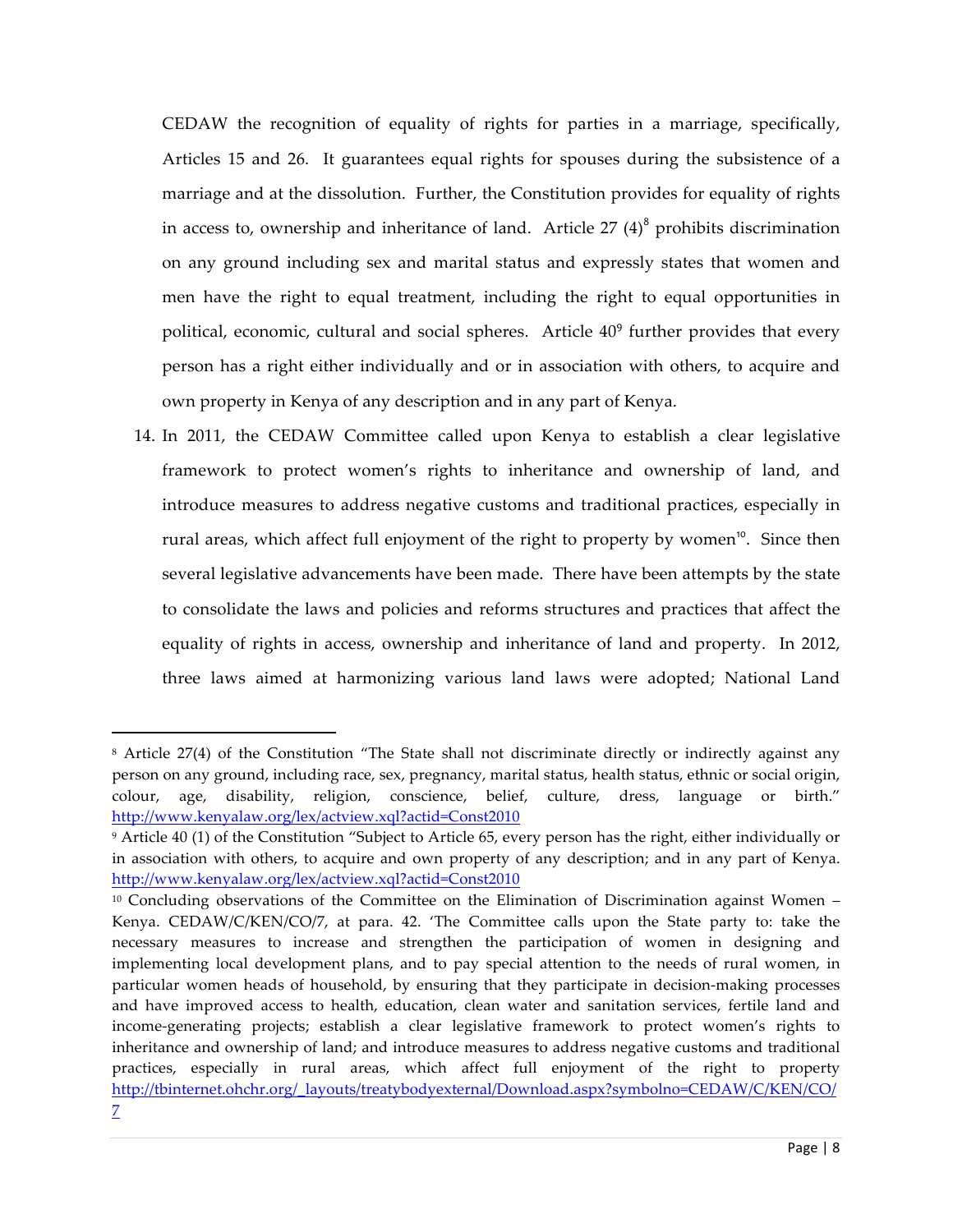CEDAW the recognition of equality of rights for parties in a marriage, specifically, Articles 15 and 26. It guarantees equal rights for spouses during the subsistence of a marriage and at the dissolution. Further, the Constitution provides for equality of rights in access to, ownership and inheritance of land. Article 27 (4)[8] prohibits discrimination on any ground including sex and marital status and expressly states that women and men have the right to equal treatment, including the right to equal opportunities in political, economic, cultural and social spheres. Article 40[9] further provides that every person has a right either individually and or in association with others, to acquire and own property in Kenya of any description and in any part of Kenya.

14. In 2011, the CEDAW Committee called upon Kenya to establish a clear legislative framework to protect women's rights to inheritance and ownership of land, and introduce measures to address negative customs and traditional practices, especially in rural areas, which affect full enjoyment of the right to property by women[10]. Since then several legislative advancements have been made. There have been attempts by the state to consolidate the laws and policies and reforms structures and practices that affect the equality of rights in access, ownership and inheritance of land and property. In 2012, three laws aimed at harmonizing various land laws were adopted; National Land

---

[8] Article 27(4) of the Constitution "The State shall not discriminate directly or indirectly against any person on any ground, including race, sex, pregnancy, marital status, health status, ethnic or social origin, colour, age, disability, religion, conscience, belief, culture, dress, language or birth." http://www.kenyalaw.org/lex/actview.xql?actid=Const2010

[9] Article 40 (1) of the Constitution "Subject to Article 65, every person has the right, either individually or in association with others, to acquire and own property of any description; and in any part of Kenya. http://www.kenyalaw.org/lex/actview.xql?actid=Const2010

[10] Concluding observations of the Committee on the Elimination of Discrimination against Women – Kenya. CEDAW/C/KEN/CO/7, at para. 42. 'The Committee calls upon the State party to: take the necessary measures to increase and strengthen the participation of women in designing and implementing local development plans, and to pay special attention to the needs of rural women, in particular women heads of household, by ensuring that they participate in decision-making processes and have improved access to health, education, clean water and sanitation services, fertile land and income-generating projects; establish a clear legislative framework to protect women's rights to inheritance and ownership of land; and introduce measures to address negative customs and traditional practices, especially in rural areas, which affect full enjoyment of the right to property http://tbinternet.ohchr.org/_layouts/treatybodyexternal/Download.aspx?symbolno=CEDAW/C/KEN/CO/7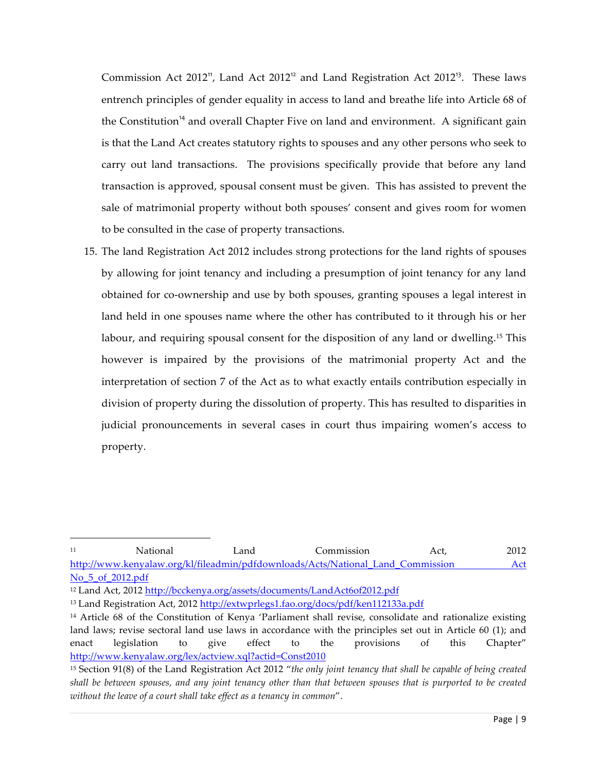Commission Act 2012[11], Land Act 2012[12] and Land Registration Act 2012[13]. These laws entrench principles of gender equality in access to land and breathe life into Article 68 of the Constitution[14] and overall Chapter Five on land and environment. A significant gain is that the Land Act creates statutory rights to spouses and any other persons who seek to carry out land transactions. The provisions specifically provide that before any land transaction is approved, spousal consent must be given. This has assisted to prevent the sale of matrimonial property without both spouses' consent and gives room for women to be consulted in the case of property transactions.

15. The land Registration Act 2012 includes strong protections for the land rights of spouses by allowing for joint tenancy and including a presumption of joint tenancy for any land obtained for co-ownership and use by both spouses, granting spouses a legal interest in land held in one spouses name where the other has contributed to it through his or her labour, and requiring spousal consent for the disposition of any land or dwelling.[15] This however is impaired by the provisions of the matrimonial property Act and the interpretation of section 7 of the Act as to what exactly entails contribution especially in division of property during the dissolution of property. This has resulted to disparities in judicial pronouncements in several cases in court thus impairing women's access to property.

---

[11] National Land Commission Act, 2012 http://www.kenyalaw.org/kl/fileadmin/pdfdownloads/Acts/National_Land_Commission Act No_5_of_2012.pdf

[12] Land Act, 2012 http://bcckenya.org/assets/documents/LandAct6of2012.pdf

[13] Land Registration Act, 2012 http://extwprlegs1.fao.org/docs/pdf/ken112133a.pdf

[14] Article 68 of the Constitution of Kenya 'Parliament shall revise, consolidate and rationalize existing land laws; revise sectoral land use laws in accordance with the principles set out in Article 60 (1); and enact legislation to give effect to the provisions of this Chapter" http://www.kenyalaw.org/lex/actview.xql?actid=Const2010

[15] Section 91(8) of the Land Registration Act 2012 "*the only joint tenancy that shall be capable of being created shall be between spouses, and any joint tenancy other than that between spouses that is purported to be created without the leave of a court shall take effect as a tenancy in common*".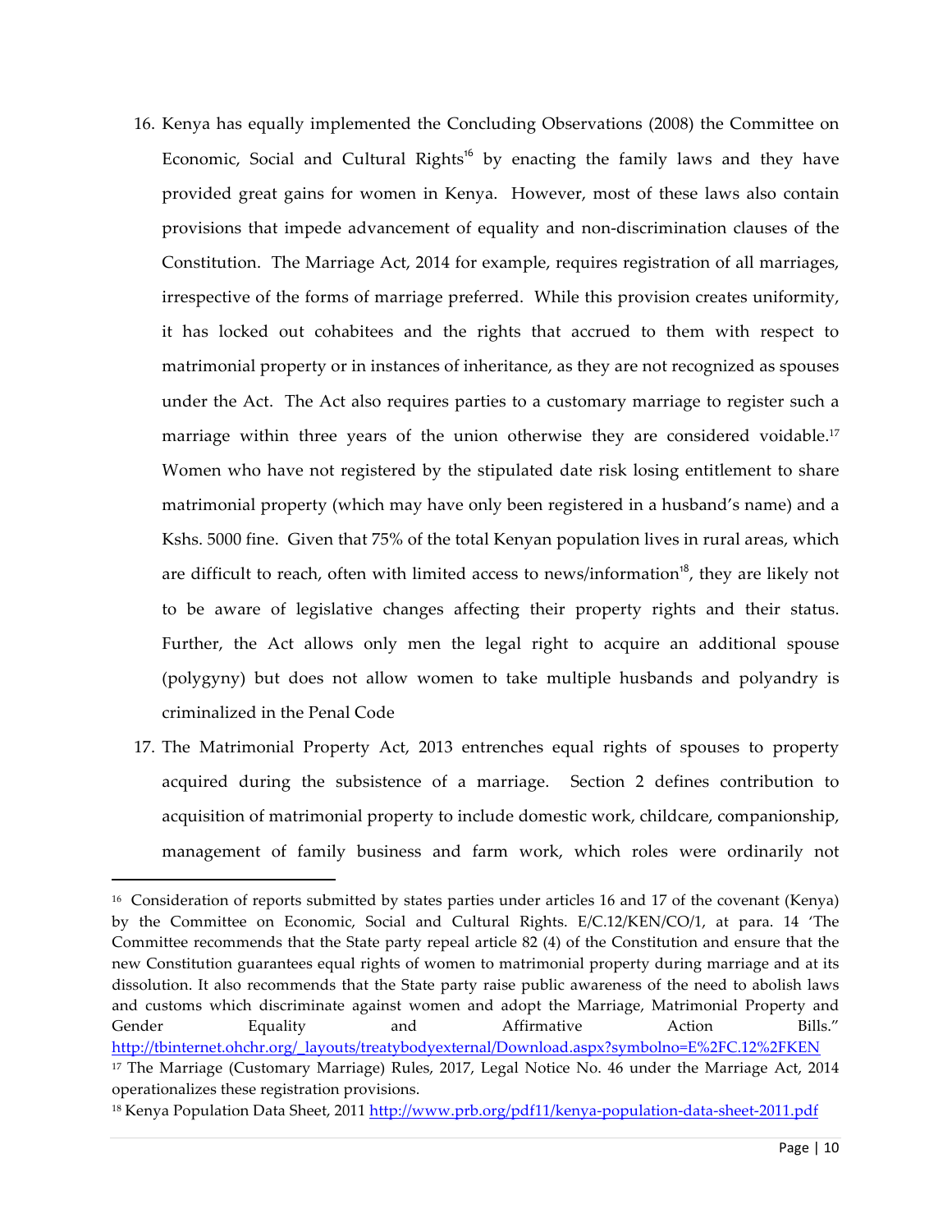16. Kenya has equally implemented the Concluding Observations (2008) the Committee on Economic, Social and Cultural Rights[16] by enacting the family laws and they have provided great gains for women in Kenya. However, most of these laws also contain provisions that impede advancement of equality and non-discrimination clauses of the Constitution. The Marriage Act, 2014 for example, requires registration of all marriages, irrespective of the forms of marriage preferred. While this provision creates uniformity, it has locked out cohabitees and the rights that accrued to them with respect to matrimonial property or in instances of inheritance, as they are not recognized as spouses under the Act. The Act also requires parties to a customary marriage to register such a marriage within three years of the union otherwise they are considered voidable.[17] Women who have not registered by the stipulated date risk losing entitlement to share matrimonial property (which may have only been registered in a husband's name) and a Kshs. 5000 fine. Given that 75% of the total Kenyan population lives in rural areas, which are difficult to reach, often with limited access to news/information[18], they are likely not to be aware of legislative changes affecting their property rights and their status. Further, the Act allows only men the legal right to acquire an additional spouse (polygyny) but does not allow women to take multiple husbands and polyandry is criminalized in the Penal Code

17. The Matrimonial Property Act, 2013 entrenches equal rights of spouses to property acquired during the subsistence of a marriage. Section 2 defines contribution to acquisition of matrimonial property to include domestic work, childcare, companionship, management of family business and farm work, which roles were ordinarily not

---

[16] Consideration of reports submitted by states parties under articles 16 and 17 of the covenant (Kenya) by the Committee on Economic, Social and Cultural Rights. E/C.12/KEN/CO/1, at para. 14 'The Committee recommends that the State party repeal article 82 (4) of the Constitution and ensure that the new Constitution guarantees equal rights of women to matrimonial property during marriage and at its dissolution. It also recommends that the State party raise public awareness of the need to abolish laws and customs which discriminate against women and adopt the Marriage, Matrimonial Property and Gender Equality and Affirmative Action Bills." http://tbinternet.ohchr.org/_layouts/treatybodyexternal/Download.aspx?symbolno=E%2FC.12%2FKEN

[17] The Marriage (Customary Marriage) Rules, 2017, Legal Notice No. 46 under the Marriage Act, 2014 operationalizes these registration provisions.

[18] Kenya Population Data Sheet, 2011 http://www.prb.org/pdf11/kenya-population-data-sheet-2011.pdf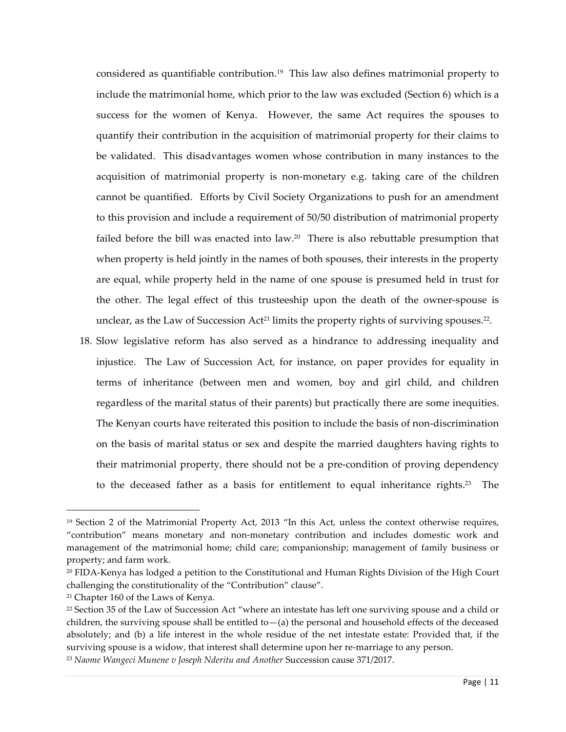considered as quantifiable contribution.[19] This law also defines matrimonial property to include the matrimonial home, which prior to the law was excluded (Section 6) which is a success for the women of Kenya. However, the same Act requires the spouses to quantify their contribution in the acquisition of matrimonial property for their claims to be validated. This disadvantages women whose contribution in many instances to the acquisition of matrimonial property is non-monetary e.g. taking care of the children cannot be quantified. Efforts by Civil Society Organizations to push for an amendment to this provision and include a requirement of 50/50 distribution of matrimonial property failed before the bill was enacted into law.[20] There is also rebuttable presumption that when property is held jointly in the names of both spouses, their interests in the property are equal, while property held in the name of one spouse is presumed held in trust for the other. The legal effect of this trusteeship upon the death of the owner-spouse is unclear, as the Law of Succession Act[21] limits the property rights of surviving spouses.[22].

18. Slow legislative reform has also served as a hindrance to addressing inequality and injustice. The Law of Succession Act, for instance, on paper provides for equality in terms of inheritance (between men and women, boy and girl child, and children regardless of the marital status of their parents) but practically there are some inequities. The Kenyan courts have reiterated this position to include the basis of non-discrimination on the basis of marital status or sex and despite the married daughters having rights to their matrimonial property, there should not be a pre-condition of proving dependency to the deceased father as a basis for entitlement to equal inheritance rights.[23] The

---

[19] Section 2 of the Matrimonial Property Act, 2013 "In this Act, unless the context otherwise requires, "contribution" means monetary and non-monetary contribution and includes domestic work and management of the matrimonial home; child care; companionship; management of family business or property; and farm work.

[20] FIDA-Kenya has lodged a petition to the Constitutional and Human Rights Division of the High Court challenging the constitutionality of the "Contribution" clause".

[21] Chapter 160 of the Laws of Kenya.

[22] Section 35 of the Law of Succession Act "where an intestate has left one surviving spouse and a child or children, the surviving spouse shall be entitled to—(a) the personal and household effects of the deceased absolutely; and (b) a life interest in the whole residue of the net intestate estate: Provided that, if the surviving spouse is a widow, that interest shall determine upon her re-marriage to any person.

[23] *Naome Wangeci Munene v Joseph Nderitu and Another* Succession cause 371/2017.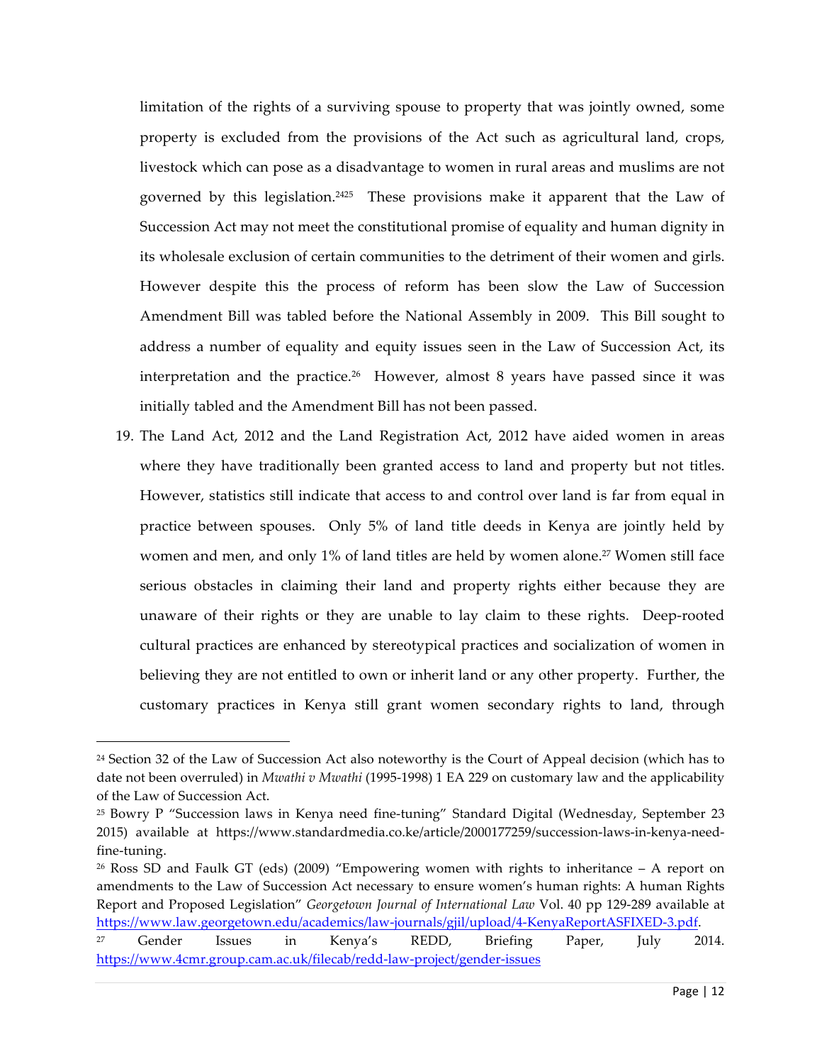limitation of the rights of a surviving spouse to property that was jointly owned, some property is excluded from the provisions of the Act such as agricultural land, crops, livestock which can pose as a disadvantage to women in rural areas and muslims are not governed by this legislation.[24][25] These provisions make it apparent that the Law of Succession Act may not meet the constitutional promise of equality and human dignity in its wholesale exclusion of certain communities to the detriment of their women and girls. However despite this the process of reform has been slow the Law of Succession Amendment Bill was tabled before the National Assembly in 2009. This Bill sought to address a number of equality and equity issues seen in the Law of Succession Act, its interpretation and the practice.[26] However, almost 8 years have passed since it was initially tabled and the Amendment Bill has not been passed.

19. The Land Act, 2012 and the Land Registration Act, 2012 have aided women in areas where they have traditionally been granted access to land and property but not titles. However, statistics still indicate that access to and control over land is far from equal in practice between spouses. Only 5% of land title deeds in Kenya are jointly held by women and men, and only 1% of land titles are held by women alone.[27] Women still face serious obstacles in claiming their land and property rights either because they are unaware of their rights or they are unable to lay claim to these rights. Deep-rooted cultural practices are enhanced by stereotypical practices and socialization of women in believing they are not entitled to own or inherit land or any other property. Further, the customary practices in Kenya still grant women secondary rights to land, through

---

[24] Section 32 of the Law of Succession Act also noteworthy is the Court of Appeal decision (which has to date not been overruled) in *Mwathi v Mwathi* (1995-1998) 1 EA 229 on customary law and the applicability of the Law of Succession Act.

[25] Bowry P "Succession laws in Kenya need fine-tuning" Standard Digital (Wednesday, September 23 2015) available at https://www.standardmedia.co.ke/article/2000177259/succession-laws-in-kenya-need-fine-tuning.

[26] Ross SD and Faulk GT (eds) (2009) "Empowering women with rights to inheritance – A report on amendments to the Law of Succession Act necessary to ensure women's human rights: A human Rights Report and Proposed Legislation" *Georgetown Journal of International Law* Vol. 40 pp 129-289 available at https://www.law.georgetown.edu/academics/law-journals/gjil/upload/4-KenyaReportASFIXED-3.pdf.

[27] Gender Issues in Kenya's REDD, Briefing Paper, July 2014. https://www.4cmr.group.cam.ac.uk/filecab/redd-law-project/gender-issues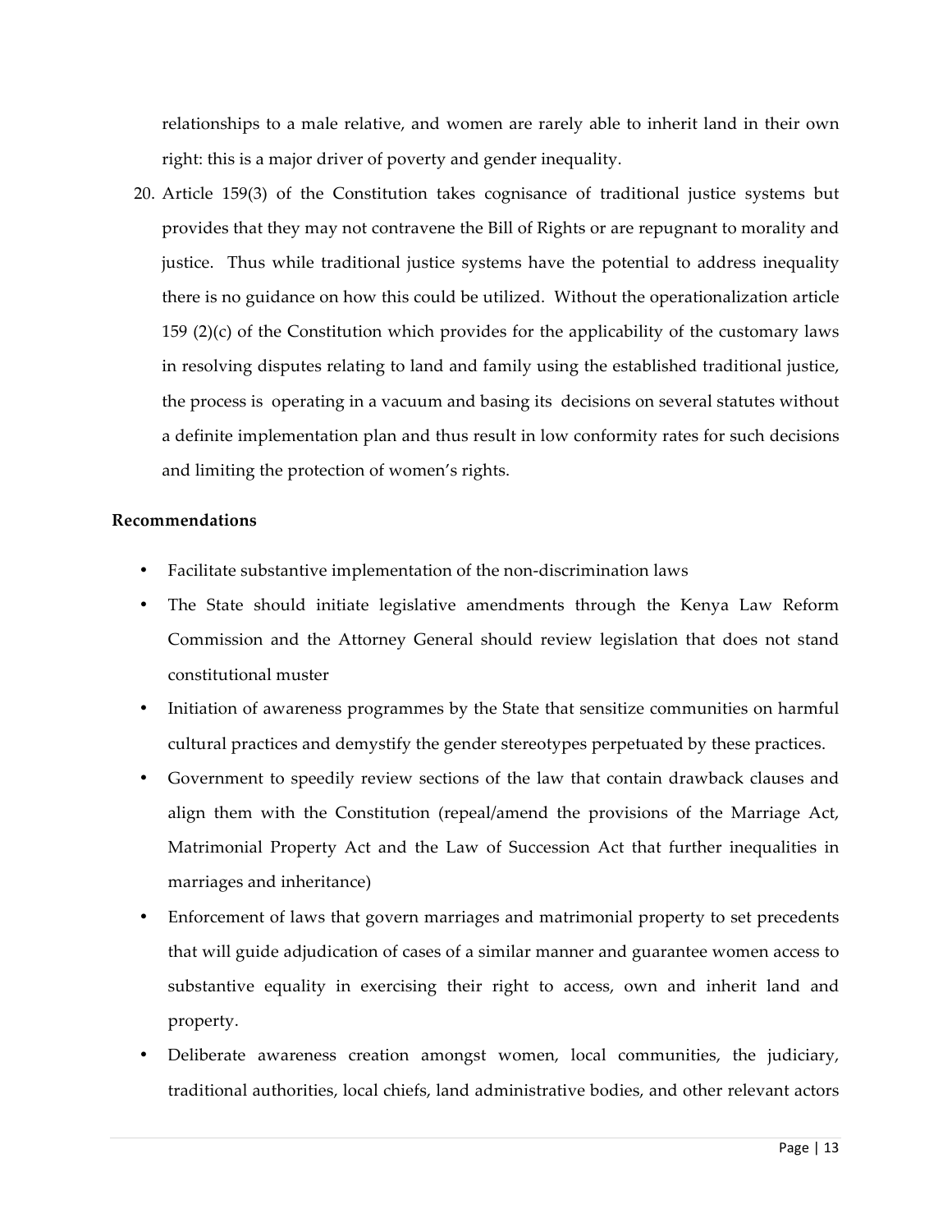relationships to a male relative, and women are rarely able to inherit land in their own right: this is a major driver of poverty and gender inequality.

20. Article 159(3) of the Constitution takes cognisance of traditional justice systems but provides that they may not contravene the Bill of Rights or are repugnant to morality and justice. Thus while traditional justice systems have the potential to address inequality there is no guidance on how this could be utilized. Without the operationalization article 159 (2)(c) of the Constitution which provides for the applicability of the customary laws in resolving disputes relating to land and family using the established traditional justice, the process is operating in a vacuum and basing its decisions on several statutes without a definite implementation plan and thus result in low conformity rates for such decisions and limiting the protection of women's rights.

**Recommendations**

- Facilitate substantive implementation of the non-discrimination laws
- The State should initiate legislative amendments through the Kenya Law Reform Commission and the Attorney General should review legislation that does not stand constitutional muster
- Initiation of awareness programmes by the State that sensitize communities on harmful cultural practices and demystify the gender stereotypes perpetuated by these practices.
- Government to speedily review sections of the law that contain drawback clauses and align them with the Constitution (repeal/amend the provisions of the Marriage Act, Matrimonial Property Act and the Law of Succession Act that further inequalities in marriages and inheritance)
- Enforcement of laws that govern marriages and matrimonial property to set precedents that will guide adjudication of cases of a similar manner and guarantee women access to substantive equality in exercising their right to access, own and inherit land and property.
- Deliberate awareness creation amongst women, local communities, the judiciary, traditional authorities, local chiefs, land administrative bodies, and other relevant actors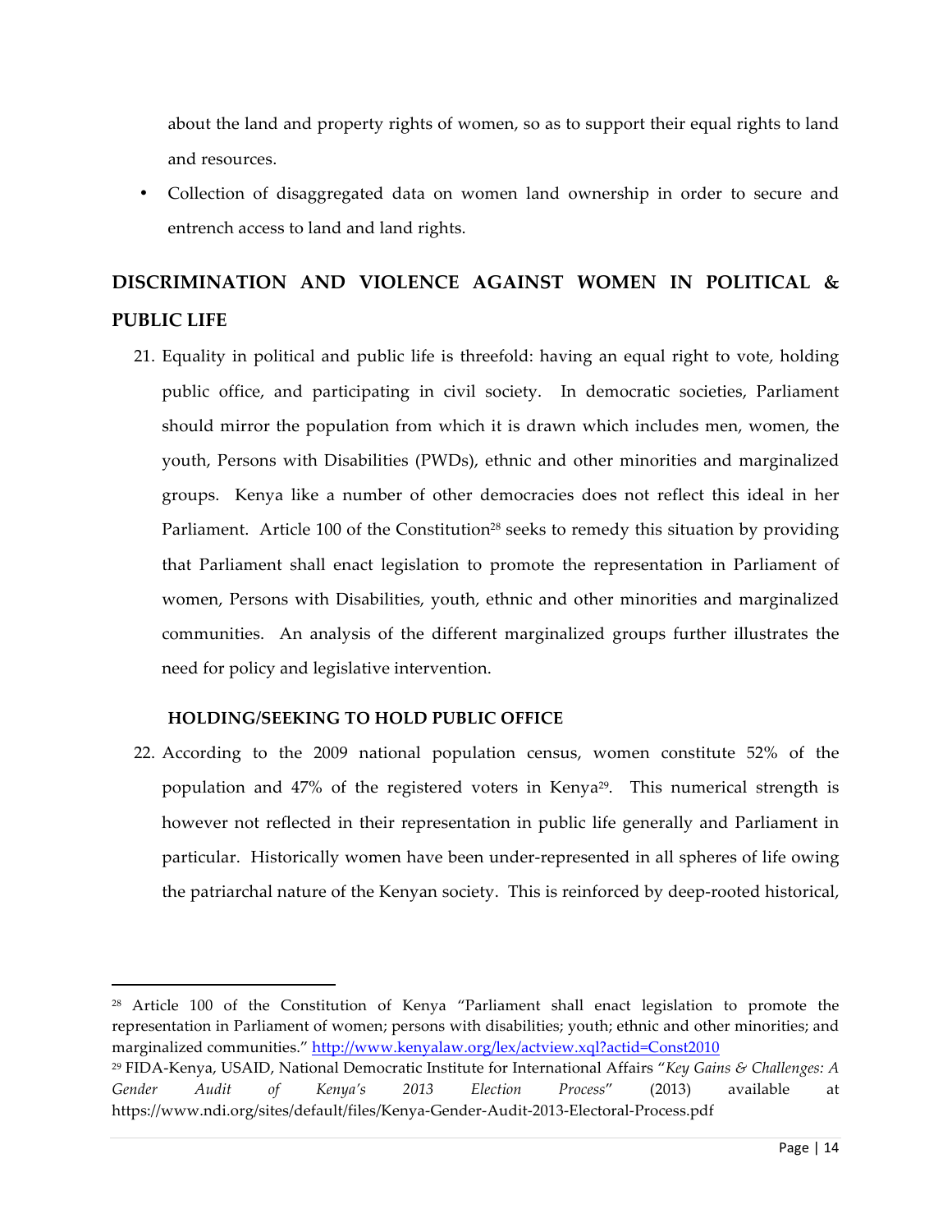about the land and property rights of women, so as to support their equal rights to land and resources.

- Collection of disaggregated data on women land ownership in order to secure and entrench access to land and land rights.

## DISCRIMINATION AND VIOLENCE AGAINST WOMEN IN POLITICAL & PUBLIC LIFE

21. Equality in political and public life is threefold: having an equal right to vote, holding public office, and participating in civil society. In democratic societies, Parliament should mirror the population from which it is drawn which includes men, women, the youth, Persons with Disabilities (PWDs), ethnic and other minorities and marginalized groups. Kenya like a number of other democracies does not reflect this ideal in her Parliament. Article 100 of the Constitution[28] seeks to remedy this situation by providing that Parliament shall enact legislation to promote the representation in Parliament of women, Persons with Disabilities, youth, ethnic and other minorities and marginalized communities. An analysis of the different marginalized groups further illustrates the need for policy and legislative intervention.

### HOLDING/SEEKING TO HOLD PUBLIC OFFICE

22. According to the 2009 national population census, women constitute 52% of the population and 47% of the registered voters in Kenya[29]. This numerical strength is however not reflected in their representation in public life generally and Parliament in particular. Historically women have been under-represented in all spheres of life owing the patriarchal nature of the Kenyan society. This is reinforced by deep-rooted historical,

---

[28] Article 100 of the Constitution of Kenya "Parliament shall enact legislation to promote the representation in Parliament of women; persons with disabilities; youth; ethnic and other minorities; and marginalized communities." http://www.kenyalaw.org/lex/actview.xql?actid=Const2010

[29] FIDA-Kenya, USAID, National Democratic Institute for International Affairs "*Key Gains & Challenges: A Gender Audit of Kenya's 2013 Election Process*" (2013) available at https://www.ndi.org/sites/default/files/Kenya-Gender-Audit-2013-Electoral-Process.pdf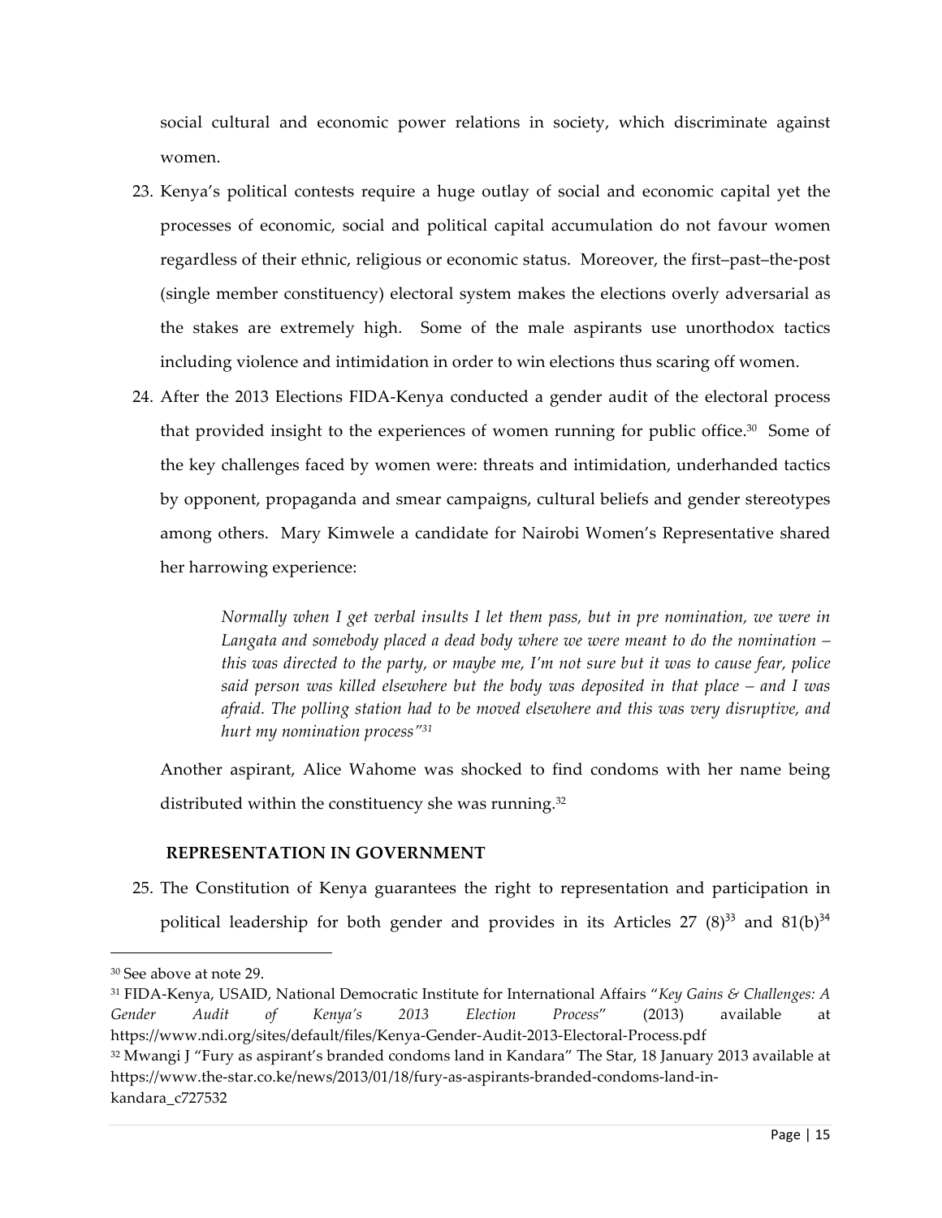social cultural and economic power relations in society, which discriminate against women.

23. Kenya's political contests require a huge outlay of social and economic capital yet the processes of economic, social and political capital accumulation do not favour women regardless of their ethnic, religious or economic status. Moreover, the first–past–the-post (single member constituency) electoral system makes the elections overly adversarial as the stakes are extremely high. Some of the male aspirants use unorthodox tactics including violence and intimidation in order to win elections thus scaring off women.

24. After the 2013 Elections FIDA-Kenya conducted a gender audit of the electoral process that provided insight to the experiences of women running for public office.[30] Some of the key challenges faced by women were: threats and intimidation, underhanded tactics by opponent, propaganda and smear campaigns, cultural beliefs and gender stereotypes among others. Mary Kimwele a candidate for Nairobi Women's Representative shared her harrowing experience:

> *Normally when I get verbal insults I let them pass, but in pre nomination, we were in Langata and somebody placed a dead body where we were meant to do the nomination – this was directed to the party, or maybe me, I'm not sure but it was to cause fear, police said person was killed elsewhere but the body was deposited in that place – and I was afraid. The polling station had to be moved elsewhere and this was very disruptive, and hurt my nomination process"*[31]

Another aspirant, Alice Wahome was shocked to find condoms with her name being distributed within the constituency she was running.[32]

**REPRESENTATION IN GOVERNMENT**

25. The Constitution of Kenya guarantees the right to representation and participation in political leadership for both gender and provides in its Articles 27 (8)[33] and 81(b)[34]

---

[30] See above at note 29.

[31] FIDA-Kenya, USAID, National Democratic Institute for International Affairs "*Key Gains & Challenges: A Gender Audit of Kenya's 2013 Election Process*" (2013) available at https://www.ndi.org/sites/default/files/Kenya-Gender-Audit-2013-Electoral-Process.pdf

[32] Mwangi J "Fury as aspirant's branded condoms land in Kandara" The Star, 18 January 2013 available at https://www.the-star.co.ke/news/2013/01/18/fury-as-aspirants-branded-condoms-land-in-kandara_c727532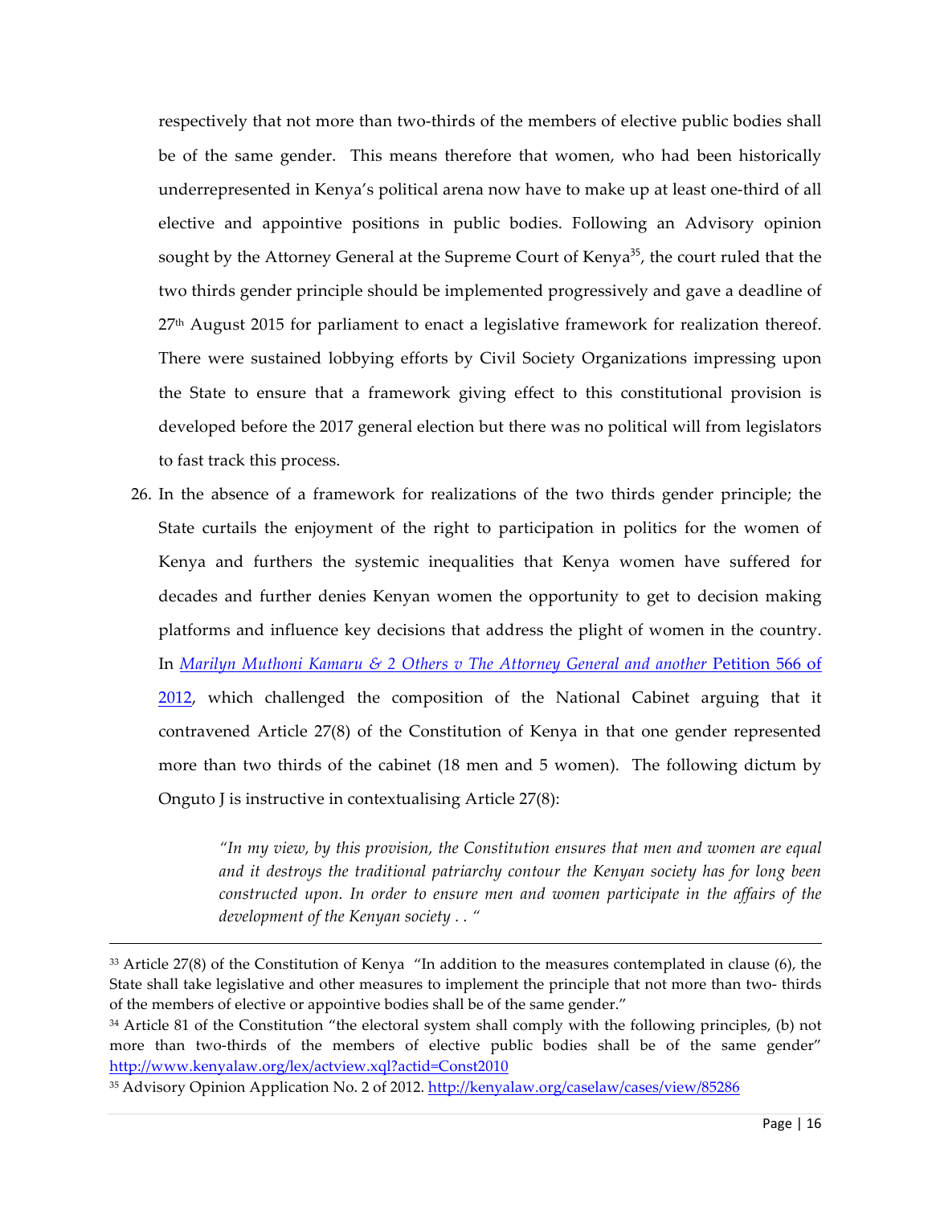respectively that not more than two-thirds of the members of elective public bodies shall be of the same gender. This means therefore that women, who had been historically underrepresented in Kenya's political arena now have to make up at least one-third of all elective and appointive positions in public bodies. Following an Advisory opinion sought by the Attorney General at the Supreme Court of Kenya[35], the court ruled that the two thirds gender principle should be implemented progressively and gave a deadline of 27th August 2015 for parliament to enact a legislative framework for realization thereof. There were sustained lobbying efforts by Civil Society Organizations impressing upon the State to ensure that a framework giving effect to this constitutional provision is developed before the 2017 general election but there was no political will from legislators to fast track this process.

26. In the absence of a framework for realizations of the two thirds gender principle; the State curtails the enjoyment of the right to participation in politics for the women of Kenya and furthers the systemic inequalities that Kenya women have suffered for decades and further denies Kenyan women the opportunity to get to decision making platforms and influence key decisions that address the plight of women in the country. In *Marilyn Muthoni Kamaru & 2 Others v The Attorney General and another* Petition 566 of 2012, which challenged the composition of the National Cabinet arguing that it contravened Article 27(8) of the Constitution of Kenya in that one gender represented more than two thirds of the cabinet (18 men and 5 women). The following dictum by Onguto J is instructive in contextualising Article 27(8):

> *"In my view, by this provision, the Constitution ensures that men and women are equal and it destroys the traditional patriarchy contour the Kenyan society has for long been constructed upon. In order to ensure men and women participate in the affairs of the development of the Kenyan society . . "*

---

[33] Article 27(8) of the Constitution of Kenya "In addition to the measures contemplated in clause (6), the State shall take legislative and other measures to implement the principle that not more than two- thirds of the members of elective or appointive bodies shall be of the same gender."

[34] Article 81 of the Constitution "the electoral system shall comply with the following principles, (b) not more than two-thirds of the members of elective public bodies shall be of the same gender" http://www.kenyalaw.org/lex/actview.xql?actid=Const2010

[35] Advisory Opinion Application No. 2 of 2012. http://kenyalaw.org/caselaw/cases/view/85286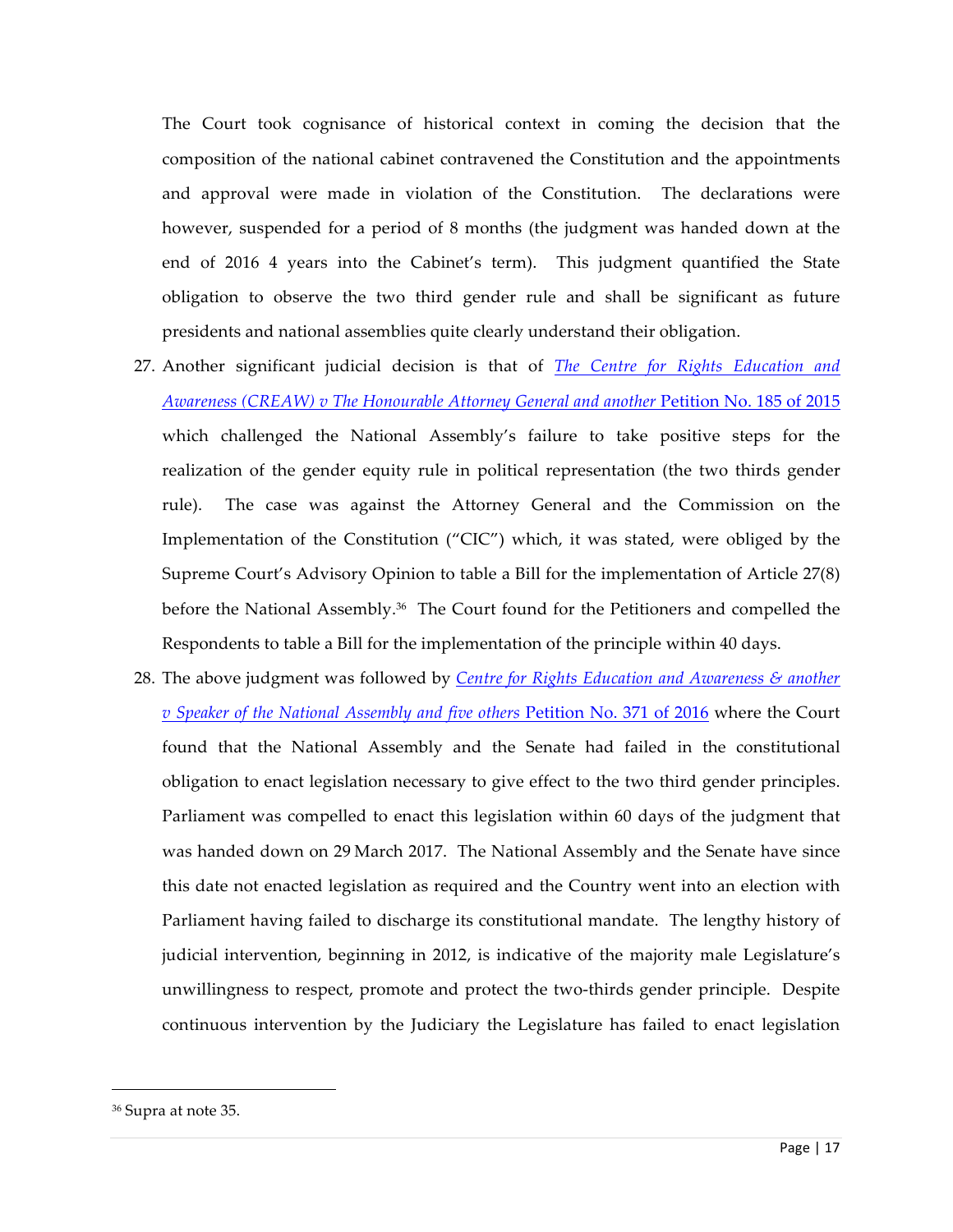The Court took cognisance of historical context in coming the decision that the composition of the national cabinet contravened the Constitution and the appointments and approval were made in violation of the Constitution. The declarations were however, suspended for a period of 8 months (the judgment was handed down at the end of 2016 4 years into the Cabinet's term). This judgment quantified the State obligation to observe the two third gender rule and shall be significant as future presidents and national assemblies quite clearly understand their obligation.

27. Another significant judicial decision is that of *The Centre for Rights Education and Awareness (CREAW) v The Honourable Attorney General and another* Petition No. 185 of 2015 which challenged the National Assembly's failure to take positive steps for the realization of the gender equity rule in political representation (the two thirds gender rule). The case was against the Attorney General and the Commission on the Implementation of the Constitution ("CIC") which, it was stated, were obliged by the Supreme Court's Advisory Opinion to table a Bill for the implementation of Article 27(8) before the National Assembly.[36] The Court found for the Petitioners and compelled the Respondents to table a Bill for the implementation of the principle within 40 days.

28. The above judgment was followed by *Centre for Rights Education and Awareness & another v Speaker of the National Assembly and five others* Petition No. 371 of 2016 where the Court found that the National Assembly and the Senate had failed in the constitutional obligation to enact legislation necessary to give effect to the two third gender principles. Parliament was compelled to enact this legislation within 60 days of the judgment that was handed down on 29 March 2017. The National Assembly and the Senate have since this date not enacted legislation as required and the Country went into an election with Parliament having failed to discharge its constitutional mandate. The lengthy history of judicial intervention, beginning in 2012, is indicative of the majority male Legislature's unwillingness to respect, promote and protect the two-thirds gender principle. Despite continuous intervention by the Judiciary the Legislature has failed to enact legislation

---

[36] Supra at note 35.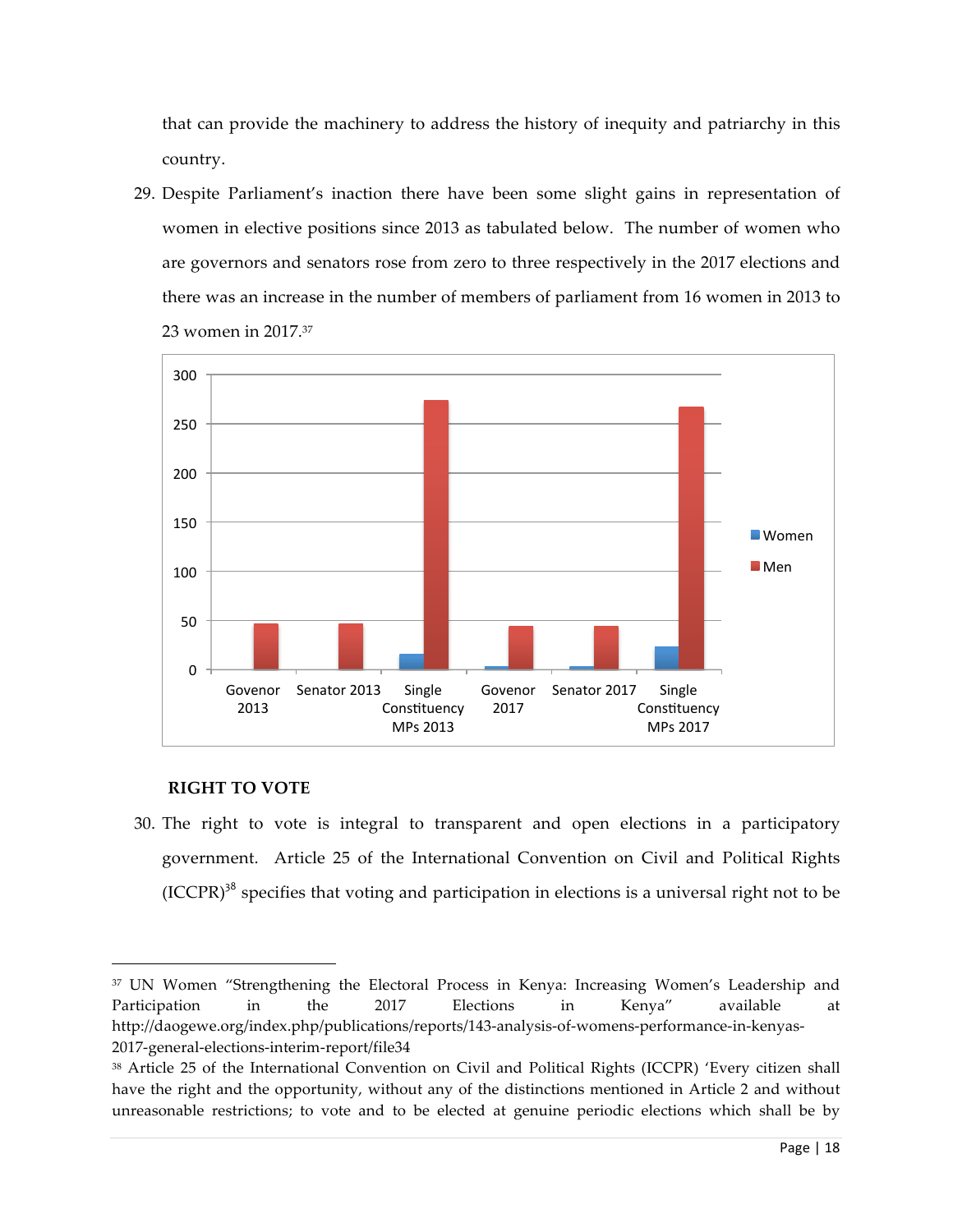that can provide the machinery to address the history of inequity and patriarchy in this country.

29. Despite Parliament's inaction there have been some slight gains in representation of women in elective positions since 2013 as tabulated below. The number of women who are governors and senators rose from zero to three respectively in the 2017 elections and there was an increase in the number of members of parliament from 16 women in 2013 to 23 women in 2017.[37]

**RIGHT TO VOTE**

30. The right to vote is integral to transparent and open elections in a participatory government. Article 25 of the International Convention on Civil and Political Rights (ICCPR)[38] specifies that voting and participation in elections is a universal right not to be

---

[37] UN Women "Strengthening the Electoral Process in Kenya: Increasing Women's Leadership and Participation in the 2017 Elections in Kenya" available at http://daogewe.org/index.php/publications/reports/143-analysis-of-womens-performance-in-kenyas-2017-general-elections-interim-report/file34

[38] Article 25 of the International Convention on Civil and Political Rights (ICCPR) 'Every citizen shall have the right and the opportunity, without any of the distinctions mentioned in Article 2 and without unreasonable restrictions; to vote and to be elected at genuine periodic elections which shall be by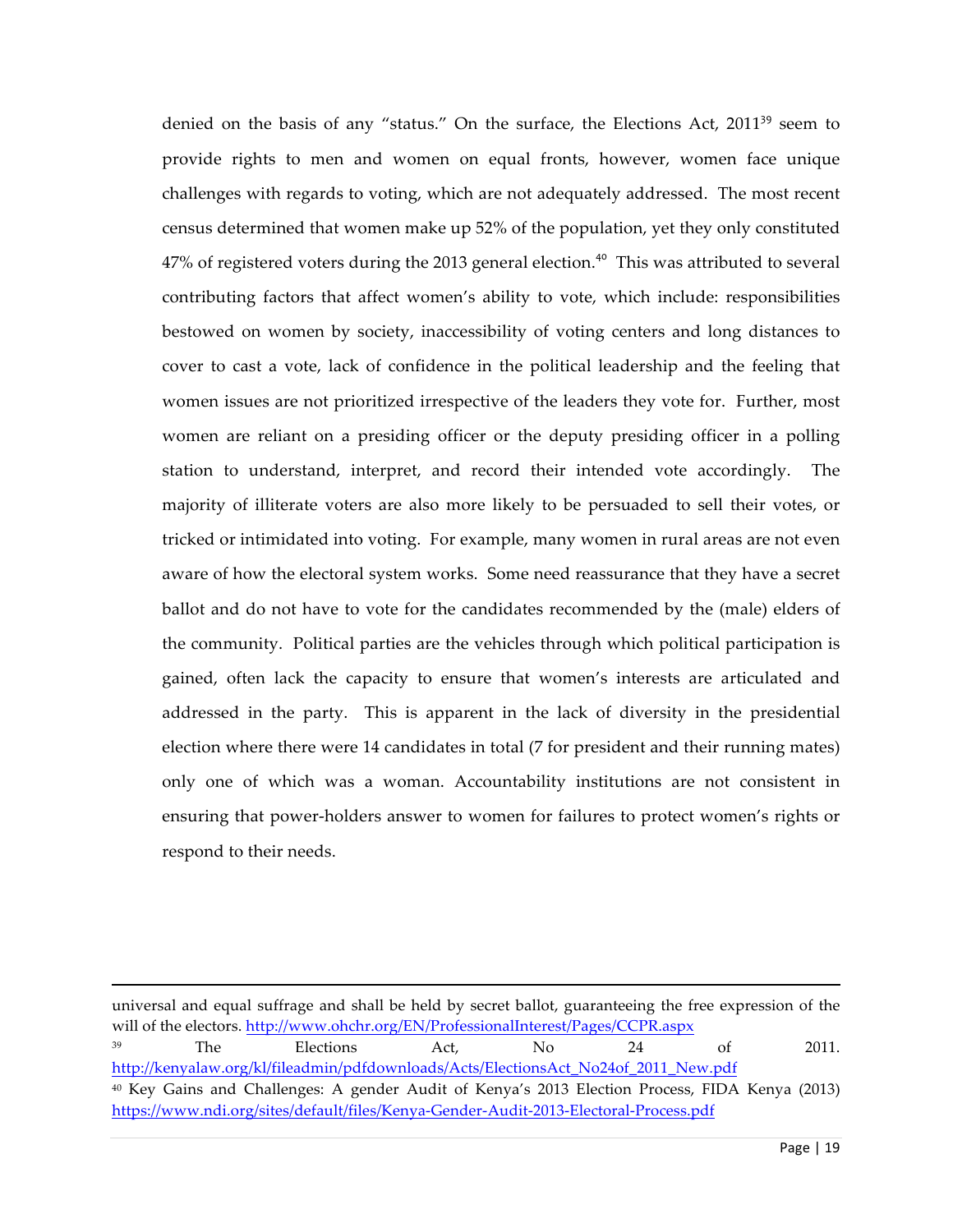denied on the basis of any "status." On the surface, the Elections Act, 2011[39] seem to provide rights to men and women on equal fronts, however, women face unique challenges with regards to voting, which are not adequately addressed. The most recent census determined that women make up 52% of the population, yet they only constituted 47% of registered voters during the 2013 general election.[40] This was attributed to several contributing factors that affect women's ability to vote, which include: responsibilities bestowed on women by society, inaccessibility of voting centers and long distances to cover to cast a vote, lack of confidence in the political leadership and the feeling that women issues are not prioritized irrespective of the leaders they vote for. Further, most women are reliant on a presiding officer or the deputy presiding officer in a polling station to understand, interpret, and record their intended vote accordingly. The majority of illiterate voters are also more likely to be persuaded to sell their votes, or tricked or intimidated into voting. For example, many women in rural areas are not even aware of how the electoral system works. Some need reassurance that they have a secret ballot and do not have to vote for the candidates recommended by the (male) elders of the community. Political parties are the vehicles through which political participation is gained, often lack the capacity to ensure that women's interests are articulated and addressed in the party. This is apparent in the lack of diversity in the presidential election where there were 14 candidates in total (7 for president and their running mates) only one of which was a woman. Accountability institutions are not consistent in ensuring that power-holders answer to women for failures to protect women's rights or respond to their needs.

---

universal and equal suffrage and shall be held by secret ballot, guaranteeing the free expression of the will of the electors. http://www.ohchr.org/EN/ProfessionalInterest/Pages/CCPR.aspx

[39] The Elections Act, No 24 of 2011. http://kenyalaw.org/kl/fileadmin/pdfdownloads/Acts/ElectionsAct_No24of_2011_New.pdf

[40] Key Gains and Challenges: A gender Audit of Kenya's 2013 Election Process, FIDA Kenya (2013) https://www.ndi.org/sites/default/files/Kenya-Gender-Audit-2013-Electoral-Process.pdf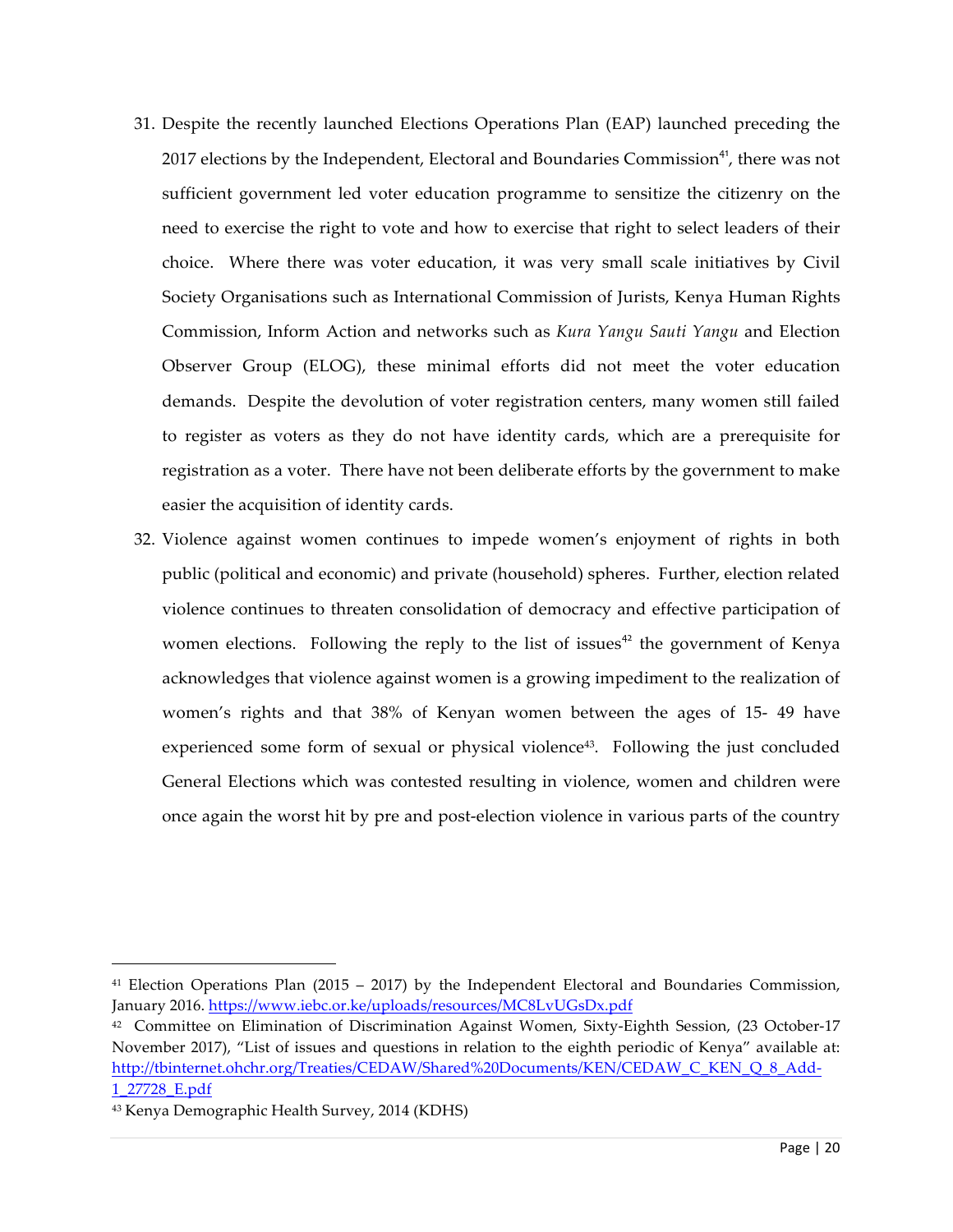31. Despite the recently launched Elections Operations Plan (EAP) launched preceding the 2017 elections by the Independent, Electoral and Boundaries Commission[41], there was not sufficient government led voter education programme to sensitize the citizenry on the need to exercise the right to vote and how to exercise that right to select leaders of their choice. Where there was voter education, it was very small scale initiatives by Civil Society Organisations such as International Commission of Jurists, Kenya Human Rights Commission, Inform Action and networks such as *Kura Yangu Sauti Yangu* and Election Observer Group (ELOG), these minimal efforts did not meet the voter education demands. Despite the devolution of voter registration centers, many women still failed to register as voters as they do not have identity cards, which are a prerequisite for registration as a voter. There have not been deliberate efforts by the government to make easier the acquisition of identity cards.

32. Violence against women continues to impede women's enjoyment of rights in both public (political and economic) and private (household) spheres. Further, election related violence continues to threaten consolidation of democracy and effective participation of women elections. Following the reply to the list of issues[42] the government of Kenya acknowledges that violence against women is a growing impediment to the realization of women's rights and that 38% of Kenyan women between the ages of 15- 49 have experienced some form of sexual or physical violence[43]. Following the just concluded General Elections which was contested resulting in violence, women and children were once again the worst hit by pre and post-election violence in various parts of the country

---

[41] Election Operations Plan (2015 – 2017) by the Independent Electoral and Boundaries Commission, January 2016. https://www.iebc.or.ke/uploads/resources/MC8LvUGsDx.pdf

[42] Committee on Elimination of Discrimination Against Women, Sixty-Eighth Session, (23 October-17 November 2017), "List of issues and questions in relation to the eighth periodic of Kenya" available at: http://tbinternet.ohchr.org/Treaties/CEDAW/Shared%20Documents/KEN/CEDAW_C_KEN_Q_8_Add-1_27728_E.pdf

[43] Kenya Demographic Health Survey, 2014 (KDHS)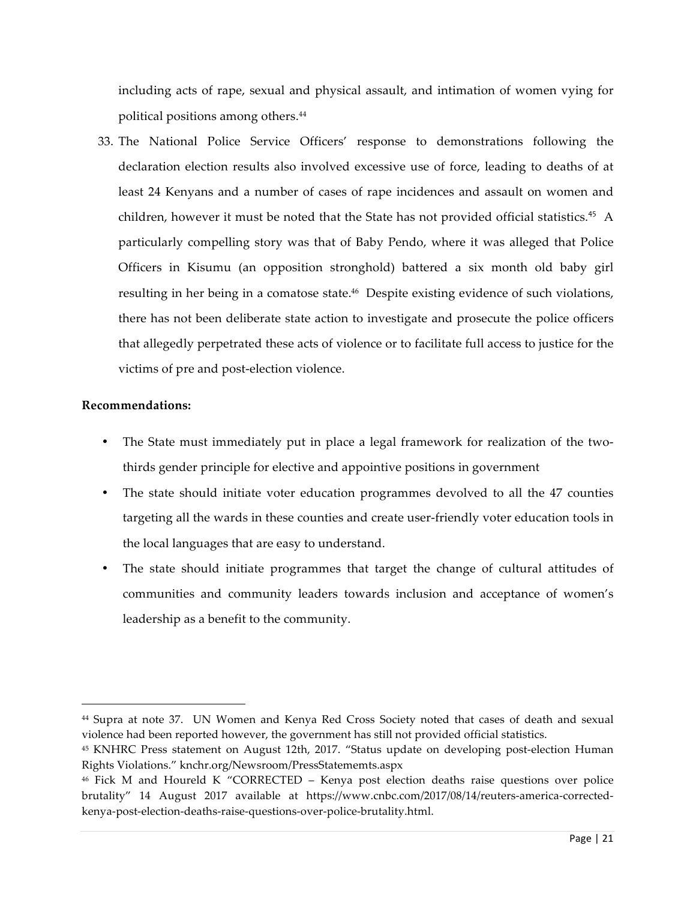including acts of rape, sexual and physical assault, and intimation of women vying for political positions among others.[44]

33. The National Police Service Officers' response to demonstrations following the declaration election results also involved excessive use of force, leading to deaths of at least 24 Kenyans and a number of cases of rape incidences and assault on women and children, however it must be noted that the State has not provided official statistics.[45] A particularly compelling story was that of Baby Pendo, where it was alleged that Police Officers in Kisumu (an opposition stronghold) battered a six month old baby girl resulting in her being in a comatose state.[46] Despite existing evidence of such violations, there has not been deliberate state action to investigate and prosecute the police officers that allegedly perpetrated these acts of violence or to facilitate full access to justice for the victims of pre and post-election violence.

**Recommendations:**

- The State must immediately put in place a legal framework for realization of the two-thirds gender principle for elective and appointive positions in government
- The state should initiate voter education programmes devolved to all the 47 counties targeting all the wards in these counties and create user-friendly voter education tools in the local languages that are easy to understand.
- The state should initiate programmes that target the change of cultural attitudes of communities and community leaders towards inclusion and acceptance of women's leadership as a benefit to the community.

---

[44] Supra at note 37. UN Women and Kenya Red Cross Society noted that cases of death and sexual violence had been reported however, the government has still not provided official statistics.

[45] KNHRC Press statement on August 12th, 2017. "Status update on developing post-election Human Rights Violations." knchr.org/Newsroom/PressStatememts.aspx

[46] Fick M and Houreld K "CORRECTED – Kenya post election deaths raise questions over police brutality" 14 August 2017 available at https://www.cnbc.com/2017/08/14/reuters-america-corrected-kenya-post-election-deaths-raise-questions-over-police-brutality.html.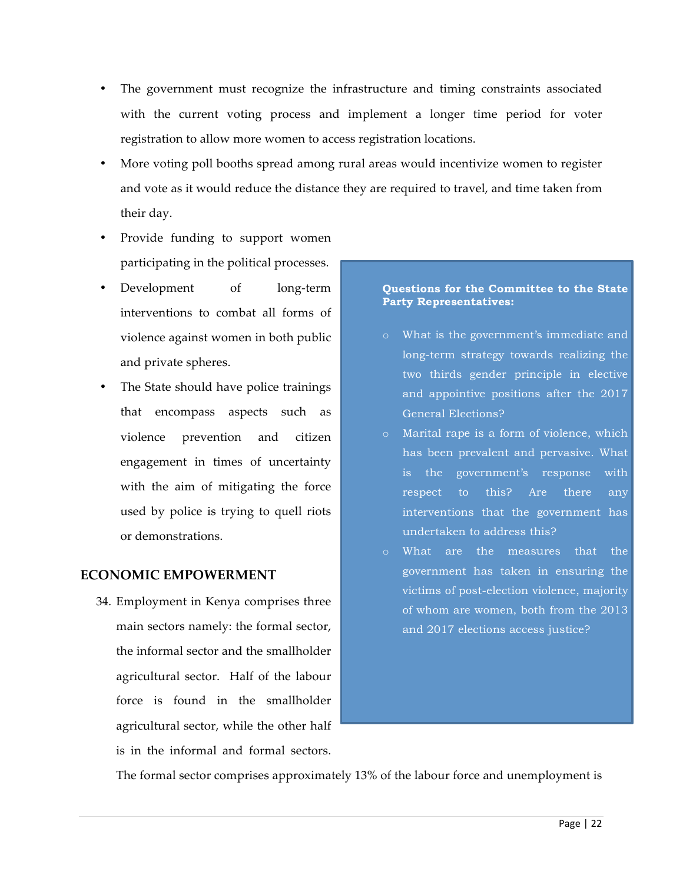- The government must recognize the infrastructure and timing constraints associated with the current voting process and implement a longer time period for voter registration to allow more women to access registration locations.
- More voting poll booths spread among rural areas would incentivize women to register and vote as it would reduce the distance they are required to travel, and time taken from their day.
- Provide funding to support women participating in the political processes.
- Development of long-term interventions to combat all forms of violence against women in both public and private spheres.
- The State should have police trainings that encompass aspects such as violence prevention and citizen engagement in times of uncertainty with the aim of mitigating the force used by police is trying to quell riots or demonstrations.

**Questions for the Committee to the State Party Representatives:**

- What is the government's immediate and long-term strategy towards realizing the two thirds gender principle in elective and appointive positions after the 2017 General Elections?
- Marital rape is a form of violence, which has been prevalent and pervasive. What is the government's response with respect to this? Are there any interventions that the government has undertaken to address this?
- What are the measures that the government has taken in ensuring the victims of post-election violence, majority of whom are women, both from the 2013 and 2017 elections access justice?

## ECONOMIC EMPOWERMENT

34. Employment in Kenya comprises three main sectors namely: the formal sector, the informal sector and the smallholder agricultural sector. Half of the labour force is found in the smallholder agricultural sector, while the other half is in the informal and formal sectors. The formal sector comprises approximately 13% of the labour force and unemployment is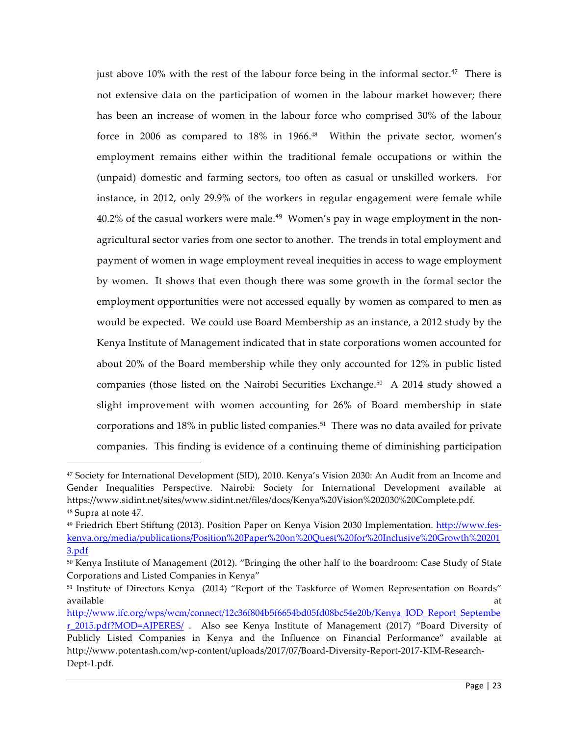just above 10% with the rest of the labour force being in the informal sector.[47] There is not extensive data on the participation of women in the labour market however; there has been an increase of women in the labour force who comprised 30% of the labour force in 2006 as compared to 18% in 1966.[48] Within the private sector, women's employment remains either within the traditional female occupations or within the (unpaid) domestic and farming sectors, too often as casual or unskilled workers. For instance, in 2012, only 29.9% of the workers in regular engagement were female while 40.2% of the casual workers were male.[49] Women's pay in wage employment in the non-agricultural sector varies from one sector to another. The trends in total employment and payment of women in wage employment reveal inequities in access to wage employment by women. It shows that even though there was some growth in the formal sector the employment opportunities were not accessed equally by women as compared to men as would be expected. We could use Board Membership as an instance, a 2012 study by the Kenya Institute of Management indicated that in state corporations women accounted for about 20% of the Board membership while they only accounted for 12% in public listed companies (those listed on the Nairobi Securities Exchange.[50] A 2014 study showed a slight improvement with women accounting for 26% of Board membership in state corporations and 18% in public listed companies.[51] There was no data availed for private companies. This finding is evidence of a continuing theme of diminishing participation

---

[47] Society for International Development (SID), 2010. Kenya's Vision 2030: An Audit from an Income and Gender Inequalities Perspective. Nairobi: Society for International Development available at https://www.sidint.net/sites/www.sidint.net/files/docs/Kenya%20Vision%202030%20Complete.pdf.

[48] Supra at note 47.

[49] Friedrich Ebert Stiftung (2013). Position Paper on Kenya Vision 2030 Implementation. http://www.fes-kenya.org/media/publications/Position%20Paper%20on%20Quest%20for%20Inclusive%20Growth%202013.pdf

[50] Kenya Institute of Management (2012). "Bringing the other half to the boardroom: Case Study of State Corporations and Listed Companies in Kenya"

[51] Institute of Directors Kenya (2014) "Report of the Taskforce of Women Representation on Boards" available at http://www.ifc.org/wps/wcm/connect/12c36f804b5f6654bd05fd08bc54e20b/Kenya_IOD_Report_September_2015.pdf?MOD=AJPERES/ . Also see Kenya Institute of Management (2017) "Board Diversity of Publicly Listed Companies in Kenya and the Influence on Financial Performance" available at http://www.potentash.com/wp-content/uploads/2017/07/Board-Diversity-Report-2017-KIM-Research-Dept-1.pdf.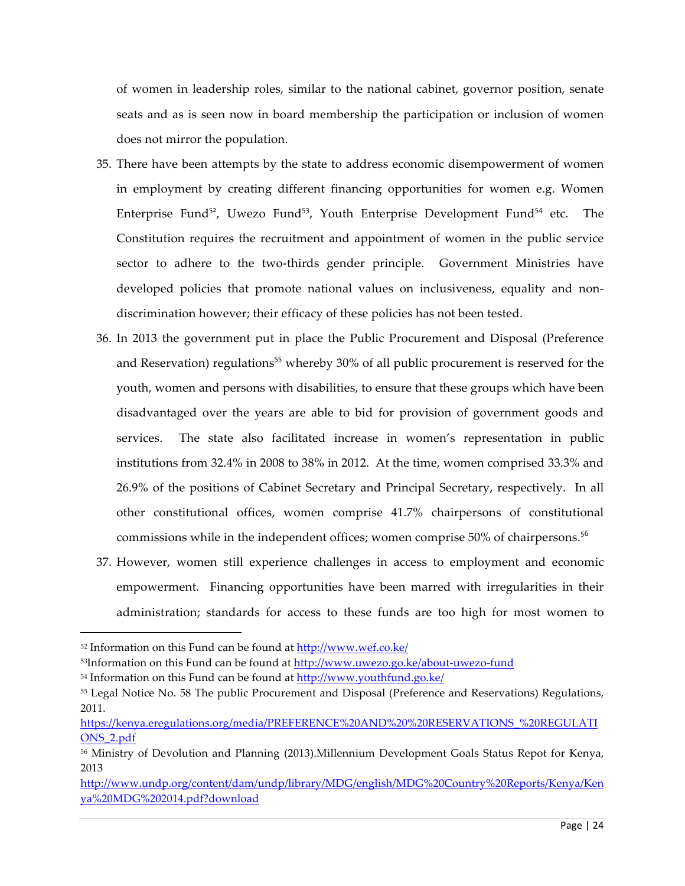of women in leadership roles, similar to the national cabinet, governor position, senate seats and as is seen now in board membership the participation or inclusion of women does not mirror the population.

35. There have been attempts by the state to address economic disempowerment of women in employment by creating different financing opportunities for women e.g. Women Enterprise Fund[52], Uwezo Fund[53], Youth Enterprise Development Fund[54] etc. The Constitution requires the recruitment and appointment of women in the public service sector to adhere to the two-thirds gender principle. Government Ministries have developed policies that promote national values on inclusiveness, equality and non-discrimination however; their efficacy of these policies has not been tested.

36. In 2013 the government put in place the Public Procurement and Disposal (Preference and Reservation) regulations[55] whereby 30% of all public procurement is reserved for the youth, women and persons with disabilities, to ensure that these groups which have been disadvantaged over the years are able to bid for provision of government goods and services. The state also facilitated increase in women's representation in public institutions from 32.4% in 2008 to 38% in 2012. At the time, women comprised 33.3% and 26.9% of the positions of Cabinet Secretary and Principal Secretary, respectively. In all other constitutional offices, women comprise 41.7% chairpersons of constitutional commissions while in the independent offices; women comprise 50% of chairpersons.[56]

37. However, women still experience challenges in access to employment and economic empowerment. Financing opportunities have been marred with irregularities in their administration; standards for access to these funds are too high for most women to

---

[52] Information on this Fund can be found at http://www.wef.co.ke/

[53] Information on this Fund can be found at http://www.uwezo.go.ke/about-uwezo-fund

[54] Information on this Fund can be found at http://www.youthfund.go.ke/

[55] Legal Notice No. 58 The public Procurement and Disposal (Preference and Reservations) Regulations, 2011. https://kenya.eregulations.org/media/PREFERENCE%20AND%20%20RESERVATIONS_%20REGULATIONS_2.pdf

[56] Ministry of Devolution and Planning (2013).Millennium Development Goals Status Repot for Kenya, 2013 http://www.undp.org/content/dam/undp/library/MDG/english/MDG%20Country%20Reports/Kenya/Kenya%20MDG%202014.pdf?download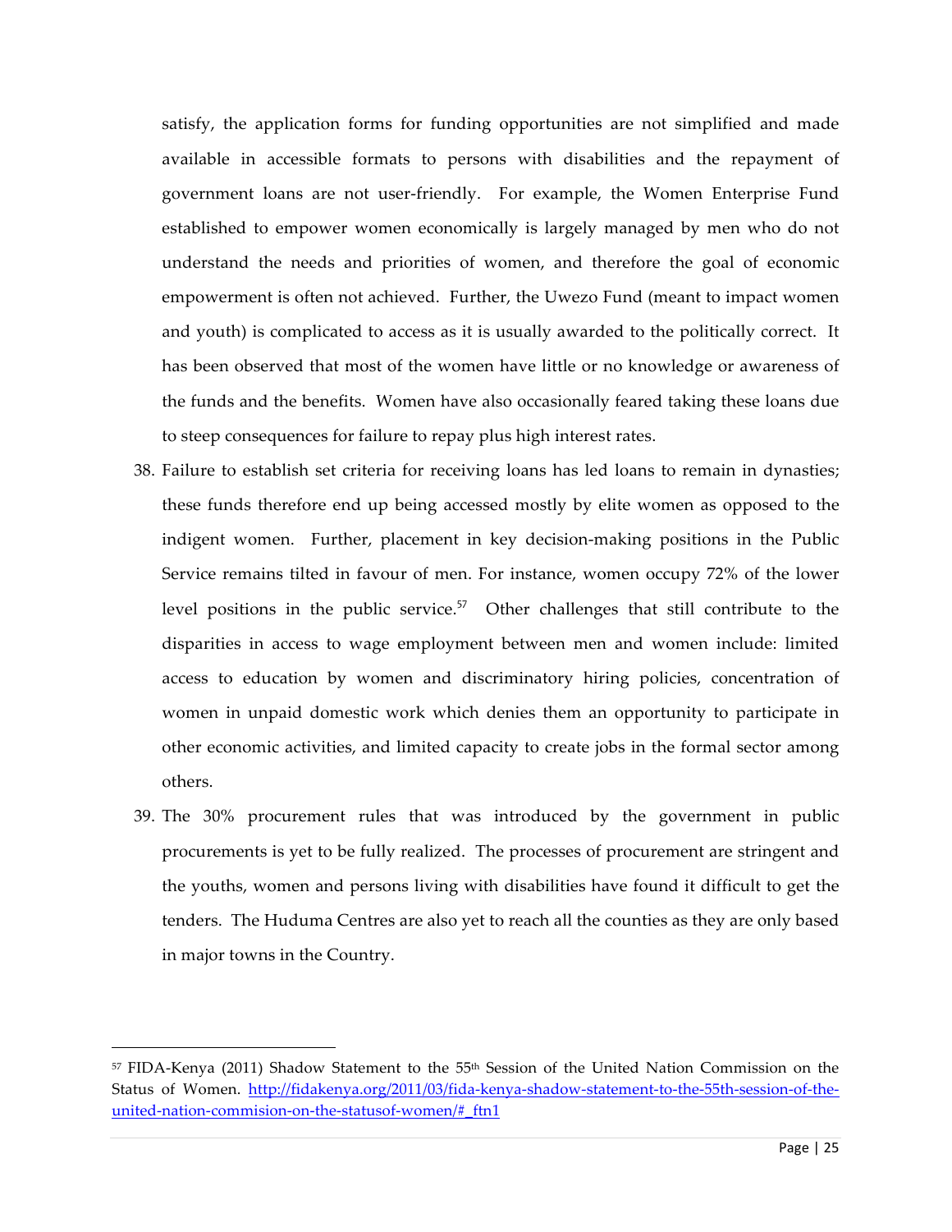satisfy, the application forms for funding opportunities are not simplified and made available in accessible formats to persons with disabilities and the repayment of government loans are not user-friendly. For example, the Women Enterprise Fund established to empower women economically is largely managed by men who do not understand the needs and priorities of women, and therefore the goal of economic empowerment is often not achieved. Further, the Uwezo Fund (meant to impact women and youth) is complicated to access as it is usually awarded to the politically correct. It has been observed that most of the women have little or no knowledge or awareness of the funds and the benefits. Women have also occasionally feared taking these loans due to steep consequences for failure to repay plus high interest rates.

38. Failure to establish set criteria for receiving loans has led loans to remain in dynasties; these funds therefore end up being accessed mostly by elite women as opposed to the indigent women. Further, placement in key decision-making positions in the Public Service remains tilted in favour of men. For instance, women occupy 72% of the lower level positions in the public service.[57] Other challenges that still contribute to the disparities in access to wage employment between men and women include: limited access to education by women and discriminatory hiring policies, concentration of women in unpaid domestic work which denies them an opportunity to participate in other economic activities, and limited capacity to create jobs in the formal sector among others.

39. The 30% procurement rules that was introduced by the government in public procurements is yet to be fully realized. The processes of procurement are stringent and the youths, women and persons living with disabilities have found it difficult to get the tenders. The Huduma Centres are also yet to reach all the counties as they are only based in major towns in the Country.

---

[57] FIDA-Kenya (2011) Shadow Statement to the 55th Session of the United Nation Commission on the Status of Women. http://fidakenya.org/2011/03/fida-kenya-shadow-statement-to-the-55th-session-of-the-united-nation-commision-on-the-statusof-women/#_ftn1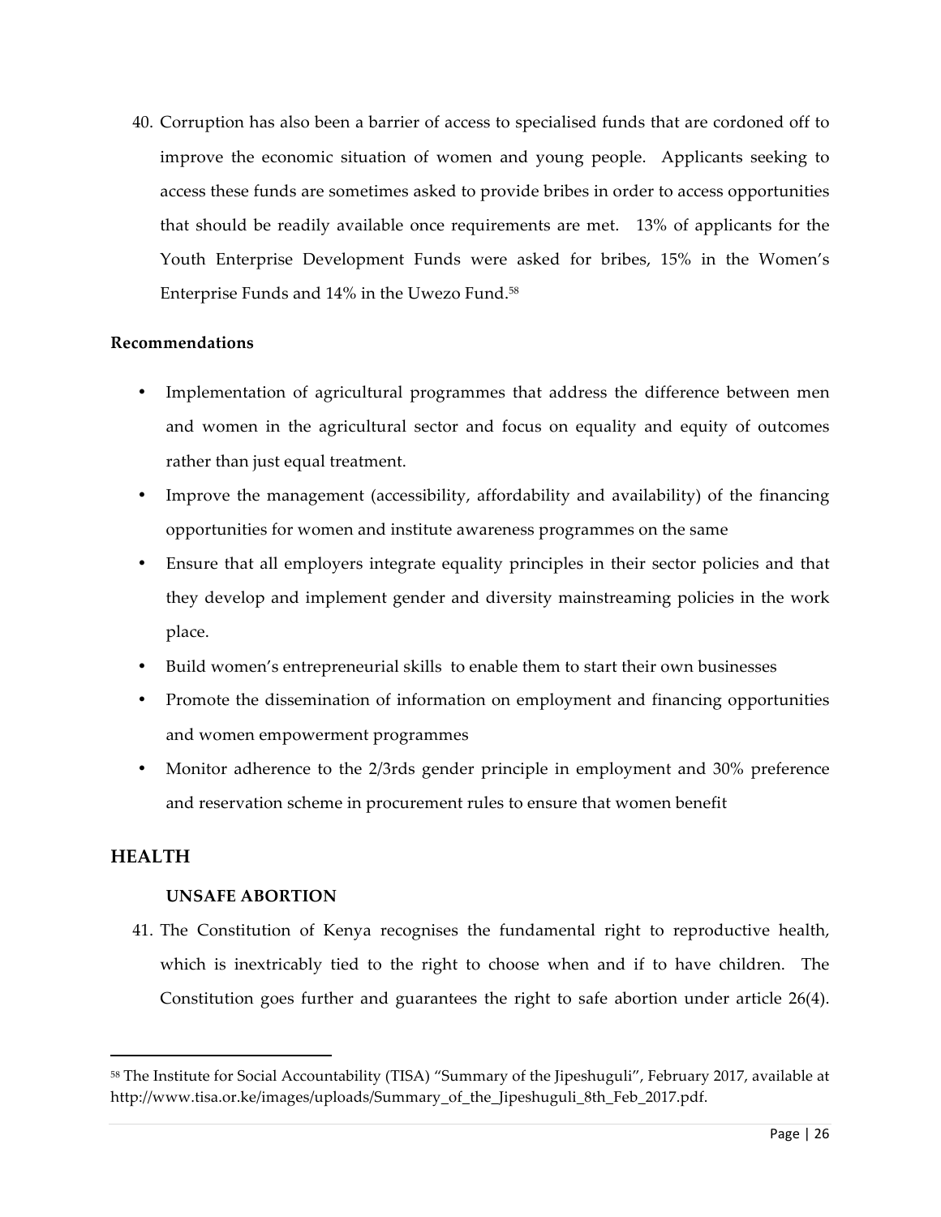40. Corruption has also been a barrier of access to specialised funds that are cordoned off to improve the economic situation of women and young people. Applicants seeking to access these funds are sometimes asked to provide bribes in order to access opportunities that should be readily available once requirements are met. 13% of applicants for the Youth Enterprise Development Funds were asked for bribes, 15% in the Women's Enterprise Funds and 14% in the Uwezo Fund.[58]

**Recommendations**

- Implementation of agricultural programmes that address the difference between men and women in the agricultural sector and focus on equality and equity of outcomes rather than just equal treatment.
- Improve the management (accessibility, affordability and availability) of the financing opportunities for women and institute awareness programmes on the same
- Ensure that all employers integrate equality principles in their sector policies and that they develop and implement gender and diversity mainstreaming policies in the work place.
- Build women's entrepreneurial skills to enable them to start their own businesses
- Promote the dissemination of information on employment and financing opportunities and women empowerment programmes
- Monitor adherence to the 2/3rds gender principle in employment and 30% preference and reservation scheme in procurement rules to ensure that women benefit

## HEALTH

### UNSAFE ABORTION

41. The Constitution of Kenya recognises the fundamental right to reproductive health, which is inextricably tied to the right to choose when and if to have children. The Constitution goes further and guarantees the right to safe abortion under article 26(4).

---

[58] The Institute for Social Accountability (TISA) "Summary of the Jipeshuguli", February 2017, available at http://www.tisa.or.ke/images/uploads/Summary_of_the_Jipeshuguli_8th_Feb_2017.pdf.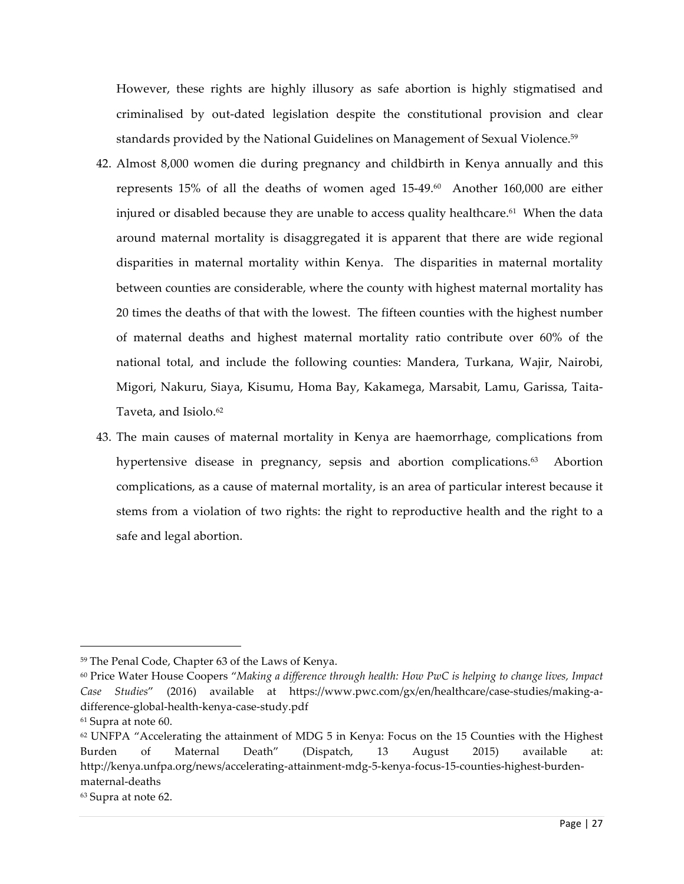However, these rights are highly illusory as safe abortion is highly stigmatised and criminalised by out-dated legislation despite the constitutional provision and clear standards provided by the National Guidelines on Management of Sexual Violence.[59]

42. Almost 8,000 women die during pregnancy and childbirth in Kenya annually and this represents 15% of all the deaths of women aged 15-49.[60] Another 160,000 are either injured or disabled because they are unable to access quality healthcare.[61] When the data around maternal mortality is disaggregated it is apparent that there are wide regional disparities in maternal mortality within Kenya. The disparities in maternal mortality between counties are considerable, where the county with highest maternal mortality has 20 times the deaths of that with the lowest. The fifteen counties with the highest number of maternal deaths and highest maternal mortality ratio contribute over 60% of the national total, and include the following counties: Mandera, Turkana, Wajir, Nairobi, Migori, Nakuru, Siaya, Kisumu, Homa Bay, Kakamega, Marsabit, Lamu, Garissa, Taita-Taveta, and Isiolo.[62]

43. The main causes of maternal mortality in Kenya are haemorrhage, complications from hypertensive disease in pregnancy, sepsis and abortion complications.[63] Abortion complications, as a cause of maternal mortality, is an area of particular interest because it stems from a violation of two rights: the right to reproductive health and the right to a safe and legal abortion.

---

[59] The Penal Code, Chapter 63 of the Laws of Kenya.

[60] Price Water House Coopers "*Making a difference through health: How PwC is helping to change lives, Impact Case Studies*" (2016) available at https://www.pwc.com/gx/en/healthcare/case-studies/making-a-difference-global-health-kenya-case-study.pdf

[61] Supra at note 60.

[62] UNFPA "Accelerating the attainment of MDG 5 in Kenya: Focus on the 15 Counties with the Highest Burden of Maternal Death" (Dispatch, 13 August 2015) available at: http://kenya.unfpa.org/news/accelerating-attainment-mdg-5-kenya-focus-15-counties-highest-burden-maternal-deaths

[63] Supra at note 62.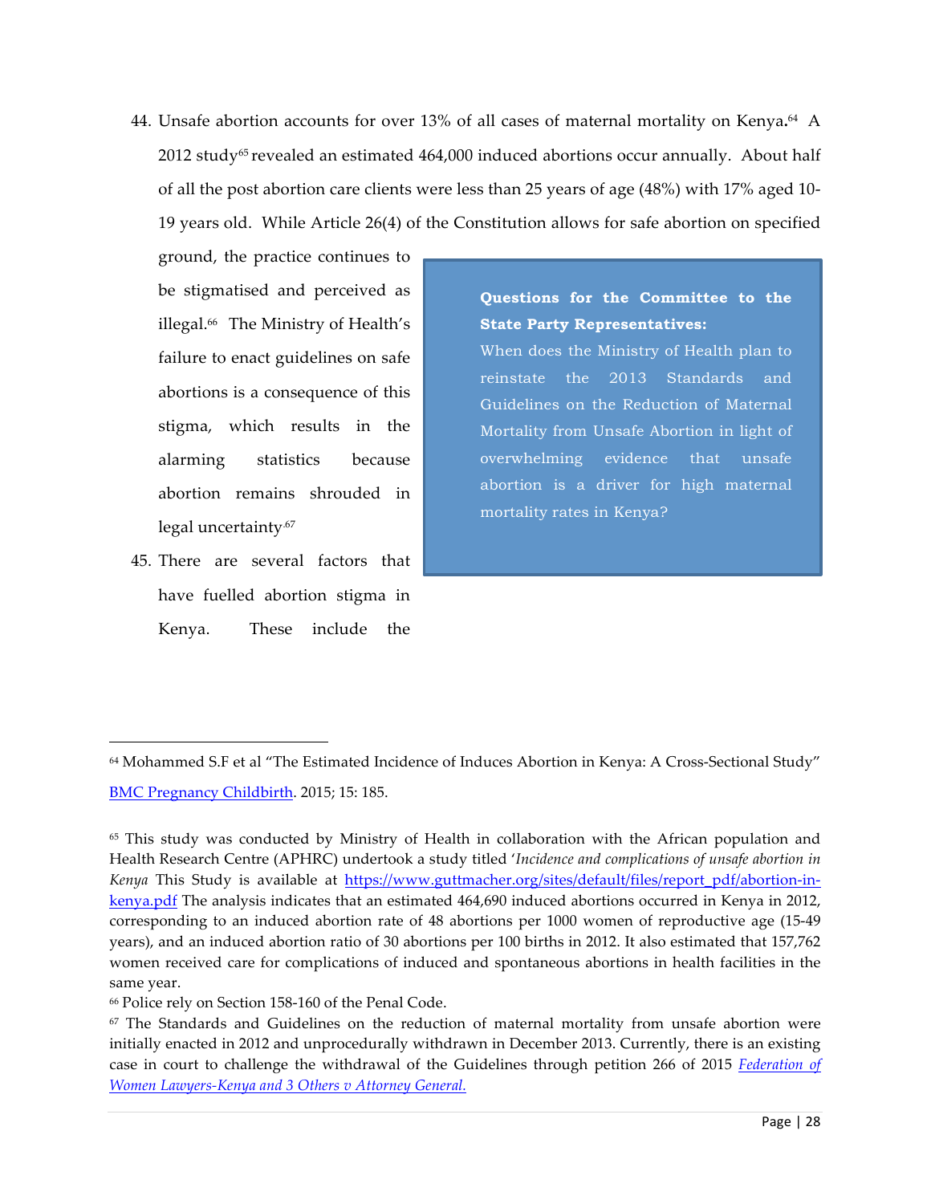44. Unsafe abortion accounts for over 13% of all cases of maternal mortality on Kenya.[64] A 2012 study[65] revealed an estimated 464,000 induced abortions occur annually. About half of all the post abortion care clients were less than 25 years of age (48%) with 17% aged 10-19 years old. While Article 26(4) of the Constitution allows for safe abortion on specified ground, the practice continues to be stigmatised and perceived as illegal.[66] The Ministry of Health's failure to enact guidelines on safe abortions is a consequence of this stigma, which results in the alarming statistics because abortion remains shrouded in legal uncertainty.[67]

> **Questions for the Committee to the State Party Representatives:**
> When does the Ministry of Health plan to reinstate the 2013 Standards and Guidelines on the Reduction of Maternal Mortality from Unsafe Abortion in light of overwhelming evidence that unsafe abortion is a driver for high maternal mortality rates in Kenya?

45. There are several factors that have fuelled abortion stigma in Kenya. These include the

---

[64] Mohammed S.F et al "The Estimated Incidence of Induces Abortion in Kenya: A Cross-Sectional Study" BMC Pregnancy Childbirth. 2015; 15: 185.

[65] This study was conducted by Ministry of Health in collaboration with the African population and Health Research Centre (APHRC) undertook a study titled '*Incidence and complications of unsafe abortion in Kenya* This Study is available at https://www.guttmacher.org/sites/default/files/report_pdf/abortion-in-kenya.pdf The analysis indicates that an estimated 464,690 induced abortions occurred in Kenya in 2012, corresponding to an induced abortion rate of 48 abortions per 1000 women of reproductive age (15-49 years), and an induced abortion ratio of 30 abortions per 100 births in 2012. It also estimated that 157,762 women received care for complications of induced and spontaneous abortions in health facilities in the same year.

[66] Police rely on Section 158-160 of the Penal Code.

[67] The Standards and Guidelines on the reduction of maternal mortality from unsafe abortion were initially enacted in 2012 and unprocedurally withdrawn in December 2013. Currently, there is an existing case in court to challenge the withdrawal of the Guidelines through petition 266 of 2015 *Federation of Women Lawyers-Kenya and 3 Others v Attorney General.*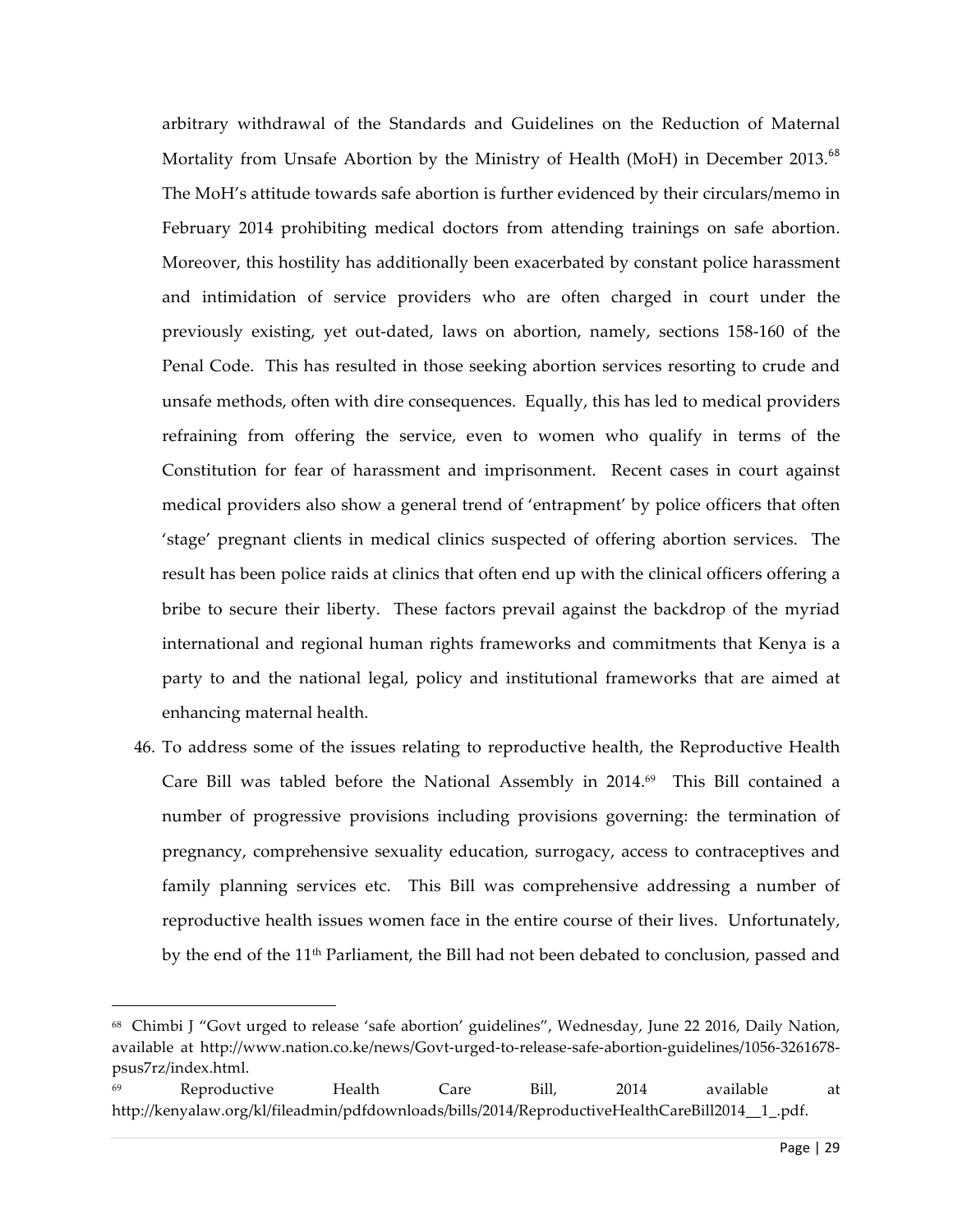arbitrary withdrawal of the Standards and Guidelines on the Reduction of Maternal Mortality from Unsafe Abortion by the Ministry of Health (MoH) in December 2013.[68] The MoH's attitude towards safe abortion is further evidenced by their circulars/memo in February 2014 prohibiting medical doctors from attending trainings on safe abortion. Moreover, this hostility has additionally been exacerbated by constant police harassment and intimidation of service providers who are often charged in court under the previously existing, yet out-dated, laws on abortion, namely, sections 158-160 of the Penal Code. This has resulted in those seeking abortion services resorting to crude and unsafe methods, often with dire consequences. Equally, this has led to medical providers refraining from offering the service, even to women who qualify in terms of the Constitution for fear of harassment and imprisonment. Recent cases in court against medical providers also show a general trend of 'entrapment' by police officers that often 'stage' pregnant clients in medical clinics suspected of offering abortion services. The result has been police raids at clinics that often end up with the clinical officers offering a bribe to secure their liberty. These factors prevail against the backdrop of the myriad international and regional human rights frameworks and commitments that Kenya is a party to and the national legal, policy and institutional frameworks that are aimed at enhancing maternal health.

46. To address some of the issues relating to reproductive health, the Reproductive Health Care Bill was tabled before the National Assembly in 2014.[69] This Bill contained a number of progressive provisions including provisions governing: the termination of pregnancy, comprehensive sexuality education, surrogacy, access to contraceptives and family planning services etc. This Bill was comprehensive addressing a number of reproductive health issues women face in the entire course of their lives. Unfortunately, by the end of the 11th Parliament, the Bill had not been debated to conclusion, passed and

---

[68] Chimbi J "Govt urged to release 'safe abortion' guidelines", Wednesday, June 22 2016, Daily Nation, available at http://www.nation.co.ke/news/Govt-urged-to-release-safe-abortion-guidelines/1056-3261678-psus7rz/index.html.

[69] Reproductive Health Care Bill, 2014 available at http://kenyalaw.org/kl/fileadmin/pdfdownloads/bills/2014/ReproductiveHealthCareBill2014__1_.pdf.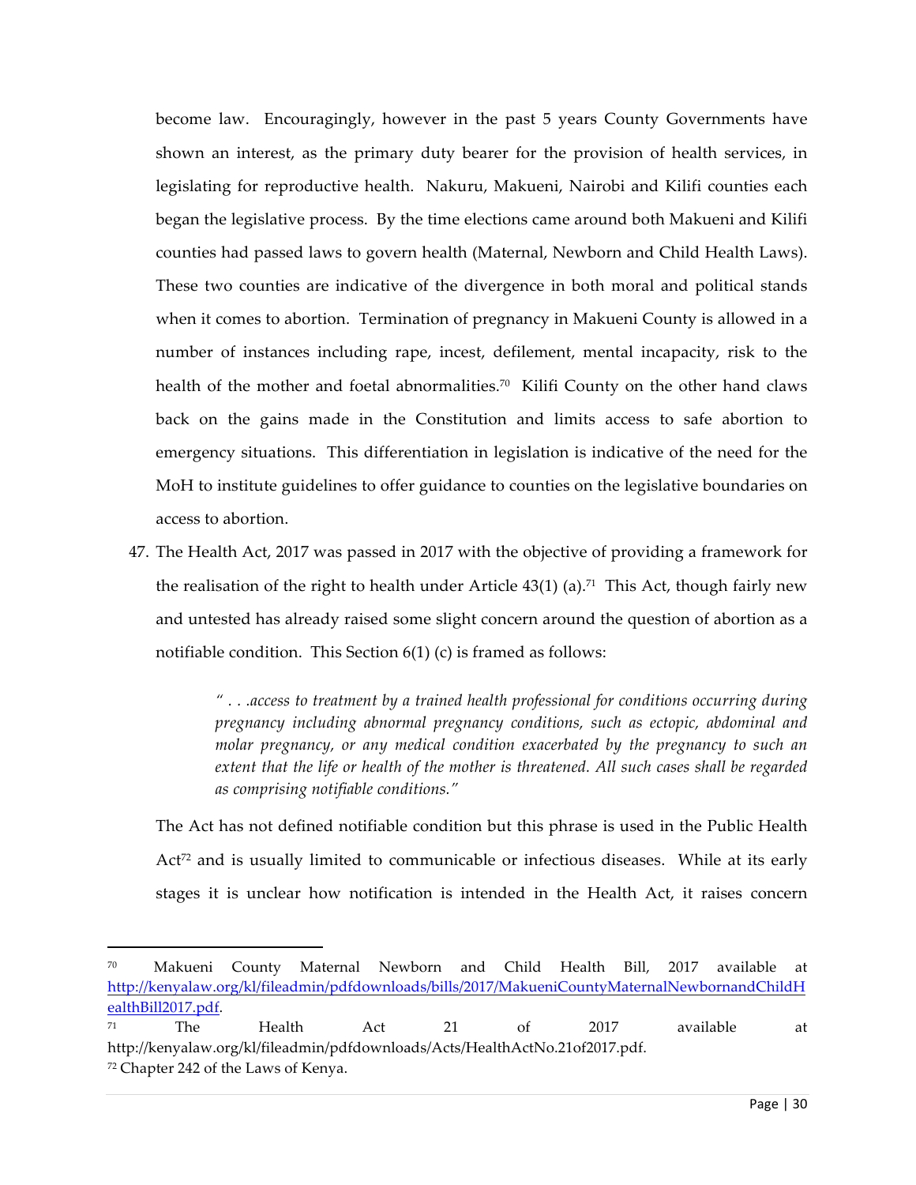become law. Encouragingly, however in the past 5 years County Governments have shown an interest, as the primary duty bearer for the provision of health services, in legislating for reproductive health. Nakuru, Makueni, Nairobi and Kilifi counties each began the legislative process. By the time elections came around both Makueni and Kilifi counties had passed laws to govern health (Maternal, Newborn and Child Health Laws). These two counties are indicative of the divergence in both moral and political stands when it comes to abortion. Termination of pregnancy in Makueni County is allowed in a number of instances including rape, incest, defilement, mental incapacity, risk to the health of the mother and foetal abnormalities.[70] Kilifi County on the other hand claws back on the gains made in the Constitution and limits access to safe abortion to emergency situations. This differentiation in legislation is indicative of the need for the MoH to institute guidelines to offer guidance to counties on the legislative boundaries on access to abortion.

47. The Health Act, 2017 was passed in 2017 with the objective of providing a framework for the realisation of the right to health under Article 43(1) (a).[71] This Act, though fairly new and untested has already raised some slight concern around the question of abortion as a notifiable condition. This Section 6(1) (c) is framed as follows:

> *" . . .access to treatment by a trained health professional for conditions occurring during pregnancy including abnormal pregnancy conditions, such as ectopic, abdominal and molar pregnancy, or any medical condition exacerbated by the pregnancy to such an extent that the life or health of the mother is threatened. All such cases shall be regarded as comprising notifiable conditions."*

The Act has not defined notifiable condition but this phrase is used in the Public Health Act[72] and is usually limited to communicable or infectious diseases. While at its early stages it is unclear how notification is intended in the Health Act, it raises concern

---

[70] Makueni County Maternal Newborn and Child Health Bill, 2017 available at http://kenyalaw.org/kl/fileadmin/pdfdownloads/bills/2017/MakueniCountyMaternalNewbornandChildHealthBill2017.pdf.

[71] The Health Act 21 of 2017 available at http://kenyalaw.org/kl/fileadmin/pdfdownloads/Acts/HealthActNo.21of2017.pdf.

[72] Chapter 242 of the Laws of Kenya.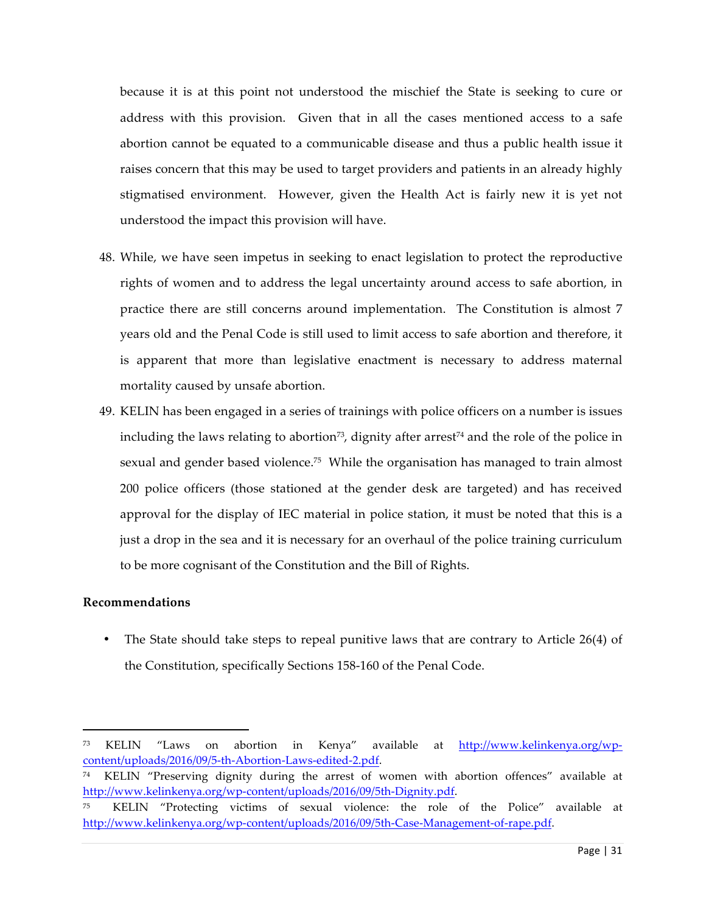because it is at this point not understood the mischief the State is seeking to cure or address with this provision. Given that in all the cases mentioned access to a safe abortion cannot be equated to a communicable disease and thus a public health issue it raises concern that this may be used to target providers and patients in an already highly stigmatised environment. However, given the Health Act is fairly new it is yet not understood the impact this provision will have.

48. While, we have seen impetus in seeking to enact legislation to protect the reproductive rights of women and to address the legal uncertainty around access to safe abortion, in practice there are still concerns around implementation. The Constitution is almost 7 years old and the Penal Code is still used to limit access to safe abortion and therefore, it is apparent that more than legislative enactment is necessary to address maternal mortality caused by unsafe abortion.

49. KELIN has been engaged in a series of trainings with police officers on a number is issues including the laws relating to abortion[73], dignity after arrest[74] and the role of the police in sexual and gender based violence.[75] While the organisation has managed to train almost 200 police officers (those stationed at the gender desk are targeted) and has received approval for the display of IEC material in police station, it must be noted that this is a just a drop in the sea and it is necessary for an overhaul of the police training curriculum to be more cognisant of the Constitution and the Bill of Rights.

**Recommendations**

- The State should take steps to repeal punitive laws that are contrary to Article 26(4) of the Constitution, specifically Sections 158-160 of the Penal Code.

---

[73] KELIN "Laws on abortion in Kenya" available at http://www.kelinkenya.org/wp-content/uploads/2016/09/5-th-Abortion-Laws-edited-2.pdf.

[74] KELIN "Preserving dignity during the arrest of women with abortion offences" available at http://www.kelinkenya.org/wp-content/uploads/2016/09/5th-Dignity.pdf.

[75] KELIN "Protecting victims of sexual violence: the role of the Police" available at http://www.kelinkenya.org/wp-content/uploads/2016/09/5th-Case-Management-of-rape.pdf.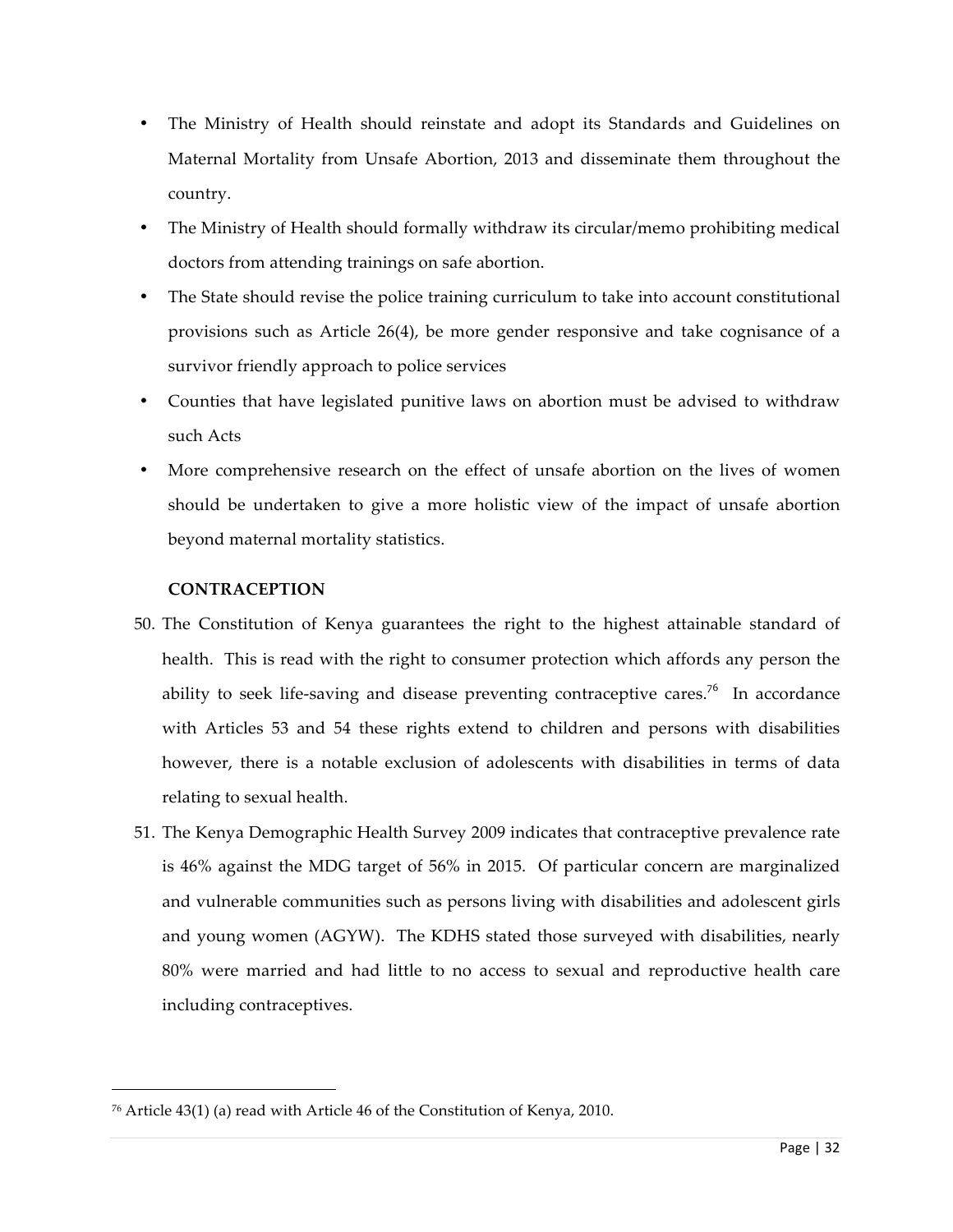- The Ministry of Health should reinstate and adopt its Standards and Guidelines on Maternal Mortality from Unsafe Abortion, 2013 and disseminate them throughout the country.
- The Ministry of Health should formally withdraw its circular/memo prohibiting medical doctors from attending trainings on safe abortion.
- The State should revise the police training curriculum to take into account constitutional provisions such as Article 26(4), be more gender responsive and take cognisance of a survivor friendly approach to police services
- Counties that have legislated punitive laws on abortion must be advised to withdraw such Acts
- More comprehensive research on the effect of unsafe abortion on the lives of women should be undertaken to give a more holistic view of the impact of unsafe abortion beyond maternal mortality statistics.

**CONTRACEPTION**

50. The Constitution of Kenya guarantees the right to the highest attainable standard of health. This is read with the right to consumer protection which affords any person the ability to seek life-saving and disease preventing contraceptive cares.[76] In accordance with Articles 53 and 54 these rights extend to children and persons with disabilities however, there is a notable exclusion of adolescents with disabilities in terms of data relating to sexual health.
51. The Kenya Demographic Health Survey 2009 indicates that contraceptive prevalence rate is 46% against the MDG target of 56% in 2015. Of particular concern are marginalized and vulnerable communities such as persons living with disabilities and adolescent girls and young women (AGYW). The KDHS stated those surveyed with disabilities, nearly 80% were married and had little to no access to sexual and reproductive health care including contraceptives.

---

[76] Article 43(1) (a) read with Article 46 of the Constitution of Kenya, 2010.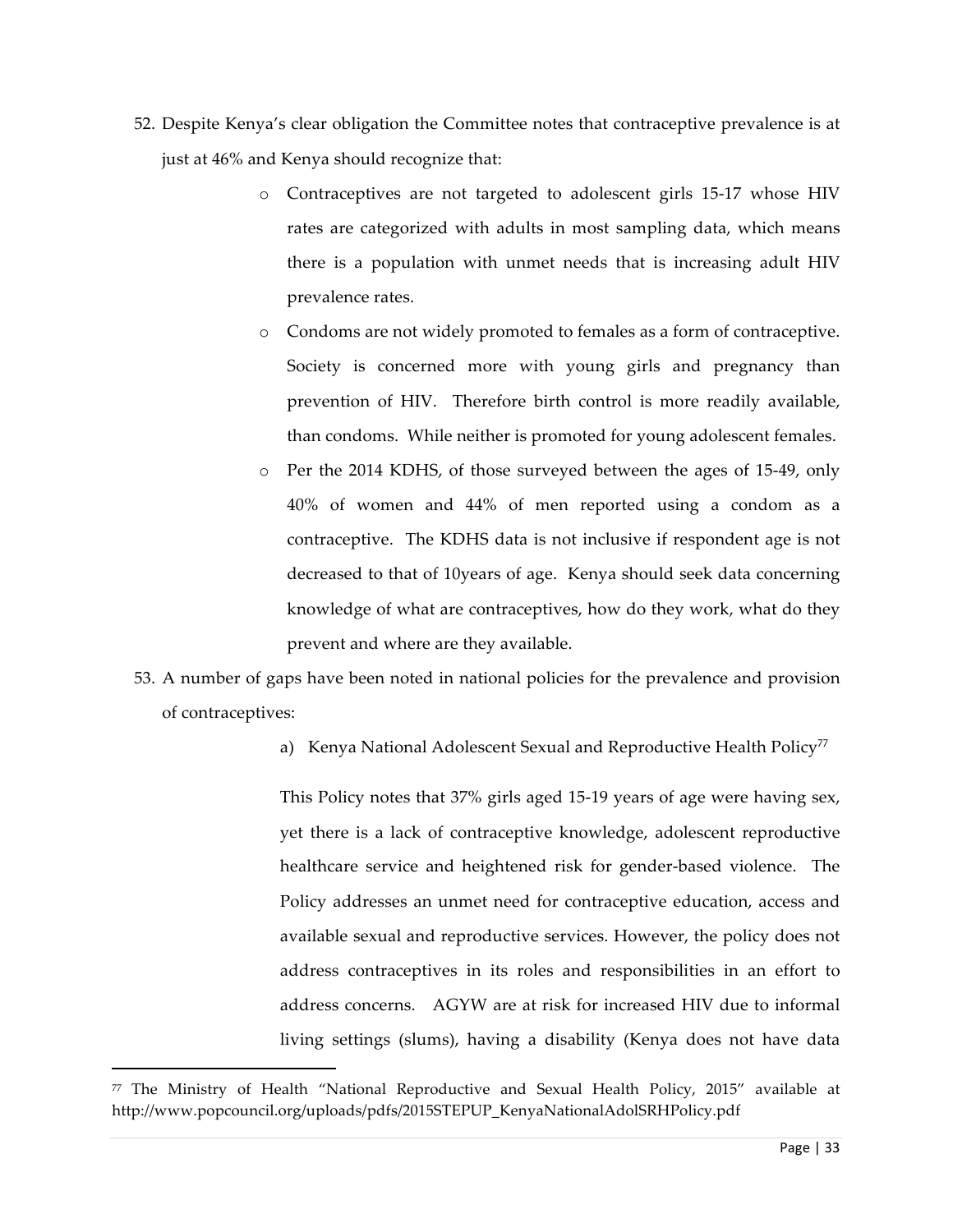52. Despite Kenya's clear obligation the Committee notes that contraceptive prevalence is at just at 46% and Kenya should recognize that:

    - Contraceptives are not targeted to adolescent girls 15-17 whose HIV rates are categorized with adults in most sampling data, which means there is a population with unmet needs that is increasing adult HIV prevalence rates.
    - Condoms are not widely promoted to females as a form of contraceptive. Society is concerned more with young girls and pregnancy than prevention of HIV. Therefore birth control is more readily available, than condoms. While neither is promoted for young adolescent females.
    - Per the 2014 KDHS, of those surveyed between the ages of 15-49, only 40% of women and 44% of men reported using a condom as a contraceptive. The KDHS data is not inclusive if respondent age is not decreased to that of 10years of age. Kenya should seek data concerning knowledge of what are contraceptives, how do they work, what do they prevent and where are they available.

53. A number of gaps have been noted in national policies for the prevalence and provision of contraceptives:

    a) Kenya National Adolescent Sexual and Reproductive Health Policy[77]

    This Policy notes that 37% girls aged 15-19 years of age were having sex, yet there is a lack of contraceptive knowledge, adolescent reproductive healthcare service and heightened risk for gender-based violence. The Policy addresses an unmet need for contraceptive education, access and available sexual and reproductive services. However, the policy does not address contraceptives in its roles and responsibilities in an effort to address concerns. AGYW are at risk for increased HIV due to informal living settings (slums), having a disability (Kenya does not have data

[77] The Ministry of Health "National Reproductive and Sexual Health Policy, 2015" available at http://www.popcouncil.org/uploads/pdfs/2015STEPUP_KenyaNationalAdolSRHPolicy.pdf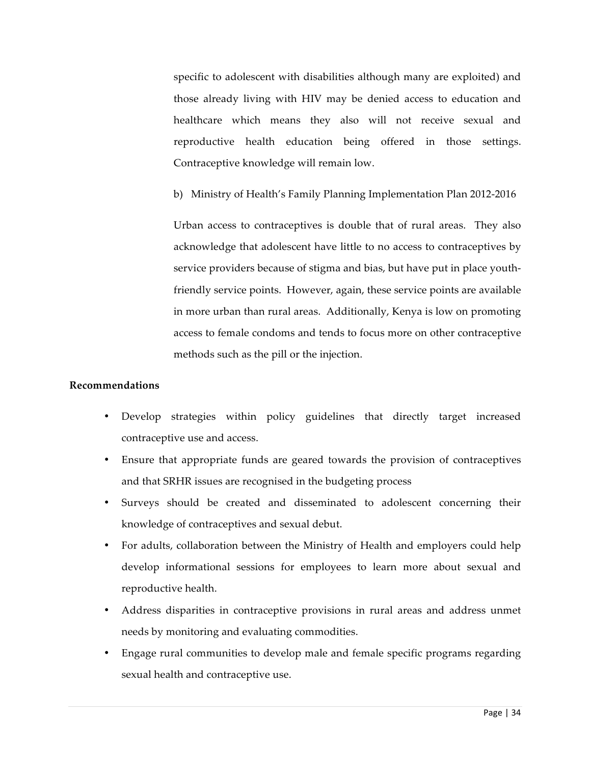specific to adolescent with disabilities although many are exploited) and those already living with HIV may be denied access to education and healthcare which means they also will not receive sexual and reproductive health education being offered in those settings. Contraceptive knowledge will remain low.

b) Ministry of Health's Family Planning Implementation Plan 2012-2016

Urban access to contraceptives is double that of rural areas. They also acknowledge that adolescent have little to no access to contraceptives by service providers because of stigma and bias, but have put in place youth-friendly service points. However, again, these service points are available in more urban than rural areas. Additionally, Kenya is low on promoting access to female condoms and tends to focus more on other contraceptive methods such as the pill or the injection.

**Recommendations**

- Develop strategies within policy guidelines that directly target increased contraceptive use and access.
- Ensure that appropriate funds are geared towards the provision of contraceptives and that SRHR issues are recognised in the budgeting process
- Surveys should be created and disseminated to adolescent concerning their knowledge of contraceptives and sexual debut.
- For adults, collaboration between the Ministry of Health and employers could help develop informational sessions for employees to learn more about sexual and reproductive health.
- Address disparities in contraceptive provisions in rural areas and address unmet needs by monitoring and evaluating commodities.
- Engage rural communities to develop male and female specific programs regarding sexual health and contraceptive use.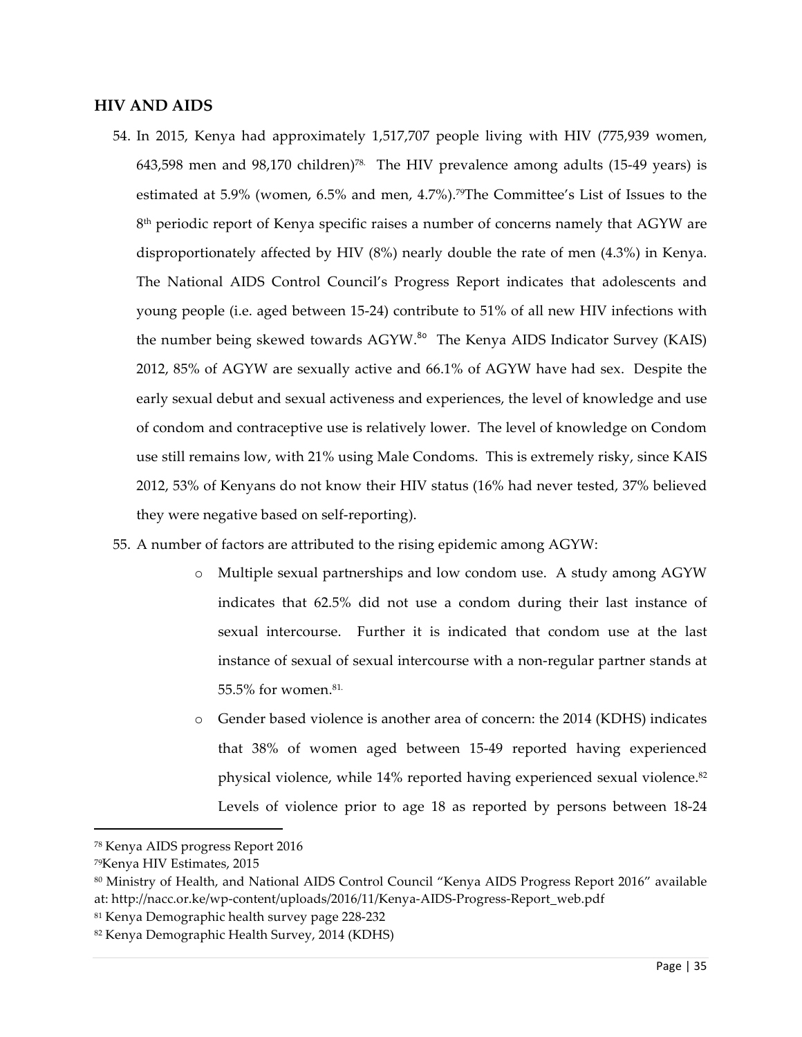## HIV AND AIDS

54. In 2015, Kenya had approximately 1,517,707 people living with HIV (775,939 women, 643,598 men and 98,170 children)[78.] The HIV prevalence among adults (15-49 years) is estimated at 5.9% (women, 6.5% and men, 4.7%).[79]The Committee's List of Issues to the 8th periodic report of Kenya specific raises a number of concerns namely that AGYW are disproportionately affected by HIV (8%) nearly double the rate of men (4.3%) in Kenya. The National AIDS Control Council's Progress Report indicates that adolescents and young people (i.e. aged between 15-24) contribute to 51% of all new HIV infections with the number being skewed towards AGYW.[80] The Kenya AIDS Indicator Survey (KAIS) 2012, 85% of AGYW are sexually active and 66.1% of AGYW have had sex. Despite the early sexual debut and sexual activeness and experiences, the level of knowledge and use of condom and contraceptive use is relatively lower. The level of knowledge on Condom use still remains low, with 21% using Male Condoms. This is extremely risky, since KAIS 2012, 53% of Kenyans do not know their HIV status (16% had never tested, 37% believed they were negative based on self-reporting).

55. A number of factors are attributed to the rising epidemic among AGYW:
    - Multiple sexual partnerships and low condom use. A study among AGYW indicates that 62.5% did not use a condom during their last instance of sexual intercourse. Further it is indicated that condom use at the last instance of sexual of sexual intercourse with a non-regular partner stands at 55.5% for women.[81.]
    - Gender based violence is another area of concern: the 2014 (KDHS) indicates that 38% of women aged between 15-49 reported having experienced physical violence, while 14% reported having experienced sexual violence.[82] Levels of violence prior to age 18 as reported by persons between 18-24

---

[78] Kenya AIDS progress Report 2016

[79]Kenya HIV Estimates, 2015

[80] Ministry of Health, and National AIDS Control Council "Kenya AIDS Progress Report 2016" available at: http://nacc.or.ke/wp-content/uploads/2016/11/Kenya-AIDS-Progress-Report_web.pdf

[81] Kenya Demographic health survey page 228-232

[82] Kenya Demographic Health Survey, 2014 (KDHS)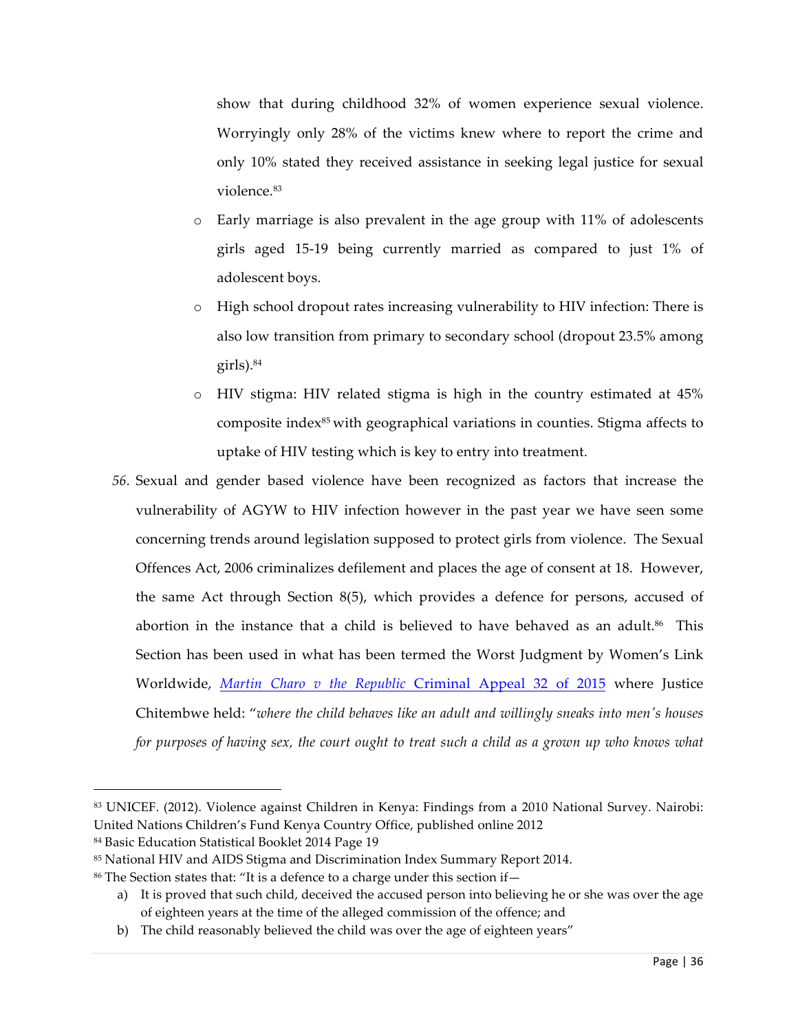show that during childhood 32% of women experience sexual violence. Worryingly only 28% of the victims knew where to report the crime and only 10% stated they received assistance in seeking legal justice for sexual violence.[83]

- Early marriage is also prevalent in the age group with 11% of adolescents girls aged 15-19 being currently married as compared to just 1% of adolescent boys.
- High school dropout rates increasing vulnerability to HIV infection: There is also low transition from primary to secondary school (dropout 23.5% among girls).[84]
- HIV stigma: HIV related stigma is high in the country estimated at 45% composite index[85] with geographical variations in counties. Stigma affects to uptake of HIV testing which is key to entry into treatment.

*56*. Sexual and gender based violence have been recognized as factors that increase the vulnerability of AGYW to HIV infection however in the past year we have seen some concerning trends around legislation supposed to protect girls from violence. The Sexual Offences Act, 2006 criminalizes defilement and places the age of consent at 18. However, the same Act through Section 8(5), which provides a defence for persons, accused of abortion in the instance that a child is believed to have behaved as an adult.[86] This Section has been used in what has been termed the Worst Judgment by Women's Link Worldwide, *Martin Charo v the Republic* Criminal Appeal 32 of 2015 where Justice Chitembwe held: "*where the child behaves like an adult and willingly sneaks into men's houses for purposes of having sex, the court ought to treat such a child as a grown up who knows what*

---

[83] UNICEF. (2012). Violence against Children in Kenya: Findings from a 2010 National Survey. Nairobi: United Nations Children's Fund Kenya Country Office, published online 2012

[84] Basic Education Statistical Booklet 2014 Page 19

[85] National HIV and AIDS Stigma and Discrimination Index Summary Report 2014.

[86] The Section states that: "It is a defence to a charge under this section if—

a) It is proved that such child, deceived the accused person into believing he or she was over the age of eighteen years at the time of the alleged commission of the offence; and
b) The child reasonably believed the child was over the age of eighteen years"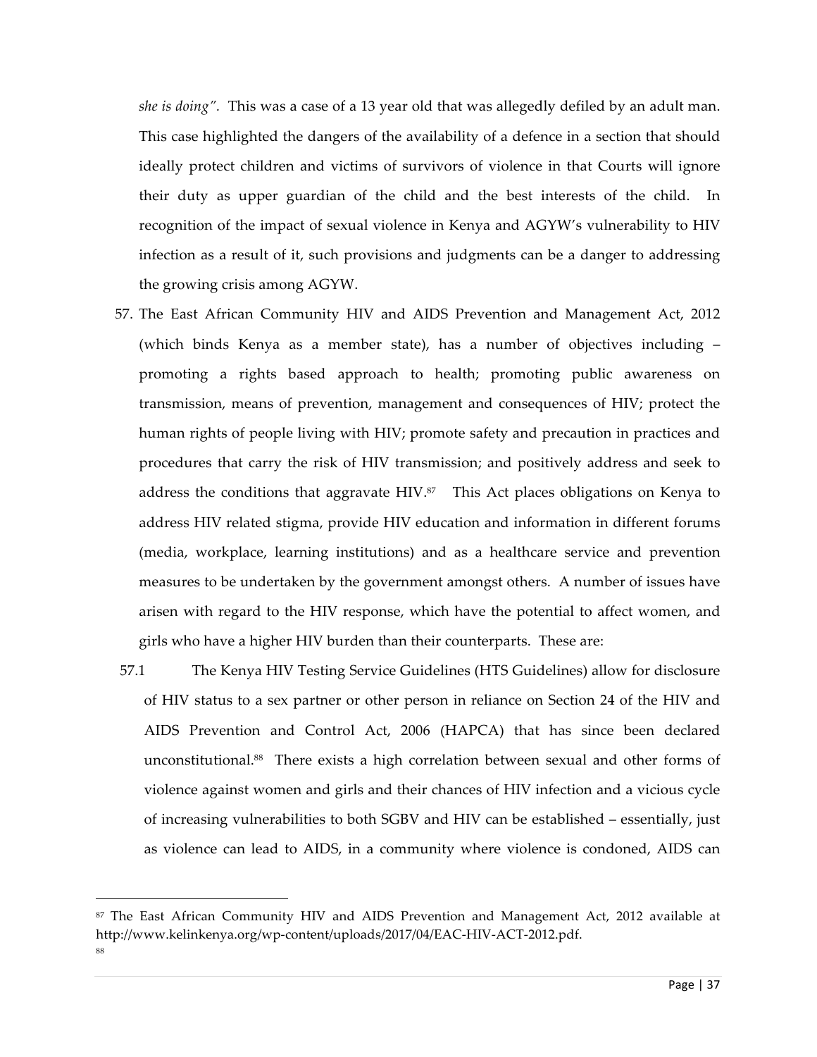*she is doing"*. This was a case of a 13 year old that was allegedly defiled by an adult man. This case highlighted the dangers of the availability of a defence in a section that should ideally protect children and victims of survivors of violence in that Courts will ignore their duty as upper guardian of the child and the best interests of the child. In recognition of the impact of sexual violence in Kenya and AGYW's vulnerability to HIV infection as a result of it, such provisions and judgments can be a danger to addressing the growing crisis among AGYW.

57. The East African Community HIV and AIDS Prevention and Management Act, 2012 (which binds Kenya as a member state), has a number of objectives including – promoting a rights based approach to health; promoting public awareness on transmission, means of prevention, management and consequences of HIV; protect the human rights of people living with HIV; promote safety and precaution in practices and procedures that carry the risk of HIV transmission; and positively address and seek to address the conditions that aggravate HIV.[87] This Act places obligations on Kenya to address HIV related stigma, provide HIV education and information in different forums (media, workplace, learning institutions) and as a healthcare service and prevention measures to be undertaken by the government amongst others. A number of issues have arisen with regard to the HIV response, which have the potential to affect women, and girls who have a higher HIV burden than their counterparts. These are:

57.1 The Kenya HIV Testing Service Guidelines (HTS Guidelines) allow for disclosure of HIV status to a sex partner or other person in reliance on Section 24 of the HIV and AIDS Prevention and Control Act, 2006 (HAPCA) that has since been declared unconstitutional.[88] There exists a high correlation between sexual and other forms of violence against women and girls and their chances of HIV infection and a vicious cycle of increasing vulnerabilities to both SGBV and HIV can be established – essentially, just as violence can lead to AIDS, in a community where violence is condoned, AIDS can

---

[87] The East African Community HIV and AIDS Prevention and Management Act, 2012 available at http://www.kelinkenya.org/wp-content/uploads/2017/04/EAC-HIV-ACT-2012.pdf.

[88]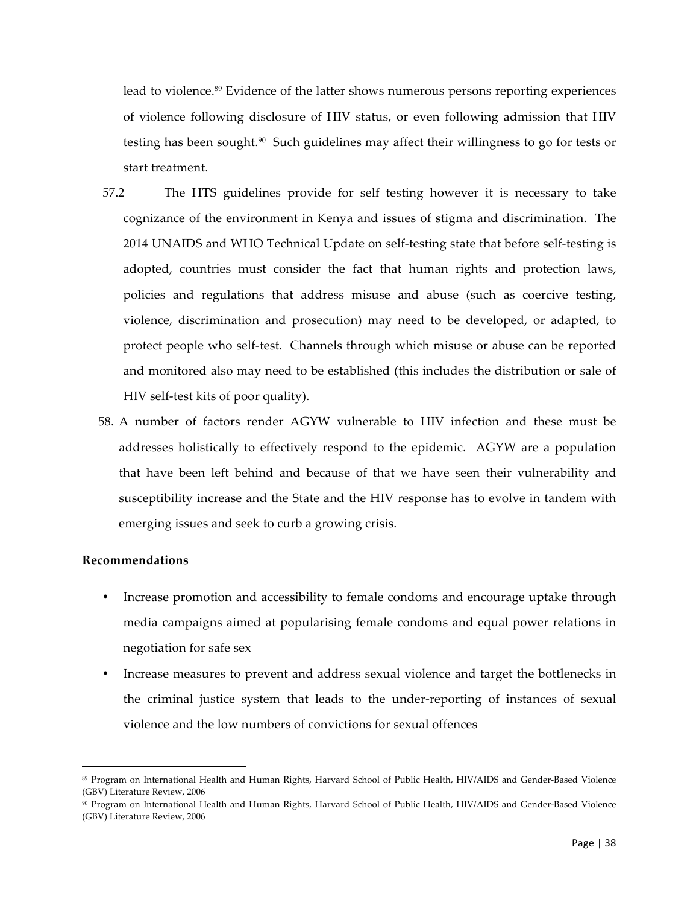lead to violence.[89] Evidence of the latter shows numerous persons reporting experiences of violence following disclosure of HIV status, or even following admission that HIV testing has been sought.[90] Such guidelines may affect their willingness to go for tests or start treatment.

57.2 The HTS guidelines provide for self testing however it is necessary to take cognizance of the environment in Kenya and issues of stigma and discrimination. The 2014 UNAIDS and WHO Technical Update on self-testing state that before self-testing is adopted, countries must consider the fact that human rights and protection laws, policies and regulations that address misuse and abuse (such as coercive testing, violence, discrimination and prosecution) may need to be developed, or adapted, to protect people who self-test. Channels through which misuse or abuse can be reported and monitored also may need to be established (this includes the distribution or sale of HIV self-test kits of poor quality).

58. A number of factors render AGYW vulnerable to HIV infection and these must be addresses holistically to effectively respond to the epidemic. AGYW are a population that have been left behind and because of that we have seen their vulnerability and susceptibility increase and the State and the HIV response has to evolve in tandem with emerging issues and seek to curb a growing crisis.

**Recommendations**

- Increase promotion and accessibility to female condoms and encourage uptake through media campaigns aimed at popularising female condoms and equal power relations in negotiation for safe sex
- Increase measures to prevent and address sexual violence and target the bottlenecks in the criminal justice system that leads to the under-reporting of instances of sexual violence and the low numbers of convictions for sexual offences

---

[89] Program on International Health and Human Rights, Harvard School of Public Health, HIV/AIDS and Gender-Based Violence (GBV) Literature Review, 2006

[90] Program on International Health and Human Rights, Harvard School of Public Health, HIV/AIDS and Gender-Based Violence (GBV) Literature Review, 2006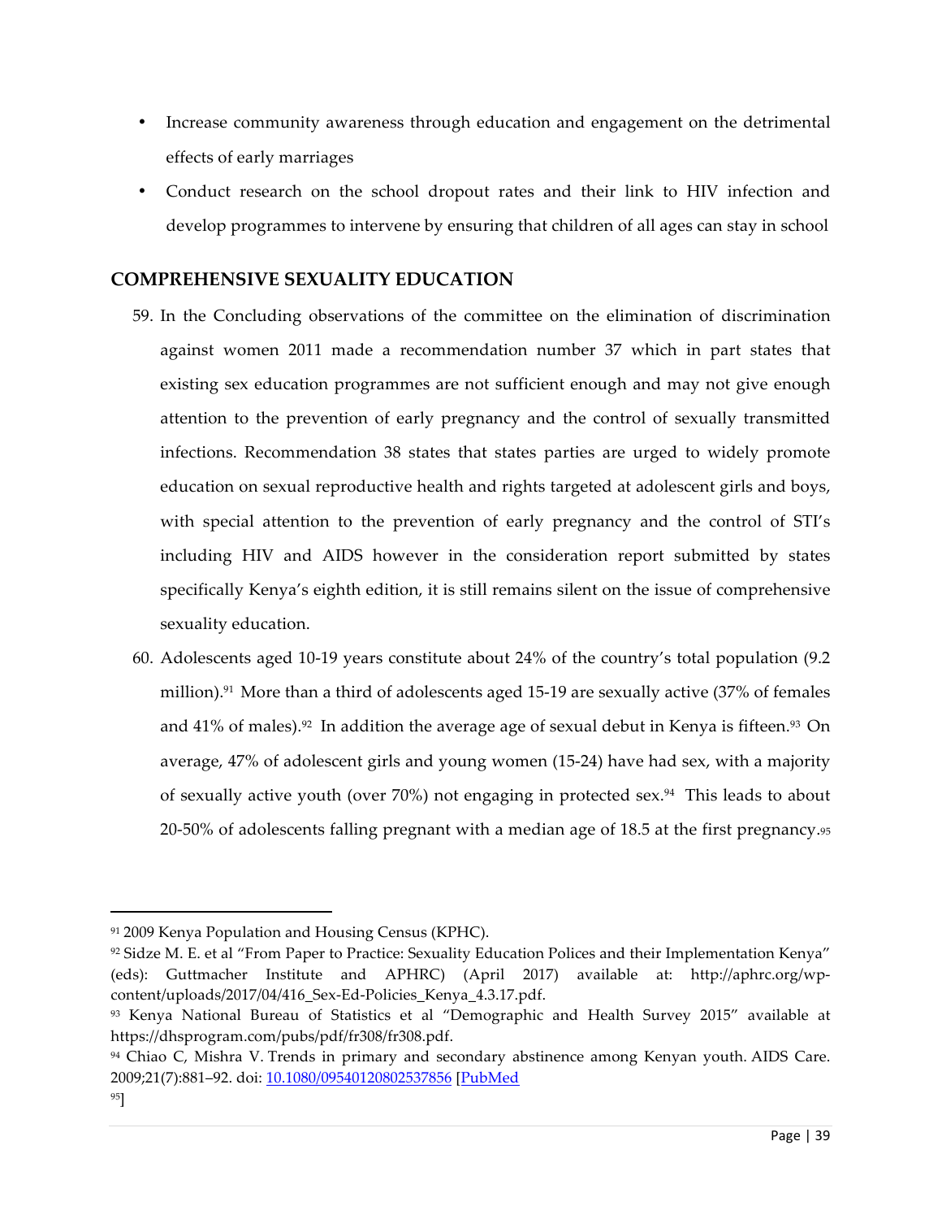- Increase community awareness through education and engagement on the detrimental effects of early marriages
- Conduct research on the school dropout rates and their link to HIV infection and develop programmes to intervene by ensuring that children of all ages can stay in school

## COMPREHENSIVE SEXUALITY EDUCATION

59. In the Concluding observations of the committee on the elimination of discrimination against women 2011 made a recommendation number 37 which in part states that existing sex education programmes are not sufficient enough and may not give enough attention to the prevention of early pregnancy and the control of sexually transmitted infections. Recommendation 38 states that states parties are urged to widely promote education on sexual reproductive health and rights targeted at adolescent girls and boys, with special attention to the prevention of early pregnancy and the control of STI's including HIV and AIDS however in the consideration report submitted by states specifically Kenya's eighth edition, it is still remains silent on the issue of comprehensive sexuality education.

60. Adolescents aged 10-19 years constitute about 24% of the country's total population (9.2 million).[91] More than a third of adolescents aged 15-19 are sexually active (37% of females and 41% of males).[92] In addition the average age of sexual debut in Kenya is fifteen.[93] On average, 47% of adolescent girls and young women (15-24) have had sex, with a majority of sexually active youth (over 70%) not engaging in protected sex.[94] This leads to about 20-50% of adolescents falling pregnant with a median age of 18.5 at the first pregnancy.[95]

---

[91] 2009 Kenya Population and Housing Census (KPHC).

[92] Sidze M. E. et al "From Paper to Practice: Sexuality Education Polices and their Implementation Kenya" (eds): Guttmacher Institute and APHRC) (April 2017) available at: http://aphrc.org/wp-content/uploads/2017/04/416_Sex-Ed-Policies_Kenya_4.3.17.pdf.

[93] Kenya National Bureau of Statistics et al "Demographic and Health Survey 2015" available at https://dhsprogram.com/pubs/pdf/fr308/fr308.pdf.

[94] Chiao C, Mishra V. Trends in primary and secondary abstinence among Kenyan youth. AIDS Care. 2009;21(7):881–92. doi: 10.1080/09540120802537856 [PubMed

[95]]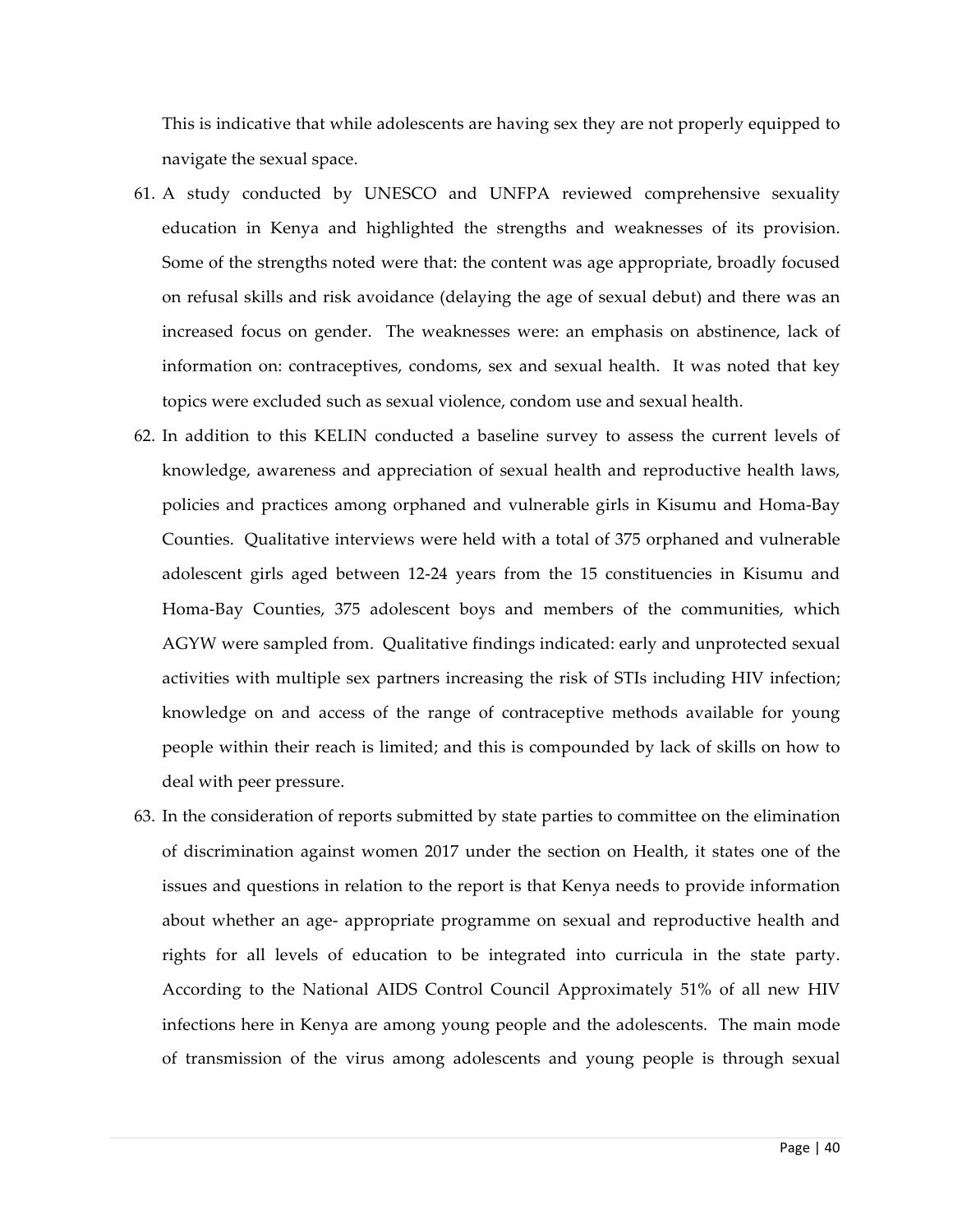This is indicative that while adolescents are having sex they are not properly equipped to navigate the sexual space.

61. A study conducted by UNESCO and UNFPA reviewed comprehensive sexuality education in Kenya and highlighted the strengths and weaknesses of its provision. Some of the strengths noted were that: the content was age appropriate, broadly focused on refusal skills and risk avoidance (delaying the age of sexual debut) and there was an increased focus on gender. The weaknesses were: an emphasis on abstinence, lack of information on: contraceptives, condoms, sex and sexual health. It was noted that key topics were excluded such as sexual violence, condom use and sexual health.

62. In addition to this KELIN conducted a baseline survey to assess the current levels of knowledge, awareness and appreciation of sexual health and reproductive health laws, policies and practices among orphaned and vulnerable girls in Kisumu and Homa-Bay Counties. Qualitative interviews were held with a total of 375 orphaned and vulnerable adolescent girls aged between 12-24 years from the 15 constituencies in Kisumu and Homa-Bay Counties, 375 adolescent boys and members of the communities, which AGYW were sampled from. Qualitative findings indicated: early and unprotected sexual activities with multiple sex partners increasing the risk of STIs including HIV infection; knowledge on and access of the range of contraceptive methods available for young people within their reach is limited; and this is compounded by lack of skills on how to deal with peer pressure.

63. In the consideration of reports submitted by state parties to committee on the elimination of discrimination against women 2017 under the section on Health, it states one of the issues and questions in relation to the report is that Kenya needs to provide information about whether an age- appropriate programme on sexual and reproductive health and rights for all levels of education to be integrated into curricula in the state party. According to the National AIDS Control Council Approximately 51% of all new HIV infections here in Kenya are among young people and the adolescents. The main mode of transmission of the virus among adolescents and young people is through sexual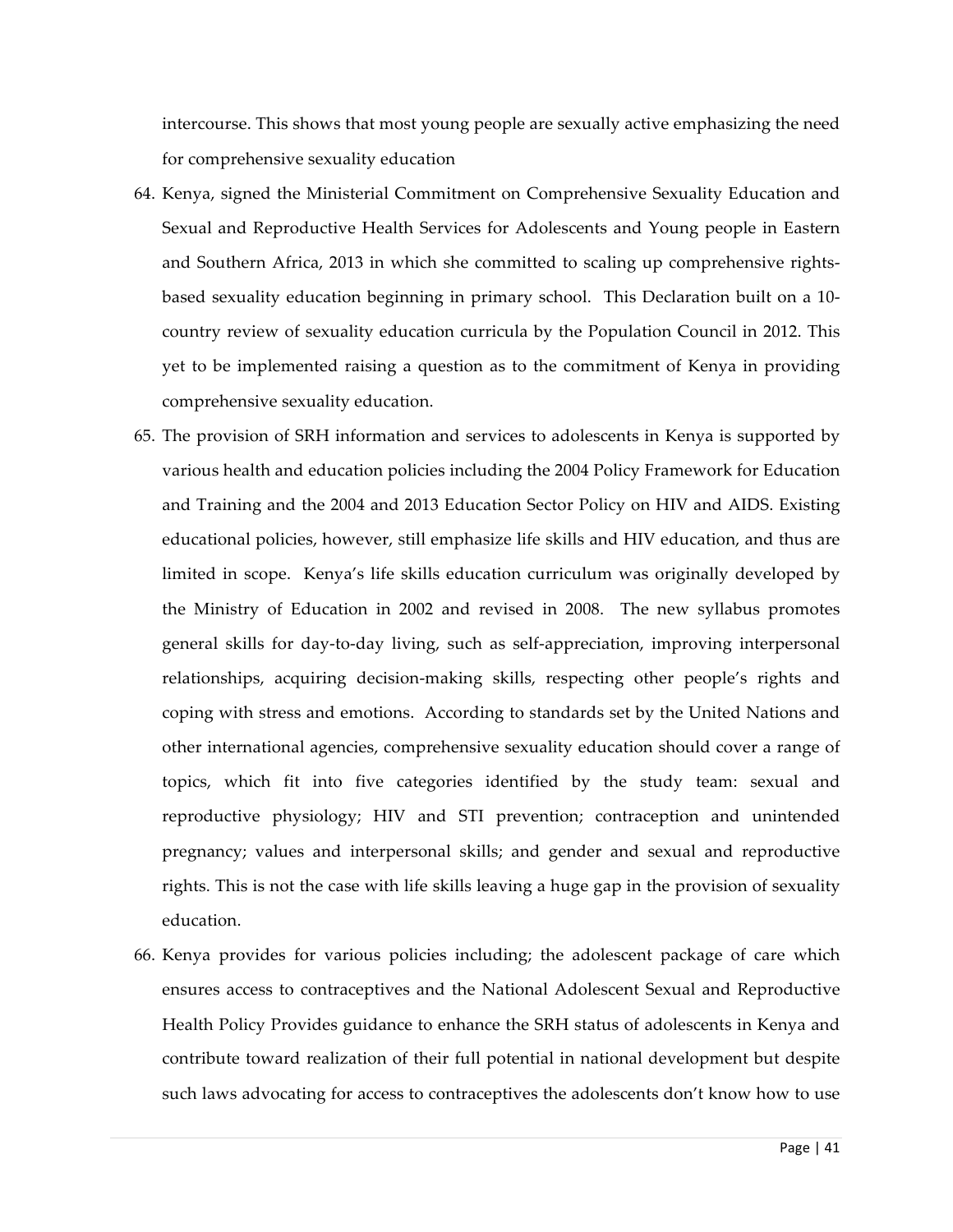intercourse. This shows that most young people are sexually active emphasizing the need for comprehensive sexuality education

64. Kenya, signed the Ministerial Commitment on Comprehensive Sexuality Education and Sexual and Reproductive Health Services for Adolescents and Young people in Eastern and Southern Africa, 2013 in which she committed to scaling up comprehensive rights-based sexuality education beginning in primary school. This Declaration built on a 10-country review of sexuality education curricula by the Population Council in 2012. This yet to be implemented raising a question as to the commitment of Kenya in providing comprehensive sexuality education.
65. The provision of SRH information and services to adolescents in Kenya is supported by various health and education policies including the 2004 Policy Framework for Education and Training and the 2004 and 2013 Education Sector Policy on HIV and AIDS. Existing educational policies, however, still emphasize life skills and HIV education, and thus are limited in scope. Kenya's life skills education curriculum was originally developed by the Ministry of Education in 2002 and revised in 2008. The new syllabus promotes general skills for day-to-day living, such as self-appreciation, improving interpersonal relationships, acquiring decision-making skills, respecting other people's rights and coping with stress and emotions. According to standards set by the United Nations and other international agencies, comprehensive sexuality education should cover a range of topics, which fit into five categories identified by the study team: sexual and reproductive physiology; HIV and STI prevention; contraception and unintended pregnancy; values and interpersonal skills; and gender and sexual and reproductive rights. This is not the case with life skills leaving a huge gap in the provision of sexuality education.
66. Kenya provides for various policies including; the adolescent package of care which ensures access to contraceptives and the National Adolescent Sexual and Reproductive Health Policy Provides guidance to enhance the SRH status of adolescents in Kenya and contribute toward realization of their full potential in national development but despite such laws advocating for access to contraceptives the adolescents don't know how to use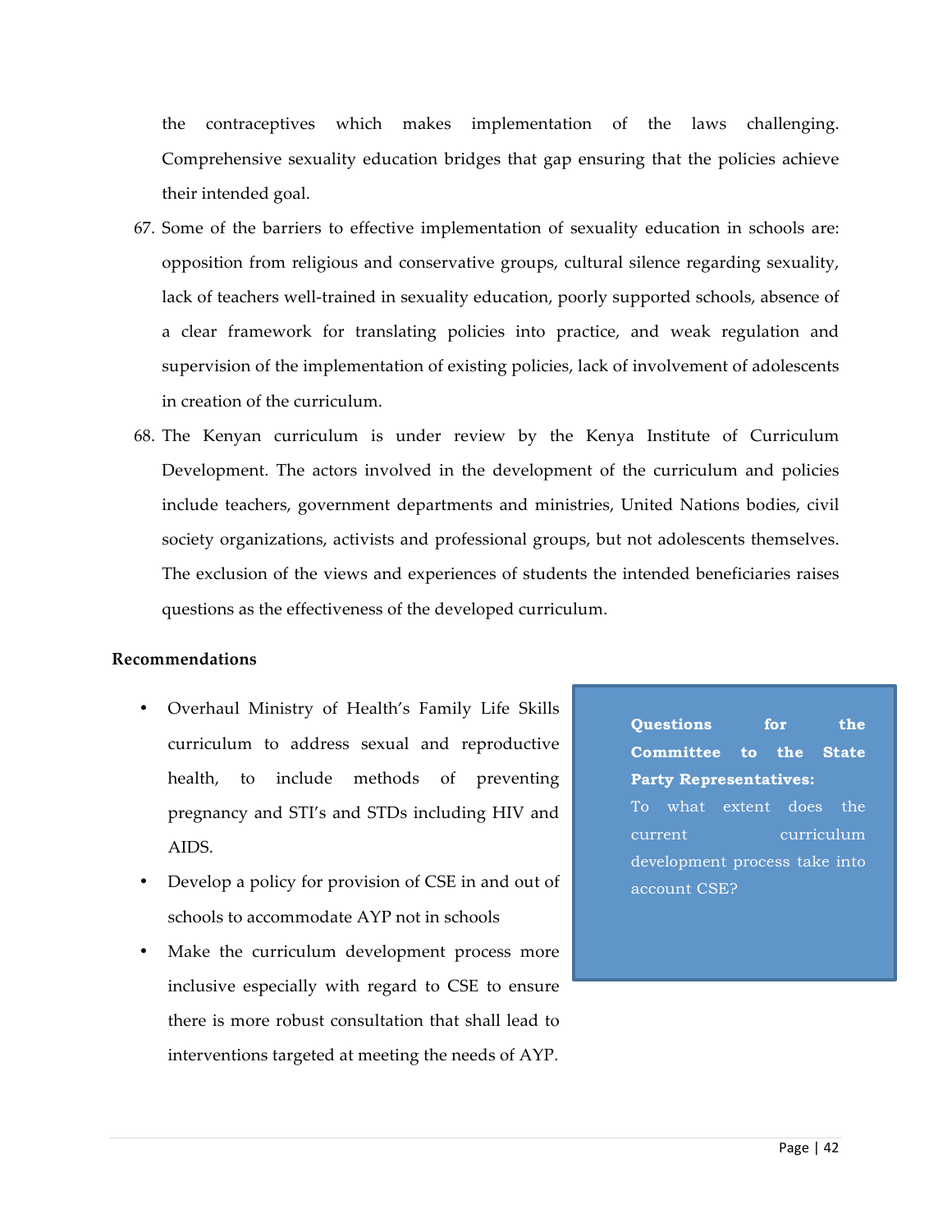the contraceptives which makes implementation of the laws challenging. Comprehensive sexuality education bridges that gap ensuring that the policies achieve their intended goal.

67. Some of the barriers to effective implementation of sexuality education in schools are: opposition from religious and conservative groups, cultural silence regarding sexuality, lack of teachers well-trained in sexuality education, poorly supported schools, absence of a clear framework for translating policies into practice, and weak regulation and supervision of the implementation of existing policies, lack of involvement of adolescents in creation of the curriculum.

68. The Kenyan curriculum is under review by the Kenya Institute of Curriculum Development. The actors involved in the development of the curriculum and policies include teachers, government departments and ministries, United Nations bodies, civil society organizations, activists and professional groups, but not adolescents themselves. The exclusion of the views and experiences of students the intended beneficiaries raises questions as the effectiveness of the developed curriculum.

**Recommendations**

- Overhaul Ministry of Health's Family Life Skills curriculum to address sexual and reproductive health, to include methods of preventing pregnancy and STI's and STDs including HIV and AIDS.
- Develop a policy for provision of CSE in and out of schools to accommodate AYP not in schools
- Make the curriculum development process more inclusive especially with regard to CSE to ensure there is more robust consultation that shall lead to interventions targeted at meeting the needs of AYP.

**Questions for the Committee to the State Party Representatives:**

To what extent does the current curriculum development process take into account CSE?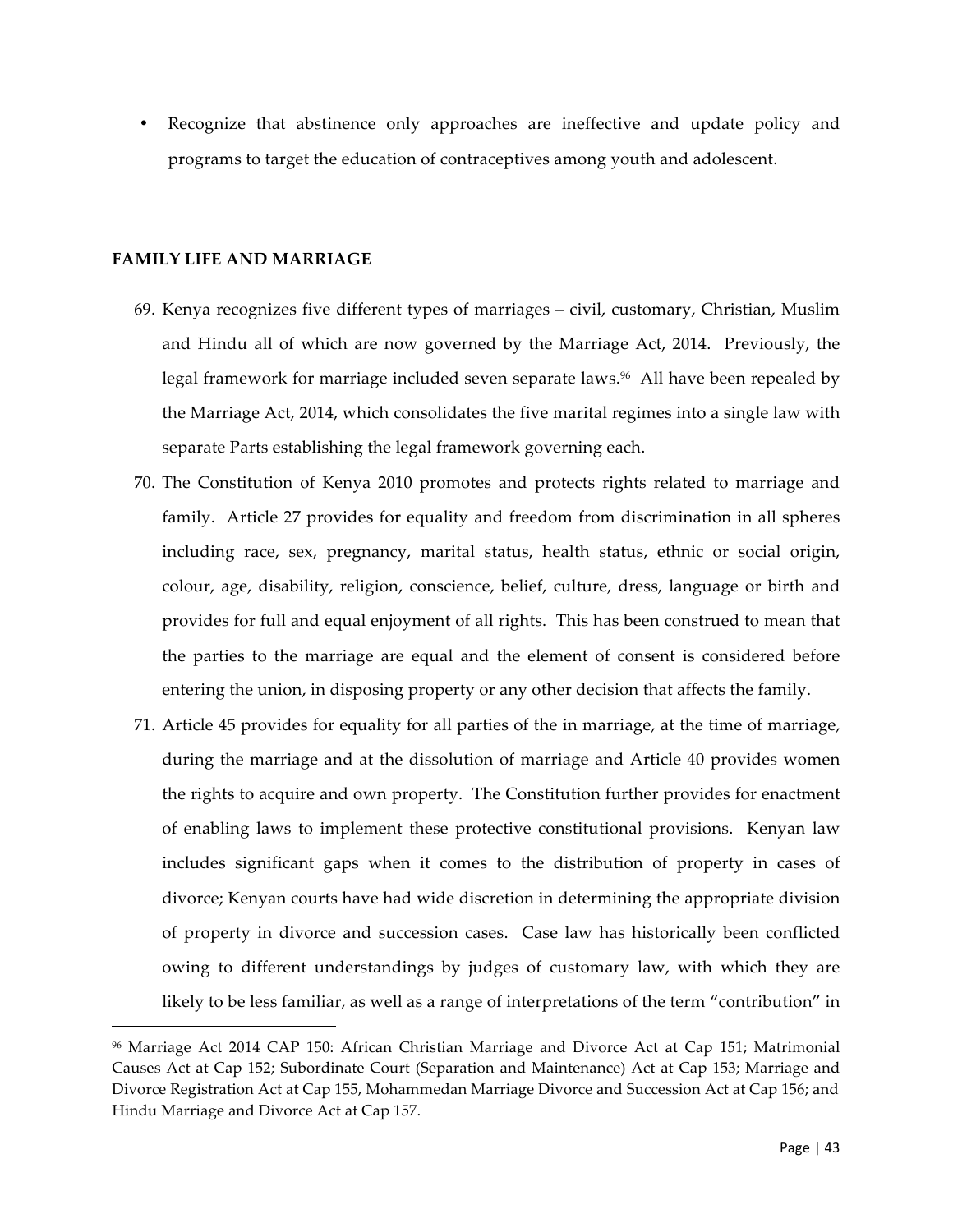- Recognize that abstinence only approaches are ineffective and update policy and programs to target the education of contraceptives among youth and adolescent.

**FAMILY LIFE AND MARRIAGE**

69. Kenya recognizes five different types of marriages – civil, customary, Christian, Muslim and Hindu all of which are now governed by the Marriage Act, 2014. Previously, the legal framework for marriage included seven separate laws.[96] All have been repealed by the Marriage Act, 2014, which consolidates the five marital regimes into a single law with separate Parts establishing the legal framework governing each.
70. The Constitution of Kenya 2010 promotes and protects rights related to marriage and family. Article 27 provides for equality and freedom from discrimination in all spheres including race, sex, pregnancy, marital status, health status, ethnic or social origin, colour, age, disability, religion, conscience, belief, culture, dress, language or birth and provides for full and equal enjoyment of all rights. This has been construed to mean that the parties to the marriage are equal and the element of consent is considered before entering the union, in disposing property or any other decision that affects the family.
71. Article 45 provides for equality for all parties of the in marriage, at the time of marriage, during the marriage and at the dissolution of marriage and Article 40 provides women the rights to acquire and own property. The Constitution further provides for enactment of enabling laws to implement these protective constitutional provisions. Kenyan law includes significant gaps when it comes to the distribution of property in cases of divorce; Kenyan courts have had wide discretion in determining the appropriate division of property in divorce and succession cases. Case law has historically been conflicted owing to different understandings by judges of customary law, with which they are likely to be less familiar, as well as a range of interpretations of the term "contribution" in

---

[96] Marriage Act 2014 CAP 150: African Christian Marriage and Divorce Act at Cap 151; Matrimonial Causes Act at Cap 152; Subordinate Court (Separation and Maintenance) Act at Cap 153; Marriage and Divorce Registration Act at Cap 155, Mohammedan Marriage Divorce and Succession Act at Cap 156; and Hindu Marriage and Divorce Act at Cap 157.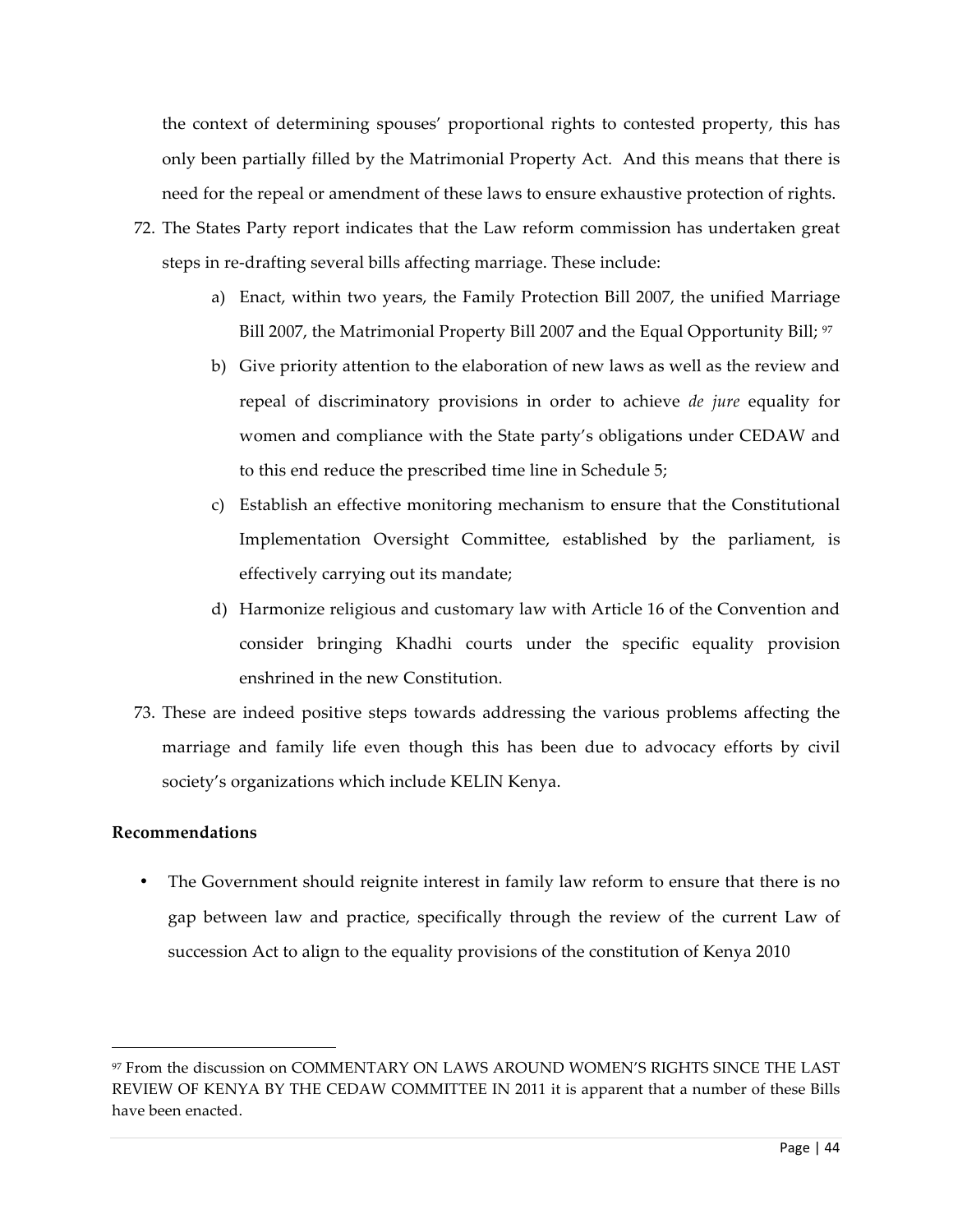the context of determining spouses' proportional rights to contested property, this has only been partially filled by the Matrimonial Property Act. And this means that there is need for the repeal or amendment of these laws to ensure exhaustive protection of rights.

72. The States Party report indicates that the Law reform commission has undertaken great steps in re-drafting several bills affecting marriage. These include:
    a) Enact, within two years, the Family Protection Bill 2007, the unified Marriage Bill 2007, the Matrimonial Property Bill 2007 and the Equal Opportunity Bill; [97]
    b) Give priority attention to the elaboration of new laws as well as the review and repeal of discriminatory provisions in order to achieve *de jure* equality for women and compliance with the State party's obligations under CEDAW and to this end reduce the prescribed time line in Schedule 5;
    c) Establish an effective monitoring mechanism to ensure that the Constitutional Implementation Oversight Committee, established by the parliament, is effectively carrying out its mandate;
    d) Harmonize religious and customary law with Article 16 of the Convention and consider bringing Khadhi courts under the specific equality provision enshrined in the new Constitution.

73. These are indeed positive steps towards addressing the various problems affecting the marriage and family life even though this has been due to advocacy efforts by civil society's organizations which include KELIN Kenya.

**Recommendations**

- The Government should reignite interest in family law reform to ensure that there is no gap between law and practice, specifically through the review of the current Law of succession Act to align to the equality provisions of the constitution of Kenya 2010

---

[97] From the discussion on COMMENTARY ON LAWS AROUND WOMEN'S RIGHTS SINCE THE LAST REVIEW OF KENYA BY THE CEDAW COMMITTEE IN 2011 it is apparent that a number of these Bills have been enacted.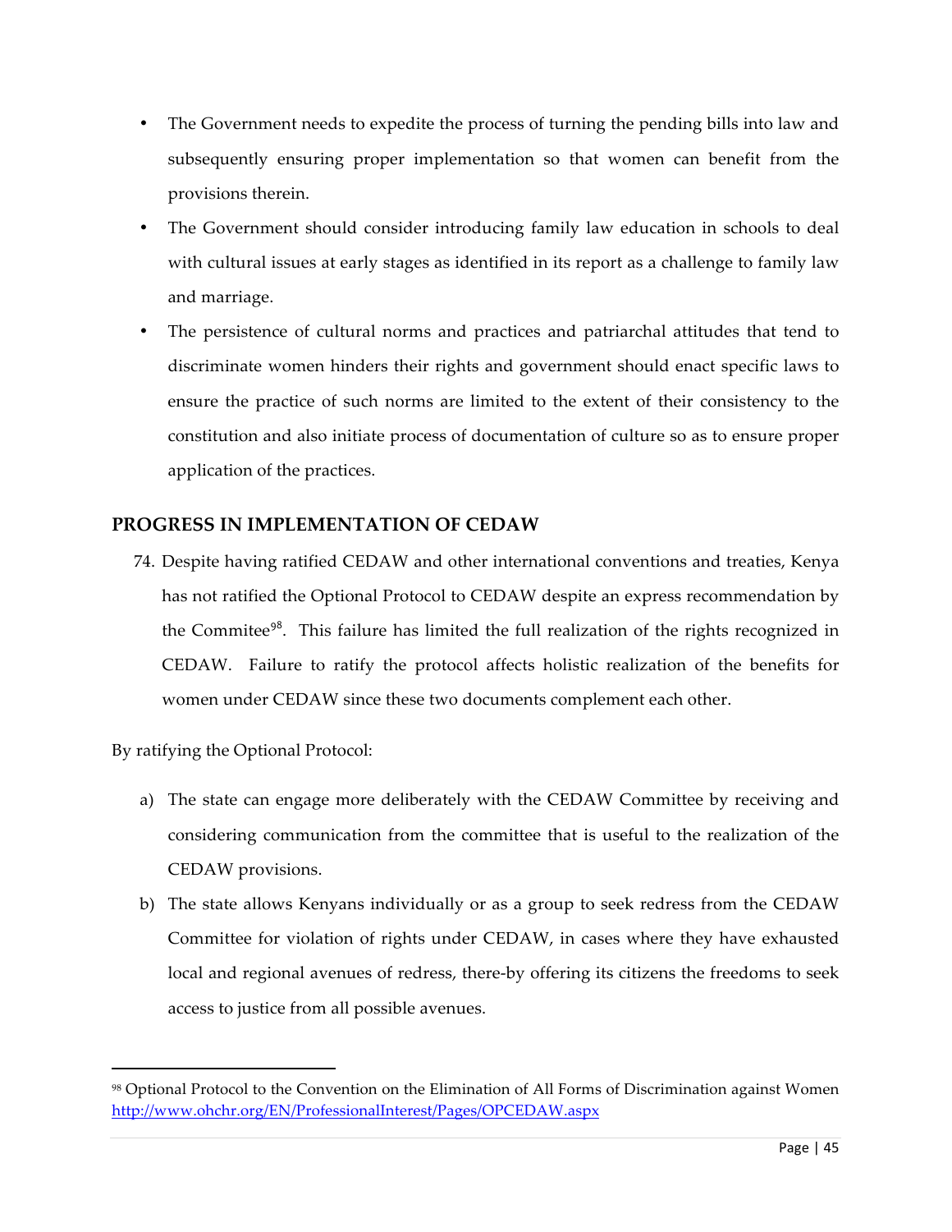- The Government needs to expedite the process of turning the pending bills into law and subsequently ensuring proper implementation so that women can benefit from the provisions therein.
- The Government should consider introducing family law education in schools to deal with cultural issues at early stages as identified in its report as a challenge to family law and marriage.
- The persistence of cultural norms and practices and patriarchal attitudes that tend to discriminate women hinders their rights and government should enact specific laws to ensure the practice of such norms are limited to the extent of their consistency to the constitution and also initiate process of documentation of culture so as to ensure proper application of the practices.

## PROGRESS IN IMPLEMENTATION OF CEDAW

74. Despite having ratified CEDAW and other international conventions and treaties, Kenya has not ratified the Optional Protocol to CEDAW despite an express recommendation by the Commitee[98]. This failure has limited the full realization of the rights recognized in CEDAW. Failure to ratify the protocol affects holistic realization of the benefits for women under CEDAW since these two documents complement each other.

By ratifying the Optional Protocol:

a) The state can engage more deliberately with the CEDAW Committee by receiving and considering communication from the committee that is useful to the realization of the CEDAW provisions.
b) The state allows Kenyans individually or as a group to seek redress from the CEDAW Committee for violation of rights under CEDAW, in cases where they have exhausted local and regional avenues of redress, there-by offering its citizens the freedoms to seek access to justice from all possible avenues.

---

[98] Optional Protocol to the Convention on the Elimination of All Forms of Discrimination against Women http://www.ohchr.org/EN/ProfessionalInterest/Pages/OPCEDAW.aspx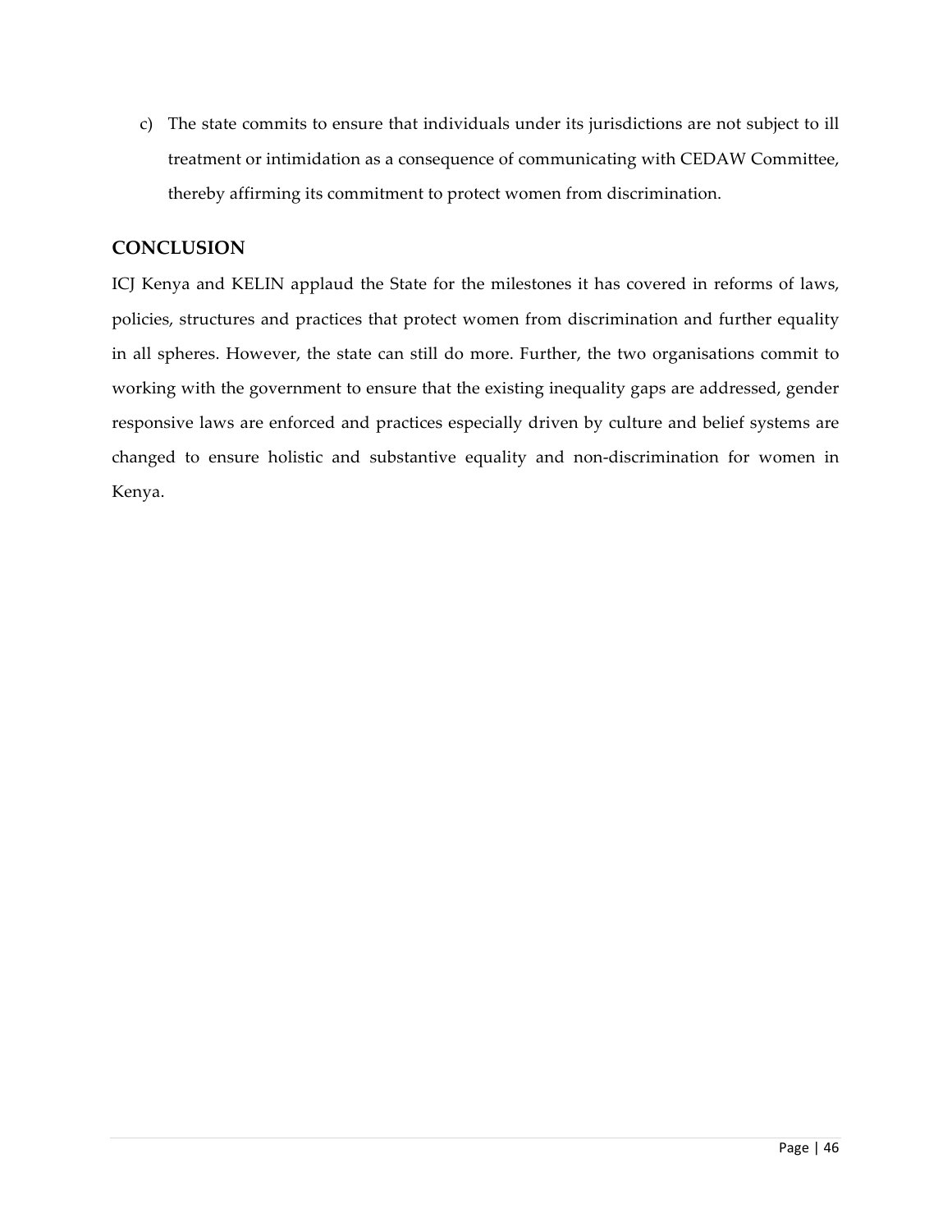c) The state commits to ensure that individuals under its jurisdictions are not subject to ill treatment or intimidation as a consequence of communicating with CEDAW Committee, thereby affirming its commitment to protect women from discrimination.

## CONCLUSION

ICJ Kenya and KELIN applaud the State for the milestones it has covered in reforms of laws, policies, structures and practices that protect women from discrimination and further equality in all spheres. However, the state can still do more. Further, the two organisations commit to working with the government to ensure that the existing inequality gaps are addressed, gender responsive laws are enforced and practices especially driven by culture and belief systems are changed to ensure holistic and substantive equality and non-discrimination for women in Kenya.